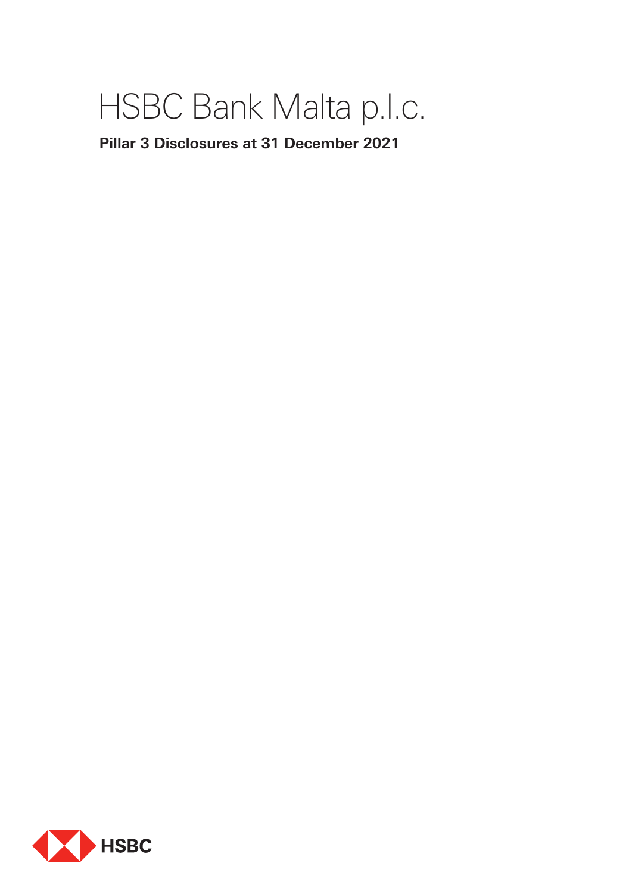# HSBC Bank Malta p.l.c.

**Pillar 3 Disclosures at 31 December 2021**

HSBC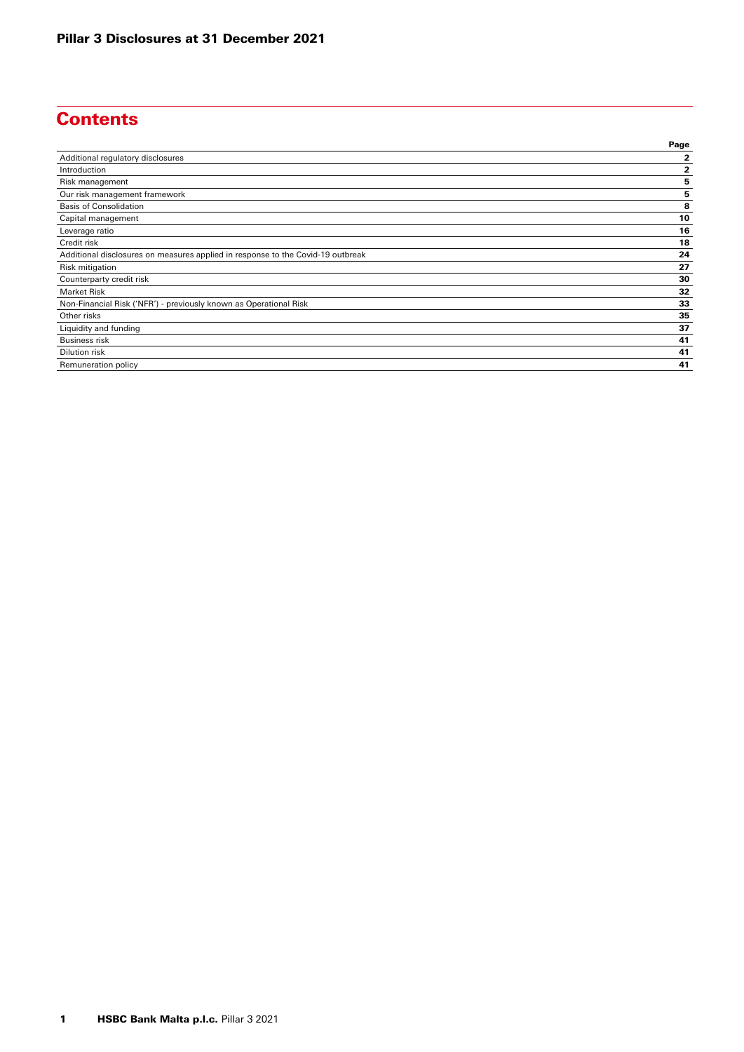# Contents

| | Page |
|---|---|
| Additional regulatory disclosures | 2 |
| Introduction | 2 |
| Risk management | 5 |
| Our risk management framework | 5 |
| Basis of Consolidation | 8 |
| Capital management | 10 |
| Leverage ratio | 16 |
| Credit risk | 18 |
| Additional disclosures on measures applied in response to the Covid-19 outbreak | 24 |
| Risk mitigation | 27 |
| Counterparty credit risk | 30 |
| Market Risk | 32 |
| Non-Financial Risk ('NFR') - previously known as Operational Risk | 33 |
| Other risks | 35 |
| Liquidity and funding | 37 |
| Business risk | 41 |
| Dilution risk | 41 |
| Remuneration policy | 41 |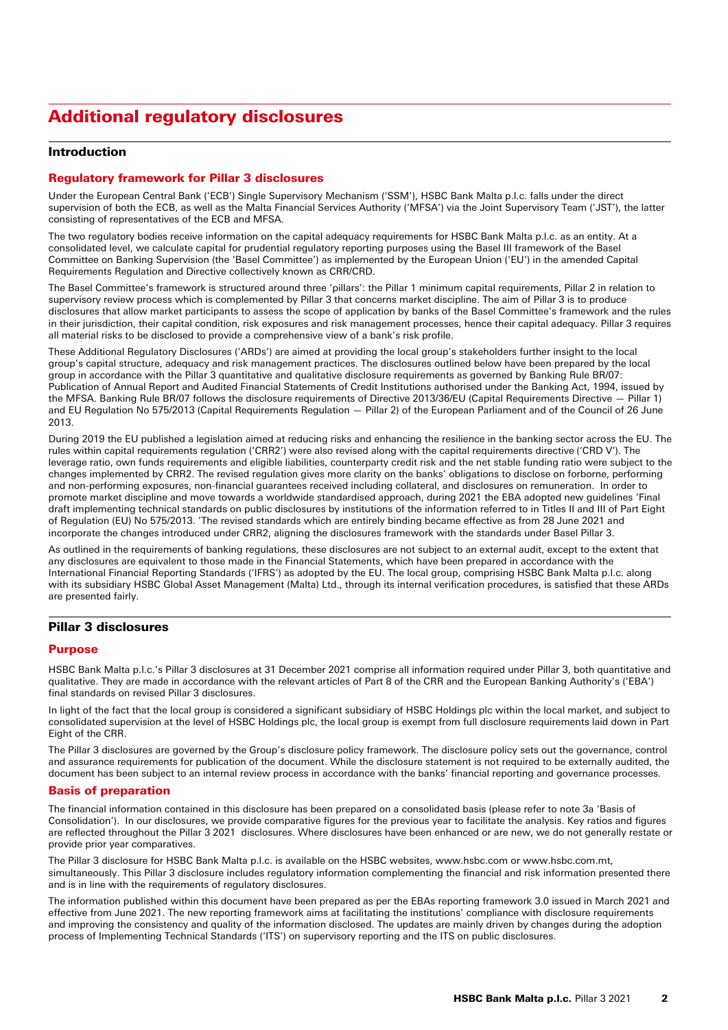# Additional regulatory disclosures

## Introduction

### Regulatory framework for Pillar 3 disclosures

Under the European Central Bank ('ECB') Single Supervisory Mechanism ('SSM'), HSBC Bank Malta p.l.c. falls under the direct supervision of both the ECB, as well as the Malta Financial Services Authority ('MFSA') via the Joint Supervisory Team ('JST'), the latter consisting of representatives of the ECB and MFSA.

The two regulatory bodies receive information on the capital adequacy requirements for HSBC Bank Malta p.l.c. as an entity. At a consolidated level, we calculate capital for prudential regulatory reporting purposes using the Basel III framework of the Basel Committee on Banking Supervision (the 'Basel Committee') as implemented by the European Union ('EU') in the amended Capital Requirements Regulation and Directive collectively known as CRR/CRD.

The Basel Committee's framework is structured around three 'pillars': the Pillar 1 minimum capital requirements, Pillar 2 in relation to supervisory review process which is complemented by Pillar 3 that concerns market discipline. The aim of Pillar 3 is to produce disclosures that allow market participants to assess the scope of application by banks of the Basel Committee's framework and the rules in their jurisdiction, their capital condition, risk exposures and risk management processes, hence their capital adequacy. Pillar 3 requires all material risks to be disclosed to provide a comprehensive view of a bank's risk profile.

These Additional Regulatory Disclosures ('ARDs') are aimed at providing the local group's stakeholders further insight to the local group's capital structure, adequacy and risk management practices. The disclosures outlined below have been prepared by the local group in accordance with the Pillar 3 quantitative and qualitative disclosure requirements as governed by Banking Rule BR/07: Publication of Annual Report and Audited Financial Statements of Credit Institutions authorised under the Banking Act, 1994, issued by the MFSA. Banking Rule BR/07 follows the disclosure requirements of Directive 2013/36/EU (Capital Requirements Directive — Pillar 1) and EU Regulation No 575/2013 (Capital Requirements Regulation — Pillar 2) of the European Parliament and of the Council of 26 June 2013.

During 2019 the EU published a legislation aimed at reducing risks and enhancing the resilience in the banking sector across the EU. The rules within capital requirements regulation ('CRR2') were also revised along with the capital requirements directive ('CRD V'). The leverage ratio, own funds requirements and eligible liabilities, counterparty credit risk and the net stable funding ratio were subject to the changes implemented by CRR2. The revised regulation gives more clarity on the banks' obligations to disclose on forborne, performing and non-performing exposures, non-financial guarantees received including collateral, and disclosures on remuneration. In order to promote market discipline and move towards a worldwide standardised approach, during 2021 the EBA adopted new guidelines 'Final draft implementing technical standards on public disclosures by institutions of the information referred to in Titles II and III of Part Eight of Regulation (EU) No 575/2013. 'The revised standards which are entirely binding became effective as from 28 June 2021 and incorporate the changes introduced under CRR2, aligning the disclosures framework with the standards under Basel Pillar 3.

As outlined in the requirements of banking regulations, these disclosures are not subject to an external audit, except to the extent that any disclosures are equivalent to those made in the Financial Statements, which have been prepared in accordance with the International Financial Reporting Standards ('IFRS') as adopted by the EU. The local group, comprising HSBC Bank Malta p.l.c. along with its subsidiary HSBC Global Asset Management (Malta) Ltd., through its internal verification procedures, is satisfied that these ARDs are presented fairly.

## Pillar 3 disclosures

### Purpose

HSBC Bank Malta p.l.c.'s Pillar 3 disclosures at 31 December 2021 comprise all information required under Pillar 3, both quantitative and qualitative. They are made in accordance with the relevant articles of Part 8 of the CRR and the European Banking Authority's ('EBA') final standards on revised Pillar 3 disclosures.

In light of the fact that the local group is considered a significant subsidiary of HSBC Holdings plc within the local market, and subject to consolidated supervision at the level of HSBC Holdings plc, the local group is exempt from full disclosure requirements laid down in Part Eight of the CRR.

The Pillar 3 disclosures are governed by the Group's disclosure policy framework. The disclosure policy sets out the governance, control and assurance requirements for publication of the document. While the disclosure statement is not required to be externally audited, the document has been subject to an internal review process in accordance with the banks' financial reporting and governance processes.

### Basis of preparation

The financial information contained in this disclosure has been prepared on a consolidated basis (please refer to note 3a 'Basis of Consolidation'). In our disclosures, we provide comparative figures for the previous year to facilitate the analysis. Key ratios and figures are reflected throughout the Pillar 3 2021 disclosures. Where disclosures have been enhanced or are new, we do not generally restate or provide prior year comparatives.

The Pillar 3 disclosure for HSBC Bank Malta p.l.c. is available on the HSBC websites, www.hsbc.com or www.hsbc.com.mt, simultaneously. This Pillar 3 disclosure includes regulatory information complementing the financial and risk information presented there and is in line with the requirements of regulatory disclosures.

The information published within this document have been prepared as per the EBAs reporting framework 3.0 issued in March 2021 and effective from June 2021. The new reporting framework aims at facilitating the institutions' compliance with disclosure requirements and improving the consistency and quality of the information disclosed. The updates are mainly driven by changes during the adoption process of Implementing Technical Standards ('ITS') on supervisory reporting and the ITS on public disclosures.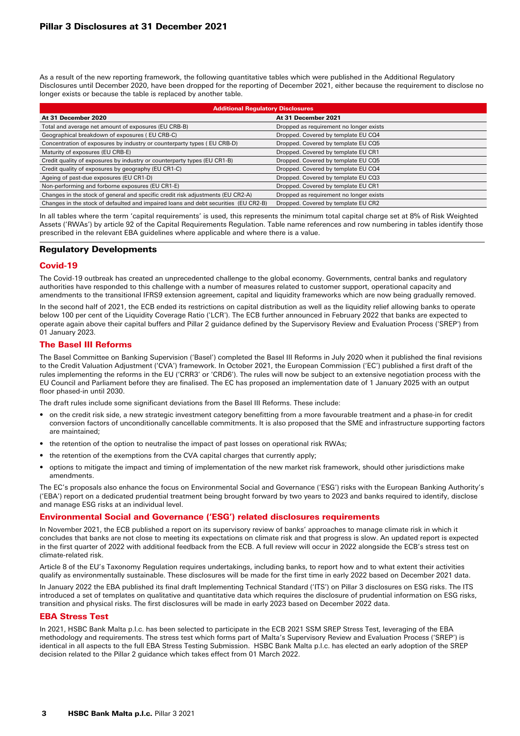As a result of the new reporting framework, the following quantitative tables which were published in the Additional Regulatory Disclosures until December 2020, have been dropped for the reporting of December 2021, either because the requirement to disclose no longer exists or because the table is replaced by another table.

| Additional Regulatory Disclosures | |
|---|---|
| **At 31 December 2020** | **At 31 December 2021** |
| Total and average net amount of exposures (EU CRB-B) | Dropped as requirement no longer exists |
| Geographical breakdown of exposures ( EU CRB-C) | Dropped. Covered by template EU CQ4 |
| Concentration of exposures by industry or counterparty types ( EU CRB-D) | Dropped. Covered by template EU CQ5 |
| Maturity of exposures (EU CRB-E) | Dropped. Covered by template EU CR1 |
| Credit quality of exposures by industry or counterparty types (EU CR1-B) | Dropped. Covered by template EU CQ5 |
| Credit quality of exposures by geography (EU CR1-C) | Dropped. Covered by template EU CQ4 |
| Ageing of past-due exposures (EU CR1-D) | Dropped. Covered by template EU CQ3 |
| Non-performing and forborne exposures (EU CR1-E) | Dropped. Covered by template EU CR1 |
| Changes in the stock of general and specific credit risk adjustments (EU CR2-A) | Dropped as requirement no longer exists |
| Changes in the stock of defaulted and impaired loans and debt securities (EU CR2-B) | Dropped. Covered by template EU CR2 |

In all tables where the term 'capital requirements' is used, this represents the minimum total capital charge set at 8% of Risk Weighted Assets ('RWAs') by article 92 of the Capital Requirements Regulation. Table name references and row numbering in tables identify those prescribed in the relevant EBA guidelines where applicable and where there is a value.

## Regulatory Developments

### Covid-19

The Covid-19 outbreak has created an unprecedented challenge to the global economy. Governments, central banks and regulatory authorities have responded to this challenge with a number of measures related to customer support, operational capacity and amendments to the transitional IFRS9 extension agreement, capital and liquidity frameworks which are now being gradually removed.

In the second half of 2021, the ECB ended its restrictions on capital distribution as well as the liquidity relief allowing banks to operate below 100 per cent of the Liquidity Coverage Ratio ('LCR'). The ECB further announced in February 2022 that banks are expected to operate again above their capital buffers and Pillar 2 guidance defined by the Supervisory Review and Evaluation Process ('SREP') from 01 January 2023.

### The Basel III Reforms

The Basel Committee on Banking Supervision ('Basel') completed the Basel III Reforms in July 2020 when it published the final revisions to the Credit Valuation Adjustment ('CVA') framework. In October 2021, the European Commission ('EC') published a first draft of the rules implementing the reforms in the EU ('CRR3' or 'CRD6'). The rules will now be subject to an extensive negotiation process with the EU Council and Parliament before they are finalised. The EC has proposed an implementation date of 1 January 2025 with an output floor phased-in until 2030.

The draft rules include some significant deviations from the Basel III Reforms. These include:

- on the credit risk side, a new strategic investment category benefitting from a more favourable treatment and a phase-in for credit conversion factors of unconditionally cancellable commitments. It is also proposed that the SME and infrastructure supporting factors are maintained;
- the retention of the option to neutralise the impact of past losses on operational risk RWAs;
- the retention of the exemptions from the CVA capital charges that currently apply;
- options to mitigate the impact and timing of implementation of the new market risk framework, should other jurisdictions make amendments.

The EC's proposals also enhance the focus on Environmental Social and Governance ('ESG') risks with the European Banking Authority's ('EBA') report on a dedicated prudential treatment being brought forward by two years to 2023 and banks required to identify, disclose and manage ESG risks at an individual level.

### Environmental Social and Governance ('ESG') related disclosures requirements

In November 2021, the ECB published a report on its supervisory review of banks' approaches to manage climate risk in which it concludes that banks are not close to meeting its expectations on climate risk and that progress is slow. An updated report is expected in the first quarter of 2022 with additional feedback from the ECB. A full review will occur in 2022 alongside the ECB's stress test on climate-related risk.

Article 8 of the EU's Taxonomy Regulation requires undertakings, including banks, to report how and to what extent their activities qualify as environmentally sustainable. These disclosures will be made for the first time in early 2022 based on December 2021 data.

In January 2022 the EBA published its final draft Implementing Technical Standard ('ITS') on Pillar 3 disclosures on ESG risks. The ITS introduced a set of templates on qualitative and quantitative data which requires the disclosure of prudential information on ESG risks, transition and physical risks. The first disclosures will be made in early 2023 based on December 2022 data.

### EBA Stress Test

In 2021, HSBC Bank Malta p.l.c. has been selected to participate in the ECB 2021 SSM SREP Stress Test, leveraging of the EBA methodology and requirements. The stress test which forms part of Malta's Supervisory Review and Evaluation Process ('SREP') is identical in all aspects to the full EBA Stress Testing Submission. HSBC Bank Malta p.l.c. has elected an early adoption of the SREP decision related to the Pillar 2 guidance which takes effect from 01 March 2022.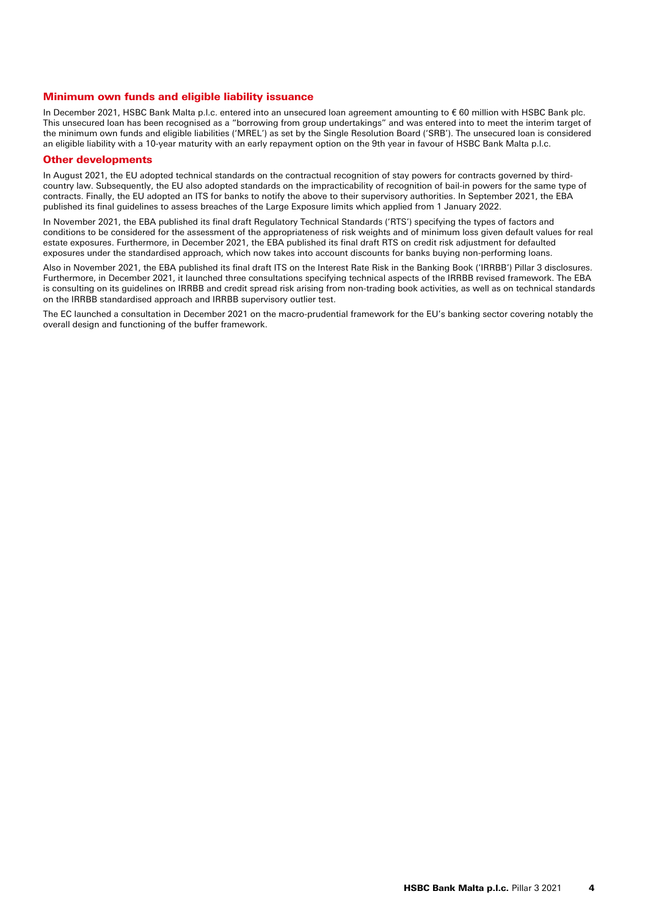## Minimum own funds and eligible liability issuance

In December 2021, HSBC Bank Malta p.l.c. entered into an unsecured loan agreement amounting to € 60 million with HSBC Bank plc. This unsecured loan has been recognised as a "borrowing from group undertakings" and was entered into to meet the interim target of the minimum own funds and eligible liabilities ('MREL') as set by the Single Resolution Board ('SRB'). The unsecured loan is considered an eligible liability with a 10-year maturity with an early repayment option on the 9th year in favour of HSBC Bank Malta p.l.c.

## Other developments

In August 2021, the EU adopted technical standards on the contractual recognition of stay powers for contracts governed by third-country law. Subsequently, the EU also adopted standards on the impracticability of recognition of bail-in powers for the same type of contracts. Finally, the EU adopted an ITS for banks to notify the above to their supervisory authorities. In September 2021, the EBA published its final guidelines to assess breaches of the Large Exposure limits which applied from 1 January 2022.

In November 2021, the EBA published its final draft Regulatory Technical Standards ('RTS') specifying the types of factors and conditions to be considered for the assessment of the appropriateness of risk weights and of minimum loss given default values for real estate exposures. Furthermore, in December 2021, the EBA published its final draft RTS on credit risk adjustment for defaulted exposures under the standardised approach, which now takes into account discounts for banks buying non-performing loans.

Also in November 2021, the EBA published its final draft ITS on the Interest Rate Risk in the Banking Book ('IRRBB') Pillar 3 disclosures. Furthermore, in December 2021, it launched three consultations specifying technical aspects of the IRRBB revised framework. The EBA is consulting on its guidelines on IRRBB and credit spread risk arising from non-trading book activities, as well as on technical standards on the IRRBB standardised approach and IRRBB supervisory outlier test.

The EC launched a consultation in December 2021 on the macro-prudential framework for the EU's banking sector covering notably the overall design and functioning of the buffer framework.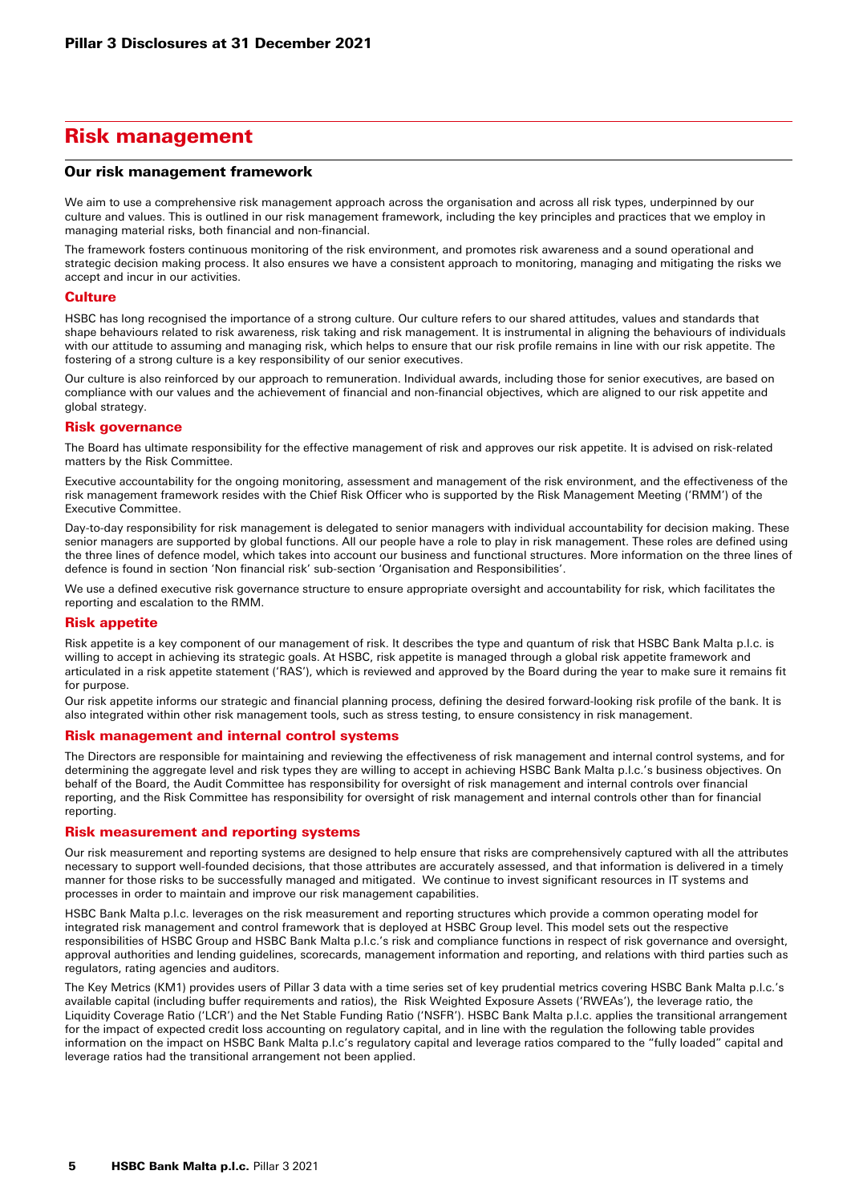# Risk management

## Our risk management framework

We aim to use a comprehensive risk management approach across the organisation and across all risk types, underpinned by our culture and values. This is outlined in our risk management framework, including the key principles and practices that we employ in managing material risks, both financial and non-financial.

The framework fosters continuous monitoring of the risk environment, and promotes risk awareness and a sound operational and strategic decision making process. It also ensures we have a consistent approach to monitoring, managing and mitigating the risks we accept and incur in our activities.

### Culture

HSBC has long recognised the importance of a strong culture. Our culture refers to our shared attitudes, values and standards that shape behaviours related to risk awareness, risk taking and risk management. It is instrumental in aligning the behaviours of individuals with our attitude to assuming and managing risk, which helps to ensure that our risk profile remains in line with our risk appetite. The fostering of a strong culture is a key responsibility of our senior executives.

Our culture is also reinforced by our approach to remuneration. Individual awards, including those for senior executives, are based on compliance with our values and the achievement of financial and non-financial objectives, which are aligned to our risk appetite and global strategy.

### Risk governance

The Board has ultimate responsibility for the effective management of risk and approves our risk appetite. It is advised on risk-related matters by the Risk Committee.

Executive accountability for the ongoing monitoring, assessment and management of the risk environment, and the effectiveness of the risk management framework resides with the Chief Risk Officer who is supported by the Risk Management Meeting ('RMM') of the Executive Committee.

Day-to-day responsibility for risk management is delegated to senior managers with individual accountability for decision making. These senior managers are supported by global functions. All our people have a role to play in risk management. These roles are defined using the three lines of defence model, which takes into account our business and functional structures. More information on the three lines of defence is found in section 'Non financial risk' sub-section 'Organisation and Responsibilities'.

We use a defined executive risk governance structure to ensure appropriate oversight and accountability for risk, which facilitates the reporting and escalation to the RMM.

### Risk appetite

Risk appetite is a key component of our management of risk. It describes the type and quantum of risk that HSBC Bank Malta p.l.c. is willing to accept in achieving its strategic goals. At HSBC, risk appetite is managed through a global risk appetite framework and articulated in a risk appetite statement ('RAS'), which is reviewed and approved by the Board during the year to make sure it remains fit for purpose.

Our risk appetite informs our strategic and financial planning process, defining the desired forward-looking risk profile of the bank. It is also integrated within other risk management tools, such as stress testing, to ensure consistency in risk management.

### Risk management and internal control systems

The Directors are responsible for maintaining and reviewing the effectiveness of risk management and internal control systems, and for determining the aggregate level and risk types they are willing to accept in achieving HSBC Bank Malta p.l.c.'s business objectives. On behalf of the Board, the Audit Committee has responsibility for oversight of risk management and internal controls over financial reporting, and the Risk Committee has responsibility for oversight of risk management and internal controls other than for financial reporting.

### Risk measurement and reporting systems

Our risk measurement and reporting systems are designed to help ensure that risks are comprehensively captured with all the attributes necessary to support well-founded decisions, that those attributes are accurately assessed, and that information is delivered in a timely manner for those risks to be successfully managed and mitigated. We continue to invest significant resources in IT systems and processes in order to maintain and improve our risk management capabilities.

HSBC Bank Malta p.l.c. leverages on the risk measurement and reporting structures which provide a common operating model for integrated risk management and control framework that is deployed at HSBC Group level. This model sets out the respective responsibilities of HSBC Group and HSBC Bank Malta p.l.c.'s risk and compliance functions in respect of risk governance and oversight, approval authorities and lending guidelines, scorecards, management information and reporting, and relations with third parties such as regulators, rating agencies and auditors.

The Key Metrics (KM1) provides users of Pillar 3 data with a time series set of key prudential metrics covering HSBC Bank Malta p.l.c.'s available capital (including buffer requirements and ratios), the Risk Weighted Exposure Assets ('RWEAs'), the leverage ratio, the Liquidity Coverage Ratio ('LCR') and the Net Stable Funding Ratio ('NSFR'). HSBC Bank Malta p.l.c. applies the transitional arrangement for the impact of expected credit loss accounting on regulatory capital, and in line with the regulation the following table provides information on the impact on HSBC Bank Malta p.l.c's regulatory capital and leverage ratios compared to the "fully loaded" capital and leverage ratios had the transitional arrangement not been applied.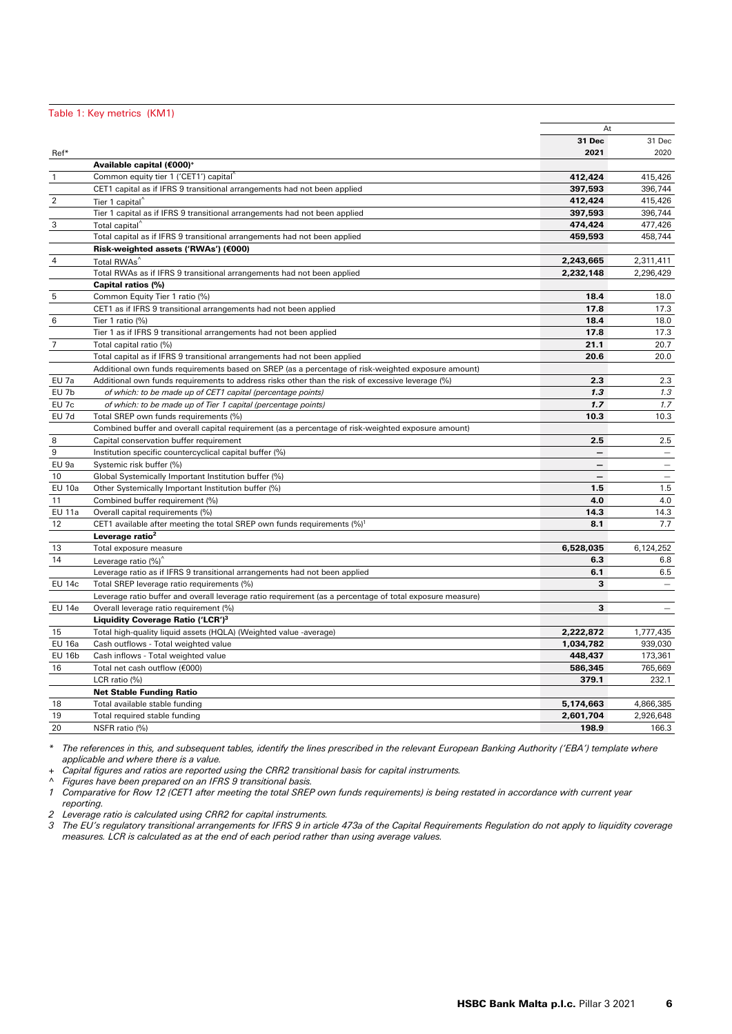Table 1: Key metrics (KM1)

| Ref* | | At 31 Dec 2021 | 31 Dec 2020 |
|---|---|---|---|
| | **Available capital (€000)+** | | |
| 1 | Common equity tier 1 ('CET1') capital^ | **412,424** | 415,426 |
| | CET1 capital as if IFRS 9 transitional arrangements had not been applied | **397,593** | 396,744 |
| 2 | Tier 1 capital^ | **412,424** | 415,426 |
| | Tier 1 capital as if IFRS 9 transitional arrangements had not been applied | **397,593** | 396,744 |
| 3 | Total capital^ | **474,424** | 477,426 |
| | Total capital as if IFRS 9 transitional arrangements had not been applied | **459,593** | 458,744 |
| | **Risk-weighted assets ('RWAs') (€000)** | | |
| 4 | Total RWAs^ | **2,243,665** | 2,311,411 |
| | Total RWAs as if IFRS 9 transitional arrangements had not been applied | **2,232,148** | 2,296,429 |
| | **Capital ratios (%)** | | |
| 5 | Common Equity Tier 1 ratio (%) | **18.4** | 18.0 |
| | CET1 as if IFRS 9 transitional arrangements had not been applied | **17.8** | 17.3 |
| 6 | Tier 1 ratio (%) | **18.4** | 18.0 |
| | Tier 1 as if IFRS 9 transitional arrangements had not been applied | **17.8** | 17.3 |
| 7 | Total capital ratio (%) | **21.1** | 20.7 |
| | Total capital as if IFRS 9 transitional arrangements had not been applied | **20.6** | 20.0 |
| | Additional own funds requirements based on SREP (as a percentage of risk-weighted exposure amount) | | |
| EU 7a | Additional own funds requirements to address risks other than the risk of excessive leverage (%) | **2.3** | 2.3 |
| EU 7b | *of which: to be made up of CET1 capital (percentage points)* | ***1.3*** | *1.3* |
| EU 7c | *of which: to be made up of Tier 1 capital (percentage points)* | ***1.7*** | *1.7* |
| EU 7d | Total SREP own funds requirements (%) | **10.3** | 10.3 |
| | Combined buffer and overall capital requirement (as a percentage of risk-weighted exposure amount) | | |
| 8 | Capital conservation buffer requirement | **2.5** | 2.5 |
| 9 | Institution specific countercyclical capital buffer (%) | **–** | – |
| EU 9a | Systemic risk buffer (%) | **–** | – |
| 10 | Global Systemically Important Institution buffer (%) | **–** | – |
| EU 10a | Other Systemically Important Institution buffer (%) | **1.5** | 1.5 |
| 11 | Combined buffer requirement (%) | **4.0** | 4.0 |
| EU 11a | Overall capital requirements (%) | **14.3** | 14.3 |
| 12 | CET1 available after meeting the total SREP own funds requirements (%)[1] | **8.1** | 7.7 |
| | **Leverage ratio[2]** | | |
| 13 | Total exposure measure | **6,528,035** | 6,124,252 |
| 14 | Leverage ratio (%)^ | **6.3** | 6.8 |
| | Leverage ratio as if IFRS 9 transitional arrangements had not been applied | **6.1** | 6.5 |
| EU 14c | Total SREP leverage ratio requirements (%) | **3** | – |
| | Leverage ratio buffer and overall leverage ratio requirement (as a percentage of total exposure measure) | | |
| EU 14e | Overall leverage ratio requirement (%) | **3** | – |
| | **Liquidity Coverage Ratio ('LCR')[3]** | | |
| 15 | Total high-quality liquid assets (HQLA) (Weighted value -average) | **2,222,872** | 1,777,435 |
| EU 16a | Cash outflows - Total weighted value | **1,034,782** | 939,030 |
| EU 16b | Cash inflows - Total weighted value | **448,437** | 173,361 |
| 16 | Total net cash outflow (€000) | **586,345** | 765,669 |
| | LCR ratio (%) | **379.1** | 232.1 |
| | **Net Stable Funding Ratio** | | |
| 18 | Total available stable funding | **5,174,663** | 4,866,385 |
| 19 | Total required stable funding | **2,601,704** | 2,926,648 |
| 20 | NSFR ratio (%) | **198.9** | 166.3 |

\* *The references in this, and subsequent tables, identify the lines prescribed in the relevant European Banking Authority ('EBA') template where applicable and where there is a value.*

\+ *Capital figures and ratios are reported using the CRR2 transitional basis for capital instruments.*

^ *Figures have been prepared on an IFRS 9 transitional basis.*

1 *Comparative for Row 12 (CET1 after meeting the total SREP own funds requirements) is being restated in accordance with current year reporting.*

2 *Leverage ratio is calculated using CRR2 for capital instruments.*

3 *The EU's regulatory transitional arrangements for IFRS 9 in article 473a of the Capital Requirements Regulation do not apply to liquidity coverage measures. LCR is calculated as at the end of each period rather than using average values.*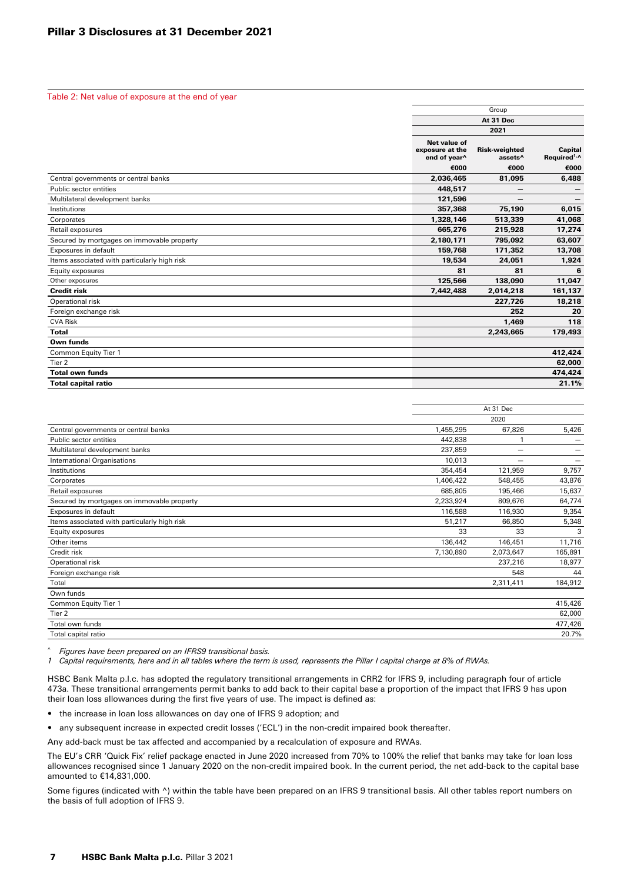Table 2: Net value of exposure at the end of year

| | Group | | |
|---|---|---|---|
| | At 31 Dec | | |
| | 2021 | | |
| | Net value of exposure at the end of year^ | Risk-weighted assets^ | Capital Required[1,^] |
| | €000 | €000 | €000 |
| Central governments or central banks | **2,036,465** | **81,095** | **6,488** |
| Public sector entities | **448,517** | **–** | **–** |
| Multilateral development banks | **121,596** | **–** | **–** |
| Institutions | **357,368** | **75,190** | **6,015** |
| Corporates | **1,328,146** | **513,339** | **41,068** |
| Retail exposures | **665,276** | **215,928** | **17,274** |
| Secured by mortgages on immovable property | **2,180,171** | **795,092** | **63,607** |
| Exposures in default | **159,768** | **171,352** | **13,708** |
| Items associated with particularly high risk | **19,534** | **24,051** | **1,924** |
| Equity exposures | **81** | **81** | **6** |
| Other exposures | **125,566** | **138,090** | **11,047** |
| **Credit risk** | **7,442,488** | **2,014,218** | **161,137** |
| Operational risk | | **227,726** | **18,218** |
| Foreign exchange risk | | **252** | **20** |
| CVA Risk | | **1,469** | **118** |
| **Total** | | **2,243,665** | **179,493** |
| **Own funds** | | | |
| Common Equity Tier 1 | | | **412,424** |
| Tier 2 | | | **62,000** |
| **Total own funds** | | | **474,424** |
| **Total capital ratio** | | | **21.1%** |

| | At 31 Dec | | |
|---|---|---|---|
| | 2020 | | |
| Central governments or central banks | 1,455,295 | 67,826 | 5,426 |
| Public sector entities | 442,838 | 1 | – |
| Multilateral development banks | 237,859 | – | – |
| International Organisations | 10,013 | – | – |
| Institutions | 354,454 | 121,959 | 9,757 |
| Corporates | 1,406,422 | 548,455 | 43,876 |
| Retail exposures | 685,805 | 195,466 | 15,637 |
| Secured by mortgages on immovable property | 2,233,924 | 809,676 | 64,774 |
| Exposures in default | 116,588 | 116,930 | 9,354 |
| Items associated with particularly high risk | 51,217 | 66,850 | 5,348 |
| Equity exposures | 33 | 33 | 3 |
| Other items | 136,442 | 146,451 | 11,716 |
| Credit risk | 7,130,890 | 2,073,647 | 165,891 |
| Operational risk | | 237,216 | 18,977 |
| Foreign exchange risk | | 548 | 44 |
| Total | | 2,311,411 | 184,912 |
| Own funds | | | |
| Common Equity Tier 1 | | | 415,426 |
| Tier 2 | | | 62,000 |
| Total own funds | | | 477,426 |
| Total capital ratio | | | 20.7% |

^ *Figures have been prepared on an IFRS9 transitional basis.*

1 *Capital requirements, here and in all tables where the term is used, represents the Pillar I capital charge at 8% of RWAs.*

HSBC Bank Malta p.l.c. has adopted the regulatory transitional arrangements in CRR2 for IFRS 9, including paragraph four of article 473a. These transitional arrangements permit banks to add back to their capital base a proportion of the impact that IFRS 9 has upon their loan loss allowances during the first five years of use. The impact is defined as:

- the increase in loan loss allowances on day one of IFRS 9 adoption; and
- any subsequent increase in expected credit losses ('ECL') in the non-credit impaired book thereafter.

Any add-back must be tax affected and accompanied by a recalculation of exposure and RWAs.

The EU's CRR 'Quick Fix' relief package enacted in June 2020 increased from 70% to 100% the relief that banks may take for loan loss allowances recognised since 1 January 2020 on the non-credit impaired book. In the current period, the net add-back to the capital base amounted to €14,831,000.

Some figures (indicated with ^) within the table have been prepared on an IFRS 9 transitional basis. All other tables report numbers on the basis of full adoption of IFRS 9.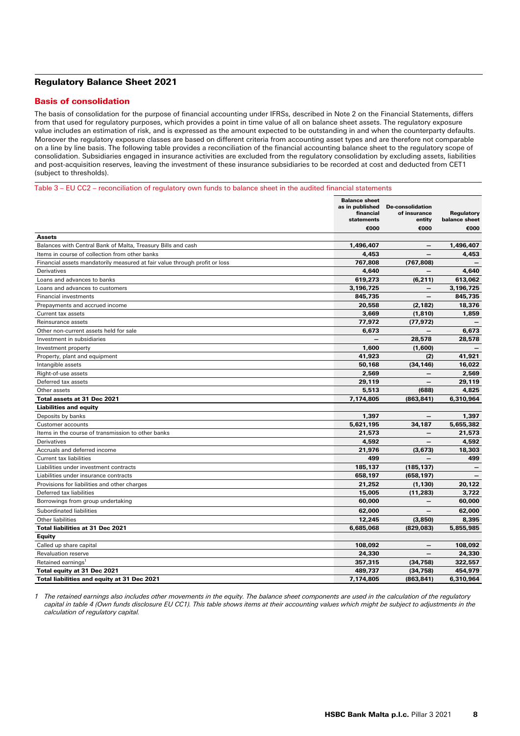## Regulatory Balance Sheet 2021

### Basis of consolidation

The basis of consolidation for the purpose of financial accounting under IFRSs, described in Note 2 on the Financial Statements, differs from that used for regulatory purposes, which provides a point in time value of all on balance sheet assets. The regulatory exposure value includes an estimation of risk, and is expressed as the amount expected to be outstanding in and when the counterparty defaults. Moreover the regulatory exposure classes are based on different criteria from accounting asset types and are therefore not comparable on a line by line basis. The following table provides a reconciliation of the financial accounting balance sheet to the regulatory scope of consolidation. Subsidiaries engaged in insurance activities are excluded from the regulatory consolidation by excluding assets, liabilities and post-acquisition reserves, leaving the investment of these insurance subsidiaries to be recorded at cost and deducted from CET1 (subject to thresholds).

Table 3 – EU CC2 – reconciliation of regulatory own funds to balance sheet in the audited financial statements

| | Balance sheet as in published financial statements | De-consolidation of insurance entity | Regulatory balance sheet |
|---|---|---|---|
| | €000 | €000 | €000 |
| **Assets** | | | |
| Balances with Central Bank of Malta, Treasury Bills and cash | 1,496,407 | – | 1,496,407 |
| Items in course of collection from other banks | 4,453 | – | 4,453 |
| Financial assets mandatorily measured at fair value through profit or loss | 767,808 | (767,808) | – |
| Derivatives | 4,640 | – | 4,640 |
| Loans and advances to banks | 619,273 | (6,211) | 613,062 |
| Loans and advances to customers | 3,196,725 | – | 3,196,725 |
| Financial investments | 845,735 | – | 845,735 |
| Prepayments and accrued income | 20,558 | (2,182) | 18,376 |
| Current tax assets | 3,669 | (1,810) | 1,859 |
| Reinsurance assets | 77,972 | (77,972) | – |
| Other non-current assets held for sale | 6,673 | – | 6,673 |
| Investment in subsidiaries | – | 28,578 | 28,578 |
| Investment property | 1,600 | (1,600) | – |
| Property, plant and equipment | 41,923 | (2) | 41,921 |
| Intangible assets | 50,168 | (34,146) | 16,022 |
| Right-of-use assets | 2,569 | – | 2,569 |
| Deferred tax assets | 29,119 | – | 29,119 |
| Other assets | 5,513 | (688) | 4,825 |
| **Total assets at 31 Dec 2021** | **7,174,805** | **(863,841)** | **6,310,964** |
| **Liabilities and equity** | | | |
| Deposits by banks | 1,397 | – | 1,397 |
| Customer accounts | 5,621,195 | 34,187 | 5,655,382 |
| Items in the course of transmission to other banks | 21,573 | – | 21,573 |
| Derivatives | 4,592 | – | 4,592 |
| Accruals and deferred income | 21,976 | (3,673) | 18,303 |
| Current tax liabilities | 499 | – | 499 |
| Liabilities under investment contracts | 185,137 | (185,137) | – |
| Liabilities under insurance contracts | 658,197 | (658,197) | – |
| Provisions for liabilities and other charges | 21,252 | (1,130) | 20,122 |
| Deferred tax liabilities | 15,005 | (11,283) | 3,722 |
| Borrowings from group undertaking | 60,000 | – | 60,000 |
| Subordinated liabilities | 62,000 | – | 62,000 |
| Other liabilities | 12,245 | (3,850) | 8,395 |
| **Total liabilities at 31 Dec 2021** | **6,685,068** | **(829,083)** | **5,855,985** |
| **Equity** | | | |
| Called up share capital | 108,092 | – | 108,092 |
| Revaluation reserve | 24,330 | – | 24,330 |
| Retained earnings[1] | 357,315 | (34,758) | 322,557 |
| **Total equity at 31 Dec 2021** | **489,737** | **(34,758)** | **454,979** |
| **Total liabilities and equity at 31 Dec 2021** | **7,174,805** | **(863,841)** | **6,310,964** |

*1 The retained earnings also includes other movements in the equity. The balance sheet components are used in the calculation of the regulatory capital in table 4 (Own funds disclosure EU CC1). This table shows items at their accounting values which might be subject to adjustments in the calculation of regulatory capital.*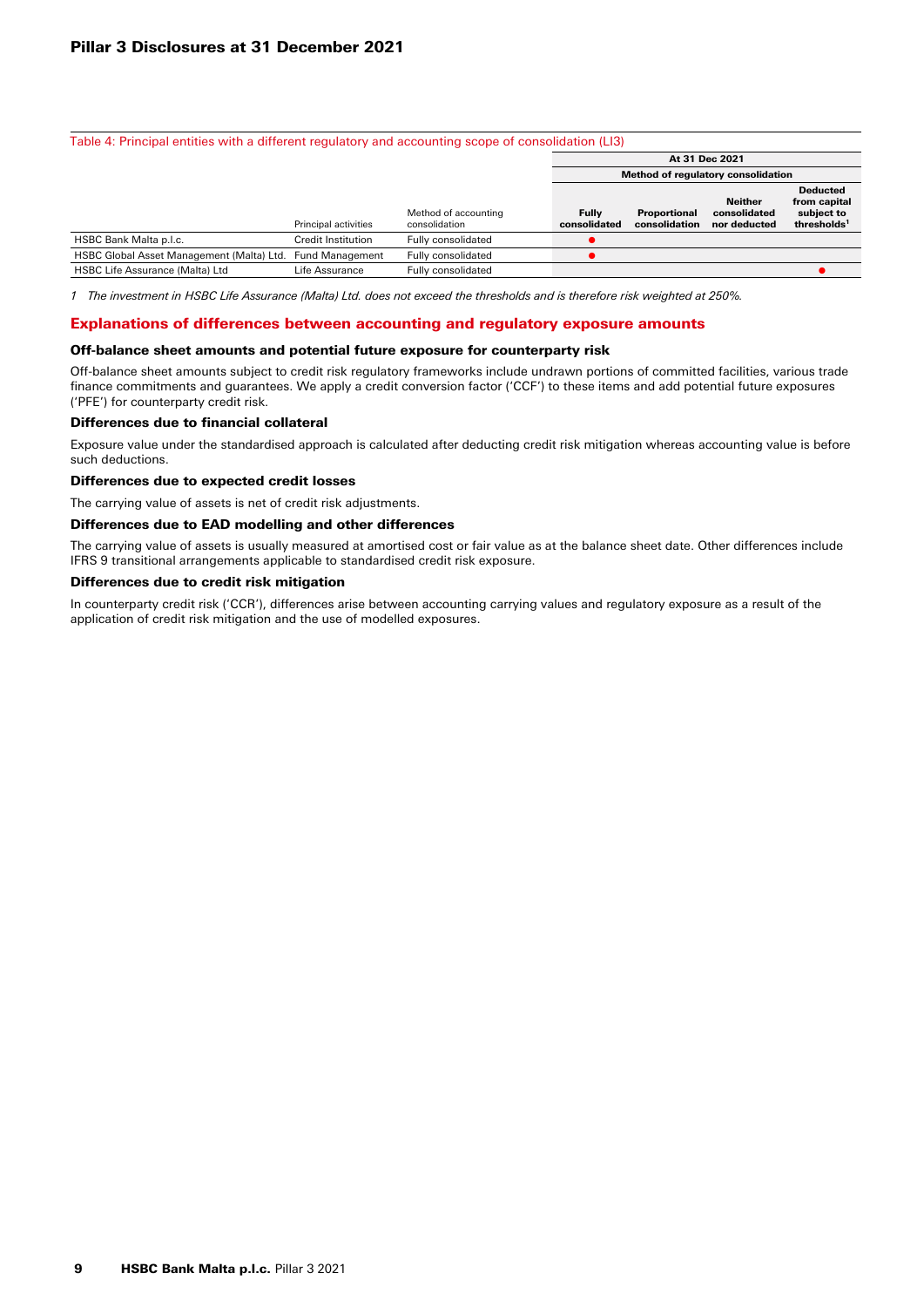Table 4: Principal entities with a different regulatory and accounting scope of consolidation (LI3)

| | | | At 31 Dec 2021 | | | |
|---|---|---|---|---|---|---|
| | | | Method of regulatory consolidation | | | |
| | Principal activities | Method of accounting consolidation | Fully consolidated | Proportional consolidation | Neither consolidated nor deducted | Deducted from capital subject to thresholds[1] |
| HSBC Bank Malta p.l.c. | Credit Institution | Fully consolidated | ● | | | |
| HSBC Global Asset Management (Malta) Ltd. | Fund Management | Fully consolidated | ● | | | |
| HSBC Life Assurance (Malta) Ltd | Life Assurance | Fully consolidated | | | | ● |

*1 The investment in HSBC Life Assurance (Malta) Ltd. does not exceed the thresholds and is therefore risk weighted at 250%.*

## Explanations of differences between accounting and regulatory exposure amounts

### Off-balance sheet amounts and potential future exposure for counterparty risk

Off-balance sheet amounts subject to credit risk regulatory frameworks include undrawn portions of committed facilities, various trade finance commitments and guarantees. We apply a credit conversion factor ('CCF') to these items and add potential future exposures ('PFE') for counterparty credit risk.

### Differences due to financial collateral

Exposure value under the standardised approach is calculated after deducting credit risk mitigation whereas accounting value is before such deductions.

### Differences due to expected credit losses

The carrying value of assets is net of credit risk adjustments.

### Differences due to EAD modelling and other differences

The carrying value of assets is usually measured at amortised cost or fair value as at the balance sheet date. Other differences include IFRS 9 transitional arrangements applicable to standardised credit risk exposure.

### Differences due to credit risk mitigation

In counterparty credit risk ('CCR'), differences arise between accounting carrying values and regulatory exposure as a result of the application of credit risk mitigation and the use of modelled exposures.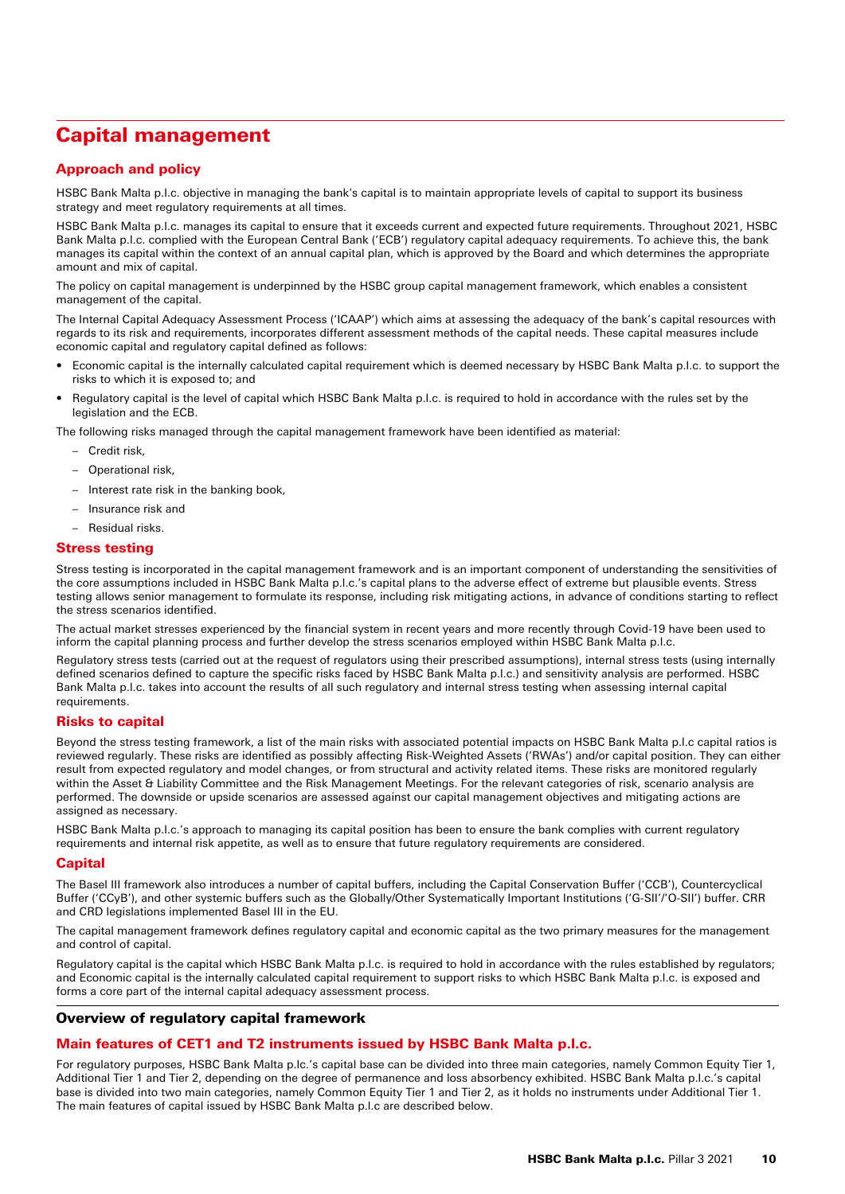# Capital management

## Approach and policy

HSBC Bank Malta p.l.c. objective in managing the bank's capital is to maintain appropriate levels of capital to support its business strategy and meet regulatory requirements at all times.

HSBC Bank Malta p.l.c. manages its capital to ensure that it exceeds current and expected future requirements. Throughout 2021, HSBC Bank Malta p.l.c. complied with the European Central Bank ('ECB') regulatory capital adequacy requirements. To achieve this, the bank manages its capital within the context of an annual capital plan, which is approved by the Board and which determines the appropriate amount and mix of capital.

The policy on capital management is underpinned by the HSBC group capital management framework, which enables a consistent management of the capital.

The Internal Capital Adequacy Assessment Process ('ICAAP') which aims at assessing the adequacy of the bank's capital resources with regards to its risk and requirements, incorporates different assessment methods of the capital needs. These capital measures include economic capital and regulatory capital defined as follows:

- Economic capital is the internally calculated capital requirement which is deemed necessary by HSBC Bank Malta p.l.c. to support the risks to which it is exposed to; and
- Regulatory capital is the level of capital which HSBC Bank Malta p.l.c. is required to hold in accordance with the rules set by the legislation and the ECB.

The following risks managed through the capital management framework have been identified as material:

- Credit risk,
- Operational risk,
- Interest rate risk in the banking book,
- Insurance risk and
- Residual risks.

## Stress testing

Stress testing is incorporated in the capital management framework and is an important component of understanding the sensitivities of the core assumptions included in HSBC Bank Malta p.l.c.'s capital plans to the adverse effect of extreme but plausible events. Stress testing allows senior management to formulate its response, including risk mitigating actions, in advance of conditions starting to reflect the stress scenarios identified.

The actual market stresses experienced by the financial system in recent years and more recently through Covid-19 have been used to inform the capital planning process and further develop the stress scenarios employed within HSBC Bank Malta p.l.c.

Regulatory stress tests (carried out at the request of regulators using their prescribed assumptions), internal stress tests (using internally defined scenarios defined to capture the specific risks faced by HSBC Bank Malta p.l.c.) and sensitivity analysis are performed. HSBC Bank Malta p.l.c. takes into account the results of all such regulatory and internal stress testing when assessing internal capital requirements.

## Risks to capital

Beyond the stress testing framework, a list of the main risks with associated potential impacts on HSBC Bank Malta p.l.c capital ratios is reviewed regularly. These risks are identified as possibly affecting Risk-Weighted Assets ('RWAs') and/or capital position. They can either result from expected regulatory and model changes, or from structural and activity related items. These risks are monitored regularly within the Asset & Liability Committee and the Risk Management Meetings. For the relevant categories of risk, scenario analysis are performed. The downside or upside scenarios are assessed against our capital management objectives and mitigating actions are assigned as necessary.

HSBC Bank Malta p.l.c.'s approach to managing its capital position has been to ensure the bank complies with current regulatory requirements and internal risk appetite, as well as to ensure that future regulatory requirements are considered.

## Capital

The Basel III framework also introduces a number of capital buffers, including the Capital Conservation Buffer ('CCB'), Countercyclical Buffer ('CCyB'), and other systemic buffers such as the Globally/Other Systematically Important Institutions ('G-SII'/'O-SII') buffer. CRR and CRD legislations implemented Basel III in the EU.

The capital management framework defines regulatory capital and economic capital as the two primary measures for the management and control of capital.

Regulatory capital is the capital which HSBC Bank Malta p.l.c. is required to hold in accordance with the rules established by regulators; and Economic capital is the internally calculated capital requirement to support risks to which HSBC Bank Malta p.l.c. is exposed and forms a core part of the internal capital adequacy assessment process.

## Overview of regulatory capital framework

### Main features of CET1 and T2 instruments issued by HSBC Bank Malta p.l.c.

For regulatory purposes, HSBC Bank Malta p.lc.'s capital base can be divided into three main categories, namely Common Equity Tier 1, Additional Tier 1 and Tier 2, depending on the degree of permanence and loss absorbency exhibited. HSBC Bank Malta p.l.c.'s capital base is divided into two main categories, namely Common Equity Tier 1 and Tier 2, as it holds no instruments under Additional Tier 1. The main features of capital issued by HSBC Bank Malta p.l.c are described below.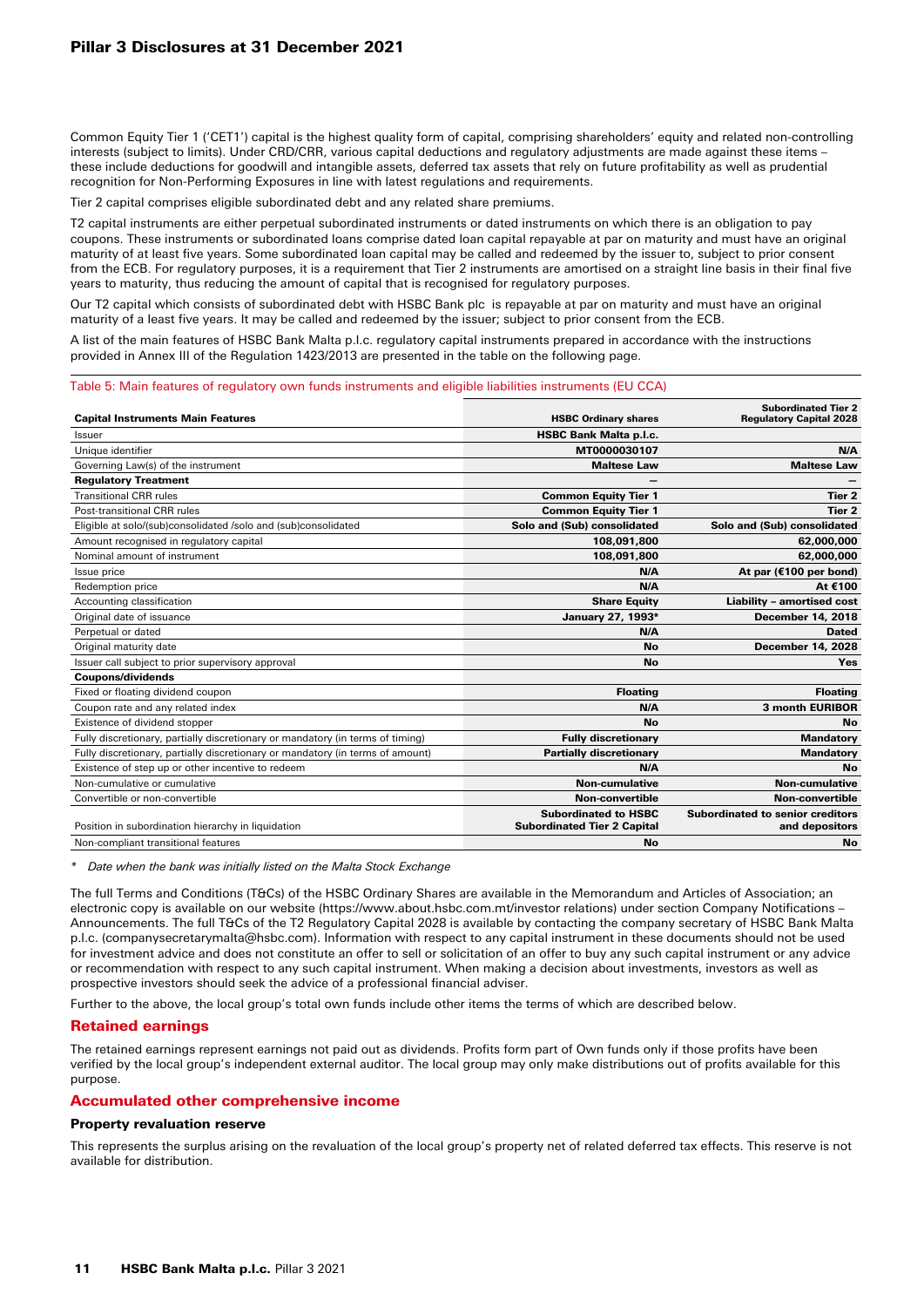Common Equity Tier 1 ('CET1') capital is the highest quality form of capital, comprising shareholders' equity and related non-controlling interests (subject to limits). Under CRD/CRR, various capital deductions and regulatory adjustments are made against these items – these include deductions for goodwill and intangible assets, deferred tax assets that rely on future profitability as well as prudential recognition for Non-Performing Exposures in line with latest regulations and requirements.

Tier 2 capital comprises eligible subordinated debt and any related share premiums.

T2 capital instruments are either perpetual subordinated instruments or dated instruments on which there is an obligation to pay coupons. These instruments or subordinated loans comprise dated loan capital repayable at par on maturity and must have an original maturity of at least five years. Some subordinated loan capital may be called and redeemed by the issuer to, subject to prior consent from the ECB. For regulatory purposes, it is a requirement that Tier 2 instruments are amortised on a straight line basis in their final five years to maturity, thus reducing the amount of capital that is recognised for regulatory purposes.

Our T2 capital which consists of subordinated debt with HSBC Bank plc is repayable at par on maturity and must have an original maturity of a least five years. It may be called and redeemed by the issuer; subject to prior consent from the ECB.

A list of the main features of HSBC Bank Malta p.l.c. regulatory capital instruments prepared in accordance with the instructions provided in Annex III of the Regulation 1423/2013 are presented in the table on the following page.

Table 5: Main features of regulatory own funds instruments and eligible liabilities instruments (EU CCA)

| Capital Instruments Main Features | HSBC Ordinary shares | Subordinated Tier 2 Regulatory Capital 2028 |
|---|---|---|
| Issuer | HSBC Bank Malta p.l.c. | |
| Unique identifier | MT0000030107 | N/A |
| Governing Law(s) of the instrument | Maltese Law | Maltese Law |
| **Regulatory Treatment** | – | – |
| Transitional CRR rules | Common Equity Tier 1 | Tier 2 |
| Post-transitional CRR rules | Common Equity Tier 1 | Tier 2 |
| Eligible at solo/(sub)consolidated /solo and (sub)consolidated | Solo and (Sub) consolidated | Solo and (Sub) consolidated |
| Amount recognised in regulatory capital | 108,091,800 | 62,000,000 |
| Nominal amount of instrument | 108,091,800 | 62,000,000 |
| Issue price | N/A | At par (€100 per bond) |
| Redemption price | N/A | At €100 |
| Accounting classification | Share Equity | Liability – amortised cost |
| Original date of issuance | January 27, 1993* | December 14, 2018 |
| Perpetual or dated | N/A | Dated |
| Original maturity date | No | December 14, 2028 |
| Issuer call subject to prior supervisory approval | No | Yes |
| **Coupons/dividends** | | |
| Fixed or floating dividend coupon | Floating | Floating |
| Coupon rate and any related index | N/A | 3 month EURIBOR |
| Existence of dividend stopper | No | No |
| Fully discretionary, partially discretionary or mandatory (in terms of timing) | Fully discretionary | Mandatory |
| Fully discretionary, partially discretionary or mandatory (in terms of amount) | Partially discretionary | Mandatory |
| Existence of step up or other incentive to redeem | N/A | No |
| Non-cumulative or cumulative | Non-cumulative | Non-cumulative |
| Convertible or non-convertible | Non-convertible | Non-convertible |
| Position in subordination hierarchy in liquidation | Subordinated to HSBC Subordinated Tier 2 Capital | Subordinated to senior creditors and depositors |
| Non-compliant transitional features | No | No |

\* *Date when the bank was initially listed on the Malta Stock Exchange*

The full Terms and Conditions (T&Cs) of the HSBC Ordinary Shares are available in the Memorandum and Articles of Association; an electronic copy is available on our website (https://www.about.hsbc.com.mt/investor relations) under section Company Notifications – Announcements. The full T&Cs of the T2 Regulatory Capital 2028 is available by contacting the company secretary of HSBC Bank Malta p.l.c. (companysecretarymalta@hsbc.com). Information with respect to any capital instrument in these documents should not be used for investment advice and does not constitute an offer to sell or solicitation of an offer to buy any such capital instrument or any advice or recommendation with respect to any such capital instrument. When making a decision about investments, investors as well as prospective investors should seek the advice of a professional financial adviser.

Further to the above, the local group's total own funds include other items the terms of which are described below.

## Retained earnings

The retained earnings represent earnings not paid out as dividends. Profits form part of Own funds only if those profits have been verified by the local group's independent external auditor. The local group may only make distributions out of profits available for this purpose.

## Accumulated other comprehensive income

### Property revaluation reserve

This represents the surplus arising on the revaluation of the local group's property net of related deferred tax effects. This reserve is not available for distribution.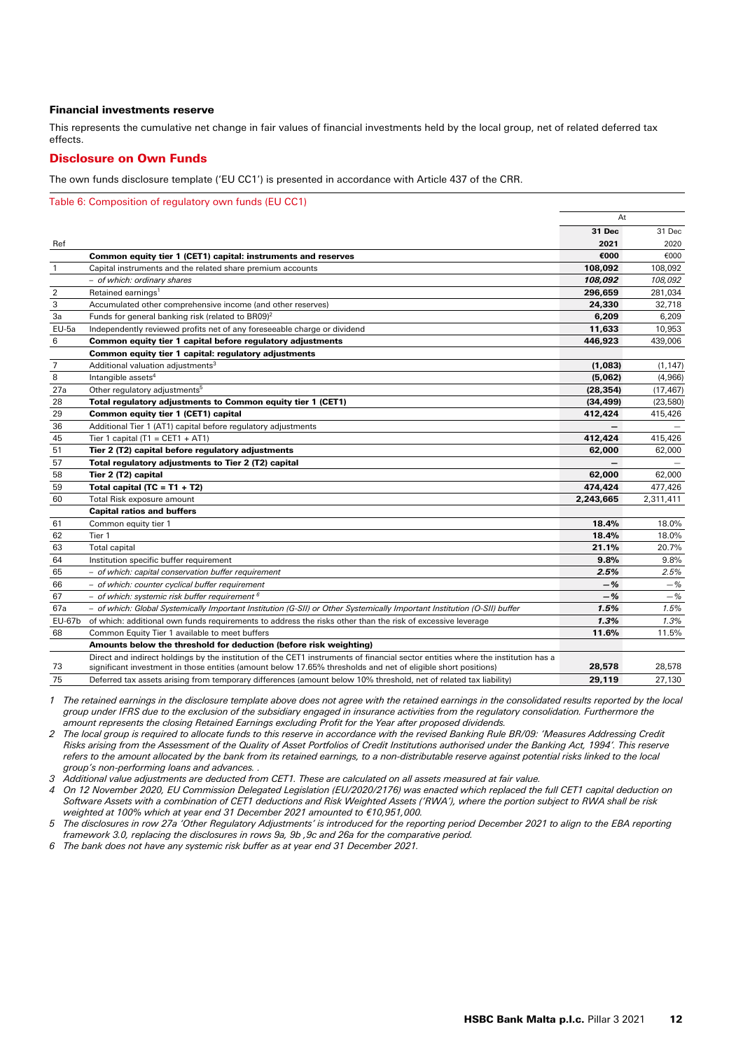### Financial investments reserve

This represents the cumulative net change in fair values of financial investments held by the local group, net of related deferred tax effects.

## Disclosure on Own Funds

The own funds disclosure template ('EU CC1') is presented in accordance with Article 437 of the CRR.

Table 6: Composition of regulatory own funds (EU CC1)

| | | At | |
|---|---|---|---|
| | | **31 Dec** | 31 Dec |
| Ref | | **2021** | 2020 |
| | **Common equity tier 1 (CET1) capital: instruments and reserves** | **€000** | €000 |
| 1 | Capital instruments and the related share premium accounts | **108,092** | 108,092 |
| | – *of which: ordinary shares* | ***108,092*** | *108,092* |
| 2 | Retained earnings[1] | **296,659** | 281,034 |
| 3 | Accumulated other comprehensive income (and other reserves) | **24,330** | 32,718 |
| 3a | Funds for general banking risk (related to BR09)[2] | **6,209** | 6,209 |
| EU-5a | Independently reviewed profits net of any foreseeable charge or dividend | **11,633** | 10,953 |
| 6 | **Common equity tier 1 capital before regulatory adjustments** | **446,923** | 439,006 |
| | **Common equity tier 1 capital: regulatory adjustments** | | |
| 7 | Additional valuation adjustments[3] | **(1,083)** | (1,147) |
| 8 | Intangible assets[4] | **(5,062)** | (4,966) |
| 27a | Other regulatory adjustments[5] | **(28,354)** | (17,467) |
| 28 | **Total regulatory adjustments to Common equity tier 1 (CET1)** | **(34,499)** | (23,580) |
| 29 | **Common equity tier 1 (CET1) capital** | **412,424** | 415,426 |
| 36 | Additional Tier 1 (AT1) capital before regulatory adjustments | **–** | – |
| 45 | Tier 1 capital (T1 = CET1 + AT1) | **412,424** | 415,426 |
| 51 | **Tier 2 (T2) capital before regulatory adjustments** | **62,000** | 62,000 |
| 57 | **Total regulatory adjustments to Tier 2 (T2) capital** | **–** | – |
| 58 | **Tier 2 (T2) capital** | **62,000** | 62,000 |
| 59 | **Total capital (TC = T1 + T2)** | **474,424** | 477,426 |
| 60 | Total Risk exposure amount | **2,243,665** | 2,311,411 |
| | **Capital ratios and buffers** | | |
| 61 | Common equity tier 1 | **18.4%** | 18.0% |
| 62 | Tier 1 | **18.4%** | 18.0% |
| 63 | Total capital | **21.1%** | 20.7% |
| 64 | Institution specific buffer requirement | **9.8%** | 9.8% |
| 65 | – *of which: capital conservation buffer requirement* | ***2.5%*** | *2.5%* |
| 66 | – *of which: counter cyclical buffer requirement* | ***–%*** | *–%* |
| 67 | – *of which: systemic risk buffer requirement* [6] | ***–%*** | *–%* |
| 67a | – *of which: Global Systemically Important Institution (G-SII) or Other Systemically Important Institution (O-SII) buffer* | ***1.5%*** | *1.5%* |
| EU-67b | of which: additional own funds requirements to address the risks other than the risk of excessive leverage | ***1.3%*** | *1.3%* |
| 68 | Common Equity Tier 1 available to meet buffers | **11.6%** | 11.5% |
| | **Amounts below the threshold for deduction (before risk weighting)** | | |
| 73 | Direct and indirect holdings by the institution of the CET1 instruments of financial sector entities where the institution has a significant investment in those entities (amount below 17.65% thresholds and net of eligible short positions) | **28,578** | 28,578 |
| 75 | Deferred tax assets arising from temporary differences (amount below 10% threshold, net of related tax liability) | **29,119** | 27,130 |

*1 The retained earnings in the disclosure template above does not agree with the retained earnings in the consolidated results reported by the local group under IFRS due to the exclusion of the subsidiary engaged in insurance activities from the regulatory consolidation. Furthermore the amount represents the closing Retained Earnings excluding Profit for the Year after proposed dividends.*

*2 The local group is required to allocate funds to this reserve in accordance with the revised Banking Rule BR/09: 'Measures Addressing Credit Risks arising from the Assessment of the Quality of Asset Portfolios of Credit Institutions authorised under the Banking Act, 1994'. This reserve refers to the amount allocated by the bank from its retained earnings, to a non-distributable reserve against potential risks linked to the local group's non-performing loans and advances. .*

*3 Additional value adjustments are deducted from CET1. These are calculated on all assets measured at fair value.*

*4 On 12 November 2020, EU Commission Delegated Legislation (EU/2020/2176) was enacted which replaced the full CET1 capital deduction on Software Assets with a combination of CET1 deductions and Risk Weighted Assets ('RWA'), where the portion subject to RWA shall be risk weighted at 100% which at year end 31 December 2021 amounted to €10,951,000.*

*5 The disclosures in row 27a 'Other Regulatory Adjustments' is introduced for the reporting period December 2021 to align to the EBA reporting framework 3.0, replacing the disclosures in rows 9a, 9b ,9c and 26a for the comparative period.*

*6 The bank does not have any systemic risk buffer as at year end 31 December 2021.*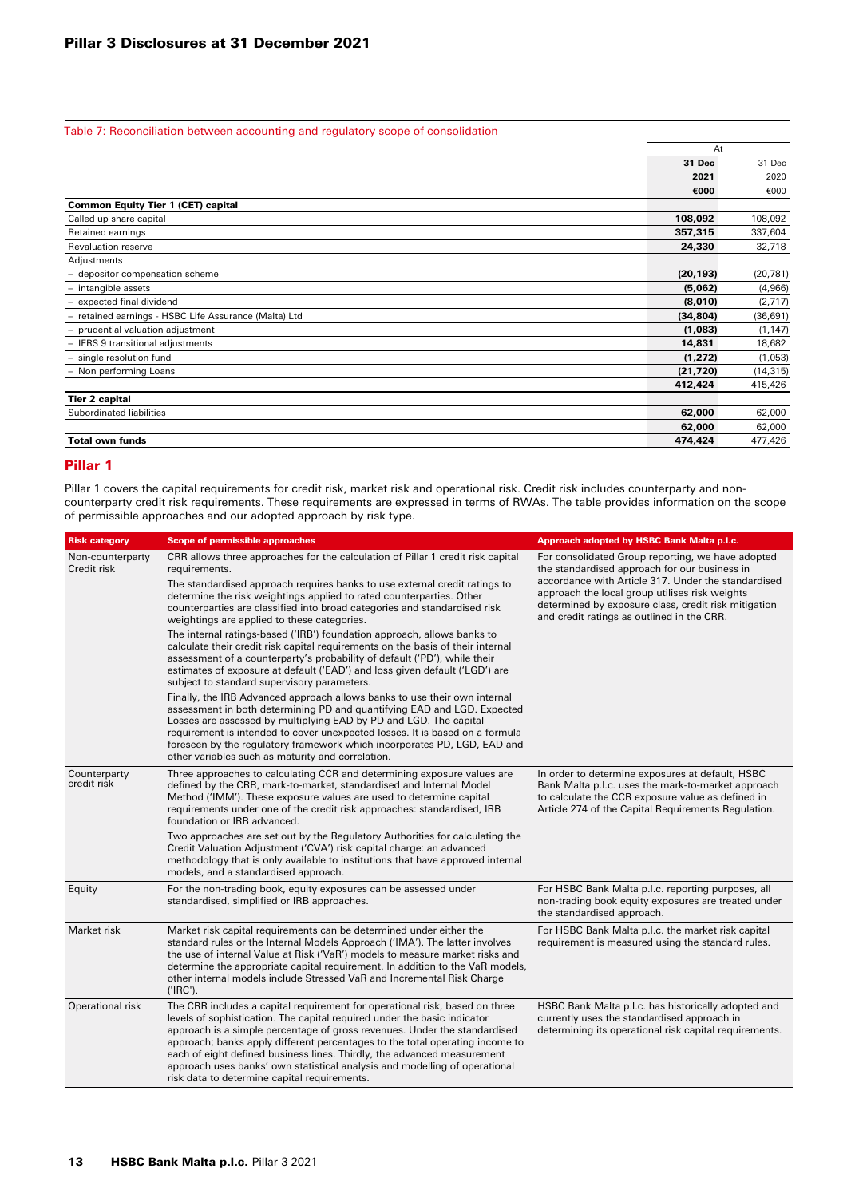Table 7: Reconciliation between accounting and regulatory scope of consolidation

| | At | |
|---|---|---|
| | **31 Dec 2021** | 31 Dec 2020 |
| | **€000** | €000 |
| **Common Equity Tier 1 (CET) capital** | | |
| Called up share capital | **108,092** | 108,092 |
| Retained earnings | **357,315** | 337,604 |
| Revaluation reserve | **24,330** | 32,718 |
| Adjustments | | |
| – depositor compensation scheme | **(20,193)** | (20,781) |
| – intangible assets | **(5,062)** | (4,966) |
| – expected final dividend | **(8,010)** | (2,717) |
| – retained earnings - HSBC Life Assurance (Malta) Ltd | **(34,804)** | (36,691) |
| – prudential valuation adjustment | **(1,083)** | (1,147) |
| – IFRS 9 transitional adjustments | **14,831** | 18,682 |
| – single resolution fund | **(1,272)** | (1,053) |
| – Non performing Loans | **(21,720)** | (14,315) |
| | **412,424** | 415,426 |
| **Tier 2 capital** | | |
| Subordinated liabilities | **62,000** | 62,000 |
| | **62,000** | 62,000 |
| **Total own funds** | **474,424** | 477,426 |

## Pillar 1

Pillar 1 covers the capital requirements for credit risk, market risk and operational risk. Credit risk includes counterparty and non-counterparty credit risk requirements. These requirements are expressed in terms of RWAs. The table provides information on the scope of permissible approaches and our adopted approach by risk type.

| Risk category | Scope of permissible approaches | Approach adopted by HSBC Bank Malta p.l.c. |
|---|---|---|
| Non-counterparty Credit risk | CRR allows three approaches for the calculation of Pillar 1 credit risk capital requirements.<br>The standardised approach requires banks to use external credit ratings to determine the risk weightings applied to rated counterparties. Other counterparties are classified into broad categories and standardised risk weightings are applied to these categories.<br>The internal ratings-based ('IRB') foundation approach, allows banks to calculate their credit risk capital requirements on the basis of their internal assessment of a counterparty's probability of default ('PD'), while their estimates of exposure at default ('EAD') and loss given default ('LGD') are subject to standard supervisory parameters.<br>Finally, the IRB Advanced approach allows banks to use their own internal assessment in both determining PD and quantifying EAD and LGD. Expected Losses are assessed by multiplying EAD by PD and LGD. The capital requirement is intended to cover unexpected losses. It is based on a formula foreseen by the regulatory framework which incorporates PD, LGD, EAD and other variables such as maturity and correlation. | For consolidated Group reporting, we have adopted the standardised approach for our business in accordance with Article 317. Under the standardised approach the local group utilises risk weights determined by exposure class, credit risk mitigation and credit ratings as outlined in the CRR. |
| Counterparty credit risk | Three approaches to calculating CCR and determining exposure values are defined by the CRR, mark-to-market, standardised and Internal Model Method ('IMM'). These exposure values are used to determine capital requirements under one of the credit risk approaches: standardised, IRB foundation or IRB advanced.<br>Two approaches are set out by the Regulatory Authorities for calculating the Credit Valuation Adjustment ('CVA') risk capital charge: an advanced methodology that is only available to institutions that have approved internal models, and a standardised approach. | In order to determine exposures at default, HSBC Bank Malta p.l.c. uses the mark-to-market approach to calculate the CCR exposure value as defined in Article 274 of the Capital Requirements Regulation. |
| Equity | For the non-trading book, equity exposures can be assessed under standardised, simplified or IRB approaches. | For HSBC Bank Malta p.l.c. reporting purposes, all non-trading book equity exposures are treated under the standardised approach. |
| Market risk | Market risk capital requirements can be determined under either the standard rules or the Internal Models Approach ('IMA'). The latter involves the use of internal Value at Risk ('VaR') models to measure market risks and determine the appropriate capital requirement. In addition to the VaR models, other internal models include Stressed VaR and Incremental Risk Charge ('IRC'). | For HSBC Bank Malta p.l.c. the market risk capital requirement is measured using the standard rules. |
| Operational risk | The CRR includes a capital requirement for operational risk, based on three levels of sophistication. The capital required under the basic indicator approach is a simple percentage of gross revenues. Under the standardised approach; banks apply different percentages to the total operating income to each of eight defined business lines. Thirdly, the advanced measurement approach uses banks' own statistical analysis and modelling of operational risk data to determine capital requirements. | HSBC Bank Malta p.l.c. has historically adopted and currently uses the standardised approach in determining its operational risk capital requirements. |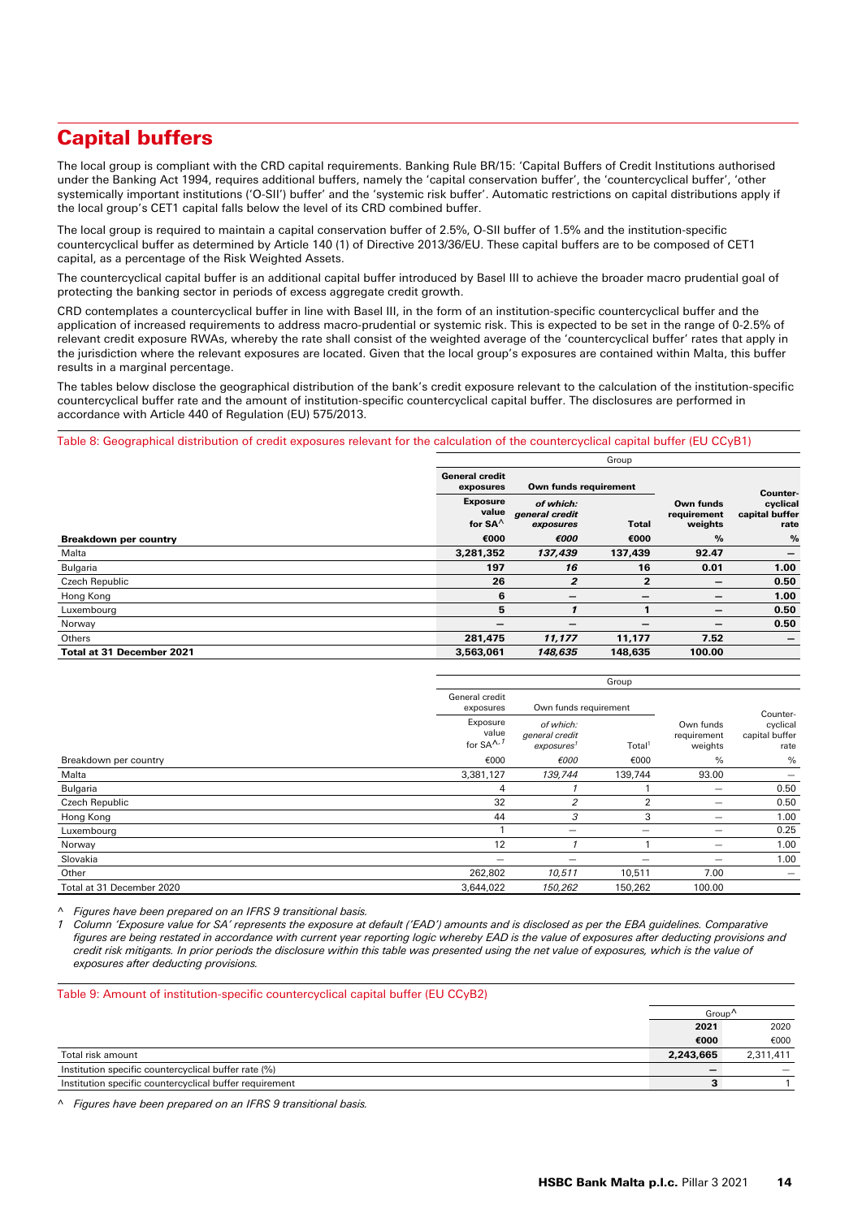# Capital buffers

The local group is compliant with the CRD capital requirements. Banking Rule BR/15: 'Capital Buffers of Credit Institutions authorised under the Banking Act 1994, requires additional buffers, namely the 'capital conservation buffer', the 'countercyclical buffer', 'other systemically important institutions ('O-SII') buffer' and the 'systemic risk buffer'. Automatic restrictions on capital distributions apply if the local group's CET1 capital falls below the level of its CRD combined buffer.

The local group is required to maintain a capital conservation buffer of 2.5%, O-SII buffer of 1.5% and the institution-specific countercyclical buffer as determined by Article 140 (1) of Directive 2013/36/EU. These capital buffers are to be composed of CET1 capital, as a percentage of the Risk Weighted Assets.

The countercyclical capital buffer is an additional capital buffer introduced by Basel III to achieve the broader macro prudential goal of protecting the banking sector in periods of excess aggregate credit growth.

CRD contemplates a countercyclical buffer in line with Basel III, in the form of an institution-specific countercyclical buffer and the application of increased requirements to address macro-prudential or systemic risk. This is expected to be set in the range of 0-2.5% of relevant credit exposure RWAs, whereby the rate shall consist of the weighted average of the 'countercyclical buffer' rates that apply in the jurisdiction where the relevant exposures are located. Given that the local group's exposures are contained within Malta, this buffer results in a marginal percentage.

The tables below disclose the geographical distribution of the bank's credit exposure relevant to the calculation of the institution-specific countercyclical buffer rate and the amount of institution-specific countercyclical capital buffer. The disclosures are performed in accordance with Article 440 of Regulation (EU) 575/2013.

Table 8: Geographical distribution of credit exposures relevant for the calculation of the countercyclical capital buffer (EU CCyB1)

| | Group | | | | |
|---|---|---|---|---|---|
| | General credit exposures | Own funds requirement | | | |
| | Exposure value for SA^ | *of which: general credit exposures* | Total | Own funds requirement weights | Countercyclical capital buffer rate |
| **Breakdown per country** | **€000** | ***€000*** | **€000** | **%** | **%** |
| Malta | **3,281,352** | ***137,439*** | **137,439** | **92.47** | **–** |
| Bulgaria | **197** | ***16*** | **16** | **0.01** | **1.00** |
| Czech Republic | **26** | ***2*** | **2** | **–** | **0.50** |
| Hong Kong | **6** | ***–*** | **–** | **–** | **1.00** |
| Luxembourg | **5** | ***1*** | **1** | **–** | **0.50** |
| Norway | **–** | ***–*** | **–** | **–** | **0.50** |
| Others | **281,475** | ***11,177*** | **11,177** | **7.52** | **–** |
| **Total at 31 December 2021** | **3,563,061** | ***148,635*** | **148,635** | **100.00** | |

| | Group | | | | |
|---|---|---|---|---|---|
| | General credit exposures | Own funds requirement | | | |
| | Exposure value for SA^,1 | *of which: general credit exposures*[1] | Total[1] | Own funds requirement weights | Countercyclical capital buffer rate |
| Breakdown per country | €000 | *€000* | €000 | % | % |
| Malta | 3,381,127 | *139,744* | 139,744 | 93.00 | – |
| Bulgaria | 4 | *1* | 1 | – | 0.50 |
| Czech Republic | 32 | *2* | 2 | – | 0.50 |
| Hong Kong | 44 | *3* | 3 | – | 1.00 |
| Luxembourg | 1 | *–* | – | – | 0.25 |
| Norway | 12 | *1* | 1 | – | 1.00 |
| Slovakia | – | *–* | – | – | 1.00 |
| Other | 262,802 | *10,511* | 10,511 | 7.00 | – |
| Total at 31 December 2020 | 3,644,022 | *150,262* | 150,262 | 100.00 | |

^ *Figures have been prepared on an IFRS 9 transitional basis.*

1 *Column 'Exposure value for SA' represents the exposure at default ('EAD') amounts and is disclosed as per the EBA guidelines. Comparative figures are being restated in accordance with current year reporting logic whereby EAD is the value of exposures after deducting provisions and credit risk mitigants. In prior periods the disclosure within this table was presented using the net value of exposures, which is the value of exposures after deducting provisions.*

Table 9: Amount of institution-specific countercyclical capital buffer (EU CCyB2)

| | Group^ | |
|---|---|---|
| | **2021** | 2020 |
| | **€000** | €000 |
| Total risk amount | **2,243,665** | 2,311,411 |
| Institution specific countercyclical buffer rate (%) | **–** | – |
| Institution specific countercyclical buffer requirement | **3** | 1 |

^ *Figures have been prepared on an IFRS 9 transitional basis.*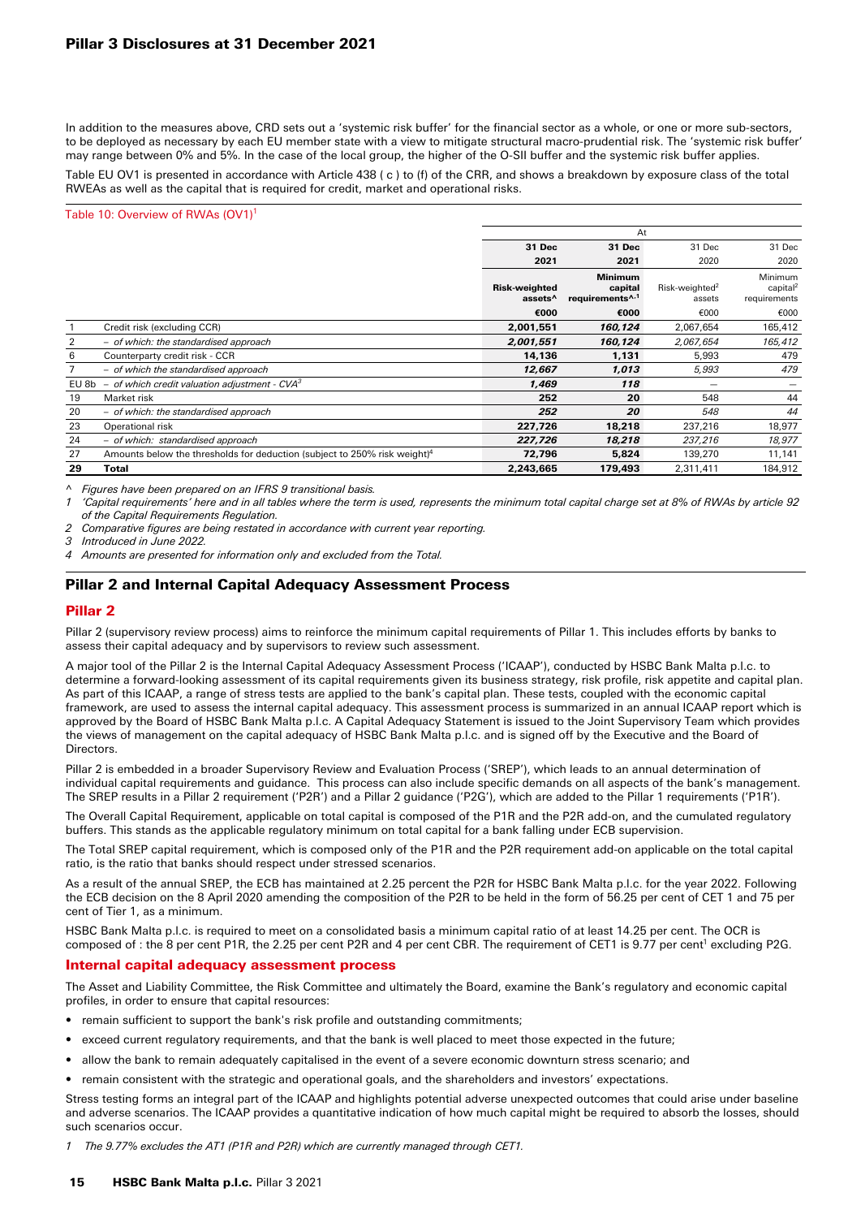In addition to the measures above, CRD sets out a 'systemic risk buffer' for the financial sector as a whole, or one or more sub-sectors, to be deployed as necessary by each EU member state with a view to mitigate structural macro-prudential risk. The 'systemic risk buffer' may range between 0% and 5%. In the case of the local group, the higher of the O-SII buffer and the systemic risk buffer applies.

Table EU OV1 is presented in accordance with Article 438 ( c ) to (f) of the CRR, and shows a breakdown by exposure class of the total RWEAs as well as the capital that is required for credit, market and operational risks.

Table 10: Overview of RWAs (OV1)[1]

| | | At | | | |
|---|---|---|---|---|---|
| | | **31 Dec** | **31 Dec** | 31 Dec | 31 Dec |
| | | **2021** | **2021** | 2020 | 2020 |
| | | **Risk-weighted assets^** | **Minimum capital requirements^,1** | Risk-weighted[2] assets | Minimum capital[2] requirements |
| | | **€000** | **€000** | €000 | €000 |
| 1 | Credit risk (excluding CCR) | **2,001,551** | ***160,124*** | 2,067,654 | 165,412 |
| 2 | *– of which: the standardised approach* | ***2,001,551*** | ***160,124*** | *2,067,654* | *165,412* |
| 6 | Counterparty credit risk - CCR | **14,136** | **1,131** | 5,993 | 479 |
| 7 | *– of which the standardised approach* | ***12,667*** | ***1,013*** | *5,993* | *479* |
| EU 8b | *– of which credit valuation adjustment - CVA*[3] | ***1,469*** | ***118*** | — | — |
| 19 | Market risk | **252** | **20** | 548 | 44 |
| 20 | *– of which: the standardised approach* | ***252*** | ***20*** | *548* | *44* |
| 23 | Operational risk | **227,726** | **18,218** | 237,216 | 18,977 |
| 24 | *– of which: standardised approach* | ***227,726*** | ***18,218*** | *237,216* | *18,977* |
| 27 | Amounts below the thresholds for deduction (subject to 250% risk weight)[4] | **72,796** | **5,824** | 139,270 | 11,141 |
| **29** | **Total** | **2,243,665** | **179,493** | 2,311,411 | 184,912 |

^ *Figures have been prepared on an IFRS 9 transitional basis.*

1 *'Capital requirements' here and in all tables where the term is used, represents the minimum total capital charge set at 8% of RWAs by article 92 of the Capital Requirements Regulation.*

2 *Comparative figures are being restated in accordance with current year reporting.*

3 *Introduced in June 2022.*

4 *Amounts are presented for information only and excluded from the Total.*

## Pillar 2 and Internal Capital Adequacy Assessment Process

### Pillar 2

Pillar 2 (supervisory review process) aims to reinforce the minimum capital requirements of Pillar 1. This includes efforts by banks to assess their capital adequacy and by supervisors to review such assessment.

A major tool of the Pillar 2 is the Internal Capital Adequacy Assessment Process ('ICAAP'), conducted by HSBC Bank Malta p.l.c. to determine a forward-looking assessment of its capital requirements given its business strategy, risk profile, risk appetite and capital plan. As part of this ICAAP, a range of stress tests are applied to the bank's capital plan. These tests, coupled with the economic capital framework, are used to assess the internal capital adequacy. This assessment process is summarized in an annual ICAAP report which is approved by the Board of HSBC Bank Malta p.l.c. A Capital Adequacy Statement is issued to the Joint Supervisory Team which provides the views of management on the capital adequacy of HSBC Bank Malta p.l.c. and is signed off by the Executive and the Board of Directors.

Pillar 2 is embedded in a broader Supervisory Review and Evaluation Process ('SREP'), which leads to an annual determination of individual capital requirements and guidance. This process can also include specific demands on all aspects of the bank's management. The SREP results in a Pillar 2 requirement ('P2R') and a Pillar 2 guidance ('P2G'), which are added to the Pillar 1 requirements ('P1R').

The Overall Capital Requirement, applicable on total capital is composed of the P1R and the P2R add-on, and the cumulated regulatory buffers. This stands as the applicable regulatory minimum on total capital for a bank falling under ECB supervision.

The Total SREP capital requirement, which is composed only of the P1R and the P2R requirement add-on applicable on the total capital ratio, is the ratio that banks should respect under stressed scenarios.

As a result of the annual SREP, the ECB has maintained at 2.25 percent the P2R for HSBC Bank Malta p.l.c. for the year 2022. Following the ECB decision on the 8 April 2020 amending the composition of the P2R to be held in the form of 56.25 per cent of CET 1 and 75 per cent of Tier 1, as a minimum.

HSBC Bank Malta p.l.c. is required to meet on a consolidated basis a minimum capital ratio of at least 14.25 per cent. The OCR is composed of : the 8 per cent P1R, the 2.25 per cent P2R and 4 per cent CBR. The requirement of CET1 is 9.77 per cent[1] excluding P2G.

### Internal capital adequacy assessment process

The Asset and Liability Committee, the Risk Committee and ultimately the Board, examine the Bank's regulatory and economic capital profiles, in order to ensure that capital resources:

- remain sufficient to support the bank's risk profile and outstanding commitments;
- exceed current regulatory requirements, and that the bank is well placed to meet those expected in the future;
- allow the bank to remain adequately capitalised in the event of a severe economic downturn stress scenario; and
- remain consistent with the strategic and operational goals, and the shareholders and investors' expectations.

Stress testing forms an integral part of the ICAAP and highlights potential adverse unexpected outcomes that could arise under baseline and adverse scenarios. The ICAAP provides a quantitative indication of how much capital might be required to absorb the losses, should such scenarios occur.

1 *The 9.77% excludes the AT1 (P1R and P2R) which are currently managed through CET1.*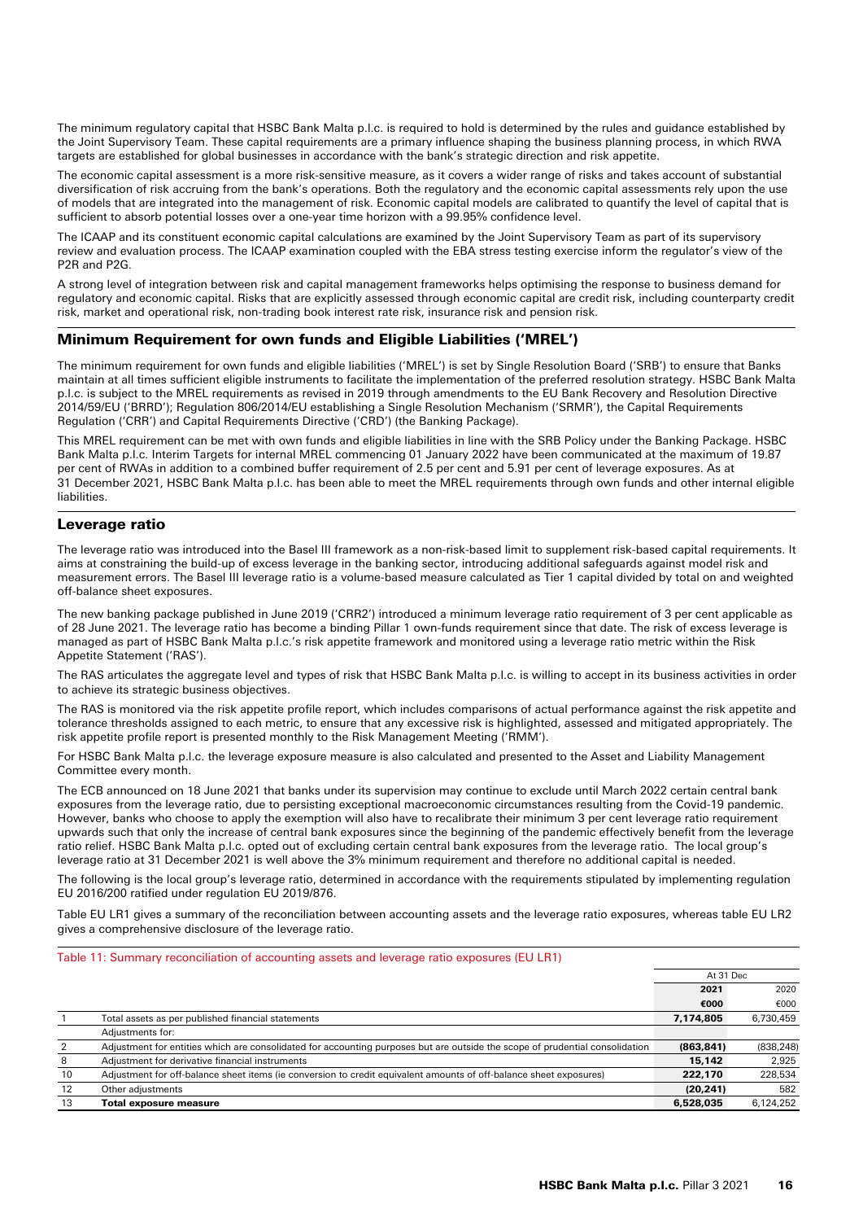The minimum regulatory capital that HSBC Bank Malta p.l.c. is required to hold is determined by the rules and guidance established by the Joint Supervisory Team. These capital requirements are a primary influence shaping the business planning process, in which RWA targets are established for global businesses in accordance with the bank's strategic direction and risk appetite.

The economic capital assessment is a more risk-sensitive measure, as it covers a wider range of risks and takes account of substantial diversification of risk accruing from the bank's operations. Both the regulatory and the economic capital assessments rely upon the use of models that are integrated into the management of risk. Economic capital models are calibrated to quantify the level of capital that is sufficient to absorb potential losses over a one-year time horizon with a 99.95% confidence level.

The ICAAP and its constituent economic capital calculations are examined by the Joint Supervisory Team as part of its supervisory review and evaluation process. The ICAAP examination coupled with the EBA stress testing exercise inform the regulator's view of the P2R and P2G.

A strong level of integration between risk and capital management frameworks helps optimising the response to business demand for regulatory and economic capital. Risks that are explicitly assessed through economic capital are credit risk, including counterparty credit risk, market and operational risk, non-trading book interest rate risk, insurance risk and pension risk.

## Minimum Requirement for own funds and Eligible Liabilities ('MREL')

The minimum requirement for own funds and eligible liabilities ('MREL') is set by Single Resolution Board ('SRB') to ensure that Banks maintain at all times sufficient eligible instruments to facilitate the implementation of the preferred resolution strategy. HSBC Bank Malta p.l.c. is subject to the MREL requirements as revised in 2019 through amendments to the EU Bank Recovery and Resolution Directive 2014/59/EU ('BRRD'); Regulation 806/2014/EU establishing a Single Resolution Mechanism ('SRMR'), the Capital Requirements Regulation ('CRR') and Capital Requirements Directive ('CRD') (the Banking Package).

This MREL requirement can be met with own funds and eligible liabilities in line with the SRB Policy under the Banking Package. HSBC Bank Malta p.l.c. Interim Targets for internal MREL commencing 01 January 2022 have been communicated at the maximum of 19.87 per cent of RWAs in addition to a combined buffer requirement of 2.5 per cent and 5.91 per cent of leverage exposures. As at 31 December 2021, HSBC Bank Malta p.l.c. has been able to meet the MREL requirements through own funds and other internal eligible liabilities.

## Leverage ratio

The leverage ratio was introduced into the Basel III framework as a non-risk-based limit to supplement risk-based capital requirements. It aims at constraining the build-up of excess leverage in the banking sector, introducing additional safeguards against model risk and measurement errors. The Basel III leverage ratio is a volume-based measure calculated as Tier 1 capital divided by total on and weighted off-balance sheet exposures.

The new banking package published in June 2019 ('CRR2') introduced a minimum leverage ratio requirement of 3 per cent applicable as of 28 June 2021. The leverage ratio has become a binding Pillar 1 own-funds requirement since that date. The risk of excess leverage is managed as part of HSBC Bank Malta p.l.c.'s risk appetite framework and monitored using a leverage ratio metric within the Risk Appetite Statement ('RAS').

The RAS articulates the aggregate level and types of risk that HSBC Bank Malta p.l.c. is willing to accept in its business activities in order to achieve its strategic business objectives.

The RAS is monitored via the risk appetite profile report, which includes comparisons of actual performance against the risk appetite and tolerance thresholds assigned to each metric, to ensure that any excessive risk is highlighted, assessed and mitigated appropriately. The risk appetite profile report is presented monthly to the Risk Management Meeting ('RMM').

For HSBC Bank Malta p.l.c. the leverage exposure measure is also calculated and presented to the Asset and Liability Management Committee every month.

The ECB announced on 18 June 2021 that banks under its supervision may continue to exclude until March 2022 certain central bank exposures from the leverage ratio, due to persisting exceptional macroeconomic circumstances resulting from the Covid-19 pandemic. However, banks who choose to apply the exemption will also have to recalibrate their minimum 3 per cent leverage ratio requirement upwards such that only the increase of central bank exposures since the beginning of the pandemic effectively benefit from the leverage ratio relief. HSBC Bank Malta p.l.c. opted out of excluding certain central bank exposures from the leverage ratio. The local group's leverage ratio at 31 December 2021 is well above the 3% minimum requirement and therefore no additional capital is needed.

The following is the local group's leverage ratio, determined in accordance with the requirements stipulated by implementing regulation EU 2016/200 ratified under regulation EU 2019/876.

Table EU LR1 gives a summary of the reconciliation between accounting assets and the leverage ratio exposures, whereas table EU LR2 gives a comprehensive disclosure of the leverage ratio.

Table 11: Summary reconciliation of accounting assets and leverage ratio exposures (EU LR1)

| | | At 31 Dec | |
|---|---|---|---|
| | | **2021** | 2020 |
| | | **€000** | €000 |
| 1 | Total assets as per published financial statements | **7,174,805** | 6,730,459 |
| | Adjustments for: | | |
| 2 | Adjustment for entities which are consolidated for accounting purposes but are outside the scope of prudential consolidation | **(863,841)** | (838,248) |
| 8 | Adjustment for derivative financial instruments | **15,142** | 2,925 |
| 10 | Adjustment for off-balance sheet items (ie conversion to credit equivalent amounts of off-balance sheet exposures) | **222,170** | 228,534 |
| 12 | Other adjustments | **(20,241)** | 582 |
| 13 | **Total exposure measure** | **6,528,035** | 6,124,252 |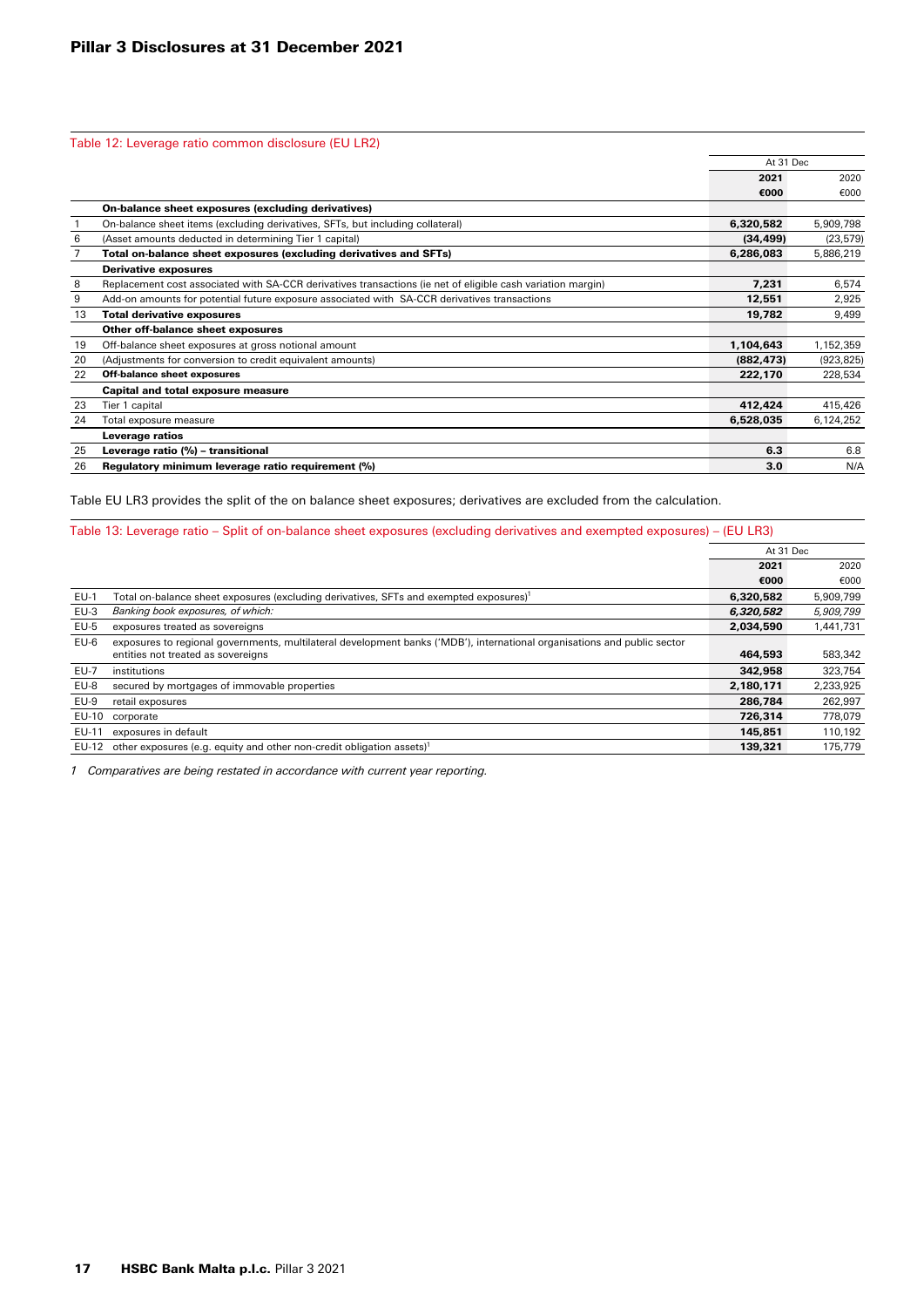Table 12: Leverage ratio common disclosure (EU LR2)

| | | At 31 Dec | |
|---|---|---|---|
| | | **2021** | 2020 |
| | | **€000** | €000 |
| | **On-balance sheet exposures (excluding derivatives)** | | |
| 1 | On-balance sheet items (excluding derivatives, SFTs, but including collateral) | **6,320,582** | 5,909,798 |
| 6 | (Asset amounts deducted in determining Tier 1 capital) | **(34,499)** | (23,579) |
| 7 | **Total on-balance sheet exposures (excluding derivatives and SFTs)** | **6,286,083** | 5,886,219 |
| | **Derivative exposures** | | |
| 8 | Replacement cost associated with SA-CCR derivatives transactions (ie net of eligible cash variation margin) | **7,231** | 6,574 |
| 9 | Add-on amounts for potential future exposure associated with SA-CCR derivatives transactions | **12,551** | 2,925 |
| 13 | **Total derivative exposures** | **19,782** | 9,499 |
| | **Other off-balance sheet exposures** | | |
| 19 | Off-balance sheet exposures at gross notional amount | **1,104,643** | 1,152,359 |
| 20 | (Adjustments for conversion to credit equivalent amounts) | **(882,473)** | (923,825) |
| 22 | **Off-balance sheet exposures** | **222,170** | 228,534 |
| | **Capital and total exposure measure** | | |
| 23 | Tier 1 capital | **412,424** | 415,426 |
| 24 | Total exposure measure | **6,528,035** | 6,124,252 |
| | **Leverage ratios** | | |
| 25 | **Leverage ratio (%) – transitional** | **6.3** | 6.8 |
| 26 | **Regulatory minimum leverage ratio requirement (%)** | **3.0** | N/A |

Table EU LR3 provides the split of the on balance sheet exposures; derivatives are excluded from the calculation.

Table 13: Leverage ratio – Split of on-balance sheet exposures (excluding derivatives and exempted exposures) – (EU LR3)

| | | At 31 Dec | |
|---|---|---|---|
| | | **2021** | 2020 |
| | | **€000** | €000 |
| EU-1 | Total on-balance sheet exposures (excluding derivatives, SFTs and exempted exposures)[1] | **6,320,582** | 5,909,799 |
| EU-3 | *Banking book exposures, of which:* | ***6,320,582*** | *5,909,799* |
| EU-5 | exposures treated as sovereigns | **2,034,590** | 1,441,731 |
| EU-6 | exposures to regional governments, multilateral development banks ('MDB'), international organisations and public sector entities not treated as sovereigns | **464,593** | 583,342 |
| EU-7 | institutions | **342,958** | 323,754 |
| EU-8 | secured by mortgages of immovable properties | **2,180,171** | 2,233,925 |
| EU-9 | retail exposures | **286,784** | 262,997 |
| EU-10 | corporate | **726,314** | 778,079 |
| EU-11 | exposures in default | **145,851** | 110,192 |
| EU-12 | other exposures (e.g. equity and other non-credit obligation assets)[1] | **139,321** | 175,779 |

*1 Comparatives are being restated in accordance with current year reporting.*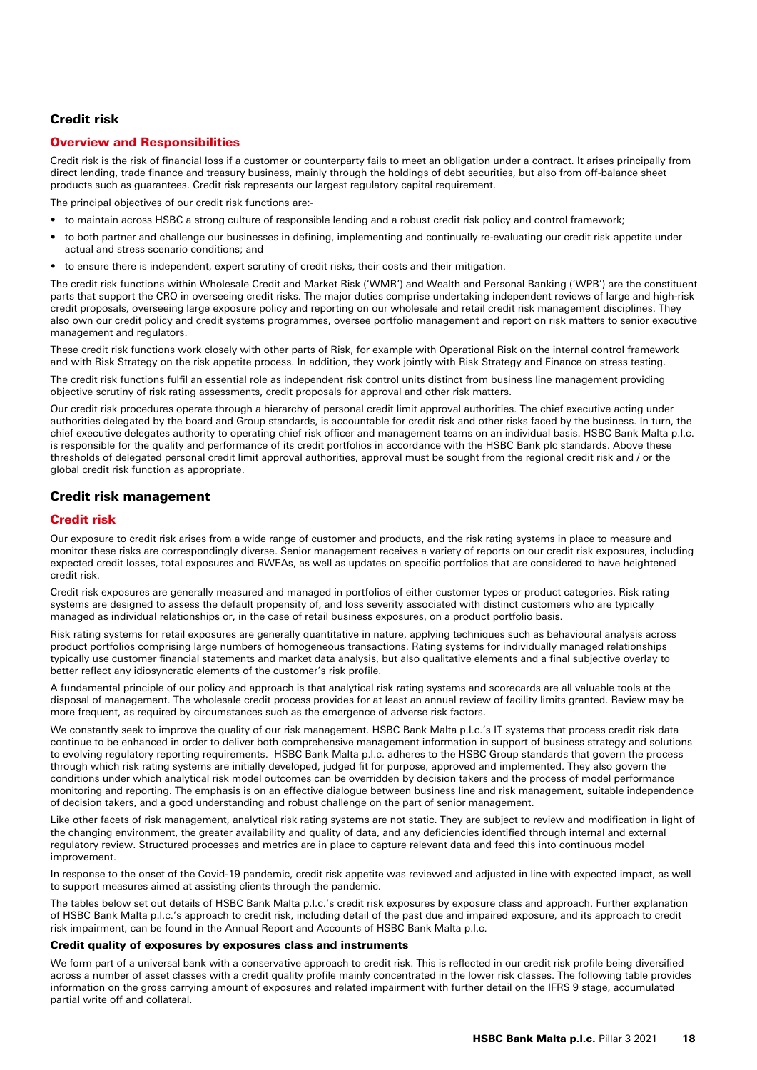## Credit risk

### Overview and Responsibilities

Credit risk is the risk of financial loss if a customer or counterparty fails to meet an obligation under a contract. It arises principally from direct lending, trade finance and treasury business, mainly through the holdings of debt securities, but also from off-balance sheet products such as guarantees. Credit risk represents our largest regulatory capital requirement.

The principal objectives of our credit risk functions are:-

- to maintain across HSBC a strong culture of responsible lending and a robust credit risk policy and control framework;
- to both partner and challenge our businesses in defining, implementing and continually re-evaluating our credit risk appetite under actual and stress scenario conditions; and
- to ensure there is independent, expert scrutiny of credit risks, their costs and their mitigation.

The credit risk functions within Wholesale Credit and Market Risk ('WMR') and Wealth and Personal Banking ('WPB') are the constituent parts that support the CRO in overseeing credit risks. The major duties comprise undertaking independent reviews of large and high-risk credit proposals, overseeing large exposure policy and reporting on our wholesale and retail credit risk management disciplines. They also own our credit policy and credit systems programmes, oversee portfolio management and report on risk matters to senior executive management and regulators.

These credit risk functions work closely with other parts of Risk, for example with Operational Risk on the internal control framework and with Risk Strategy on the risk appetite process. In addition, they work jointly with Risk Strategy and Finance on stress testing.

The credit risk functions fulfil an essential role as independent risk control units distinct from business line management providing objective scrutiny of risk rating assessments, credit proposals for approval and other risk matters.

Our credit risk procedures operate through a hierarchy of personal credit limit approval authorities. The chief executive acting under authorities delegated by the board and Group standards, is accountable for credit risk and other risks faced by the business. In turn, the chief executive delegates authority to operating chief risk officer and management teams on an individual basis. HSBC Bank Malta p.l.c. is responsible for the quality and performance of its credit portfolios in accordance with the HSBC Bank plc standards. Above these thresholds of delegated personal credit limit approval authorities, approval must be sought from the regional credit risk and / or the global credit risk function as appropriate.

## Credit risk management

### Credit risk

Our exposure to credit risk arises from a wide range of customer and products, and the risk rating systems in place to measure and monitor these risks are correspondingly diverse. Senior management receives a variety of reports on our credit risk exposures, including expected credit losses, total exposures and RWEAs, as well as updates on specific portfolios that are considered to have heightened credit risk.

Credit risk exposures are generally measured and managed in portfolios of either customer types or product categories. Risk rating systems are designed to assess the default propensity of, and loss severity associated with distinct customers who are typically managed as individual relationships or, in the case of retail business exposures, on a product portfolio basis.

Risk rating systems for retail exposures are generally quantitative in nature, applying techniques such as behavioural analysis across product portfolios comprising large numbers of homogeneous transactions. Rating systems for individually managed relationships typically use customer financial statements and market data analysis, but also qualitative elements and a final subjective overlay to better reflect any idiosyncratic elements of the customer's risk profile.

A fundamental principle of our policy and approach is that analytical risk rating systems and scorecards are all valuable tools at the disposal of management. The wholesale credit process provides for at least an annual review of facility limits granted. Review may be more frequent, as required by circumstances such as the emergence of adverse risk factors.

We constantly seek to improve the quality of our risk management. HSBC Bank Malta p.l.c.'s IT systems that process credit risk data continue to be enhanced in order to deliver both comprehensive management information in support of business strategy and solutions to evolving regulatory reporting requirements. HSBC Bank Malta p.l.c. adheres to the HSBC Group standards that govern the process through which risk rating systems are initially developed, judged fit for purpose, approved and implemented. They also govern the conditions under which analytical risk model outcomes can be overridden by decision takers and the process of model performance monitoring and reporting. The emphasis is on an effective dialogue between business line and risk management, suitable independence of decision takers, and a good understanding and robust challenge on the part of senior management.

Like other facets of risk management, analytical risk rating systems are not static. They are subject to review and modification in light of the changing environment, the greater availability and quality of data, and any deficiencies identified through internal and external regulatory review. Structured processes and metrics are in place to capture relevant data and feed this into continuous model improvement.

In response to the onset of the Covid-19 pandemic, credit risk appetite was reviewed and adjusted in line with expected impact, as well to support measures aimed at assisting clients through the pandemic.

The tables below set out details of HSBC Bank Malta p.l.c.'s credit risk exposures by exposure class and approach. Further explanation of HSBC Bank Malta p.l.c.'s approach to credit risk, including detail of the past due and impaired exposure, and its approach to credit risk impairment, can be found in the Annual Report and Accounts of HSBC Bank Malta p.l.c.

#### Credit quality of exposures by exposures class and instruments

We form part of a universal bank with a conservative approach to credit risk. This is reflected in our credit risk profile being diversified across a number of asset classes with a credit quality profile mainly concentrated in the lower risk classes. The following table provides information on the gross carrying amount of exposures and related impairment with further detail on the IFRS 9 stage, accumulated partial write off and collateral.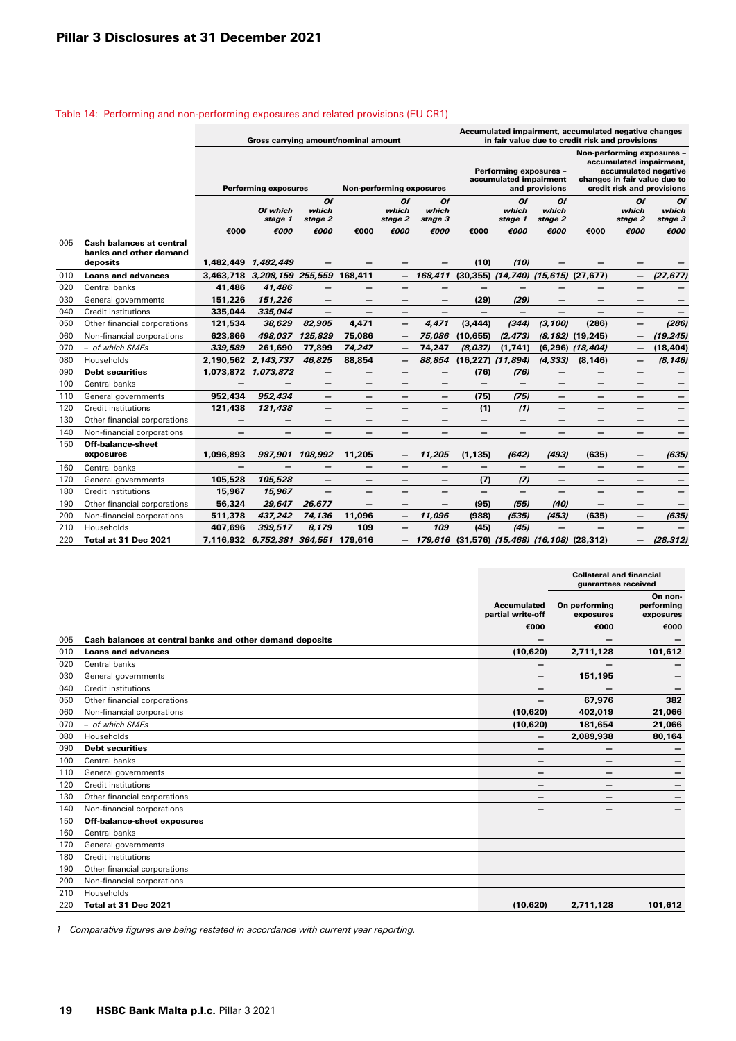Table 14: Performing and non-performing exposures and related provisions (EU CR1)

| | | Gross carrying amount/nominal amount | | | | | | Accumulated impairment, accumulated negative changes in fair value due to credit risk and provisions | | | | | |
|---|---|---|---|---|---|---|---|---|---|---|---|---|---|
| | | Performing exposures | | | Non-performing exposures | | | Performing exposures – accumulated impairment and provisions | | | Non-performing exposures – accumulated impairment, accumulated negative changes in fair value due to credit risk and provisions | | |
| | | | *Of which stage 1* | *Of which stage 2* | | *Of which stage 2* | *Of which stage 3* | | *Of which stage 1* | *Of which stage 2* | | *Of which stage 2* | *Of which stage 3* |
| | | €000 | €000 | €000 | €000 | €000 | €000 | €000 | €000 | €000 | €000 | €000 | €000 |
| 005 | **Cash balances at central banks and other demand deposits** | **1,482,449** | *1,482,449* | – | – | – | – | **(10)** | *(10)* | – | – | – | – |
| 010 | **Loans and advances** | **3,463,718** | *3,208,159* | *255,559* | **168,411** | – | *168,411* | **(30,355)** | *(14,740)* | *(15,615)* | **(27,677)** | – | *(27,677)* |
| 020 | Central banks | **41,486** | *41,486* | – | – | – | – | – | – | – | – | – | – |
| 030 | General governments | **151,226** | *151,226* | – | – | – | – | **(29)** | *(29)* | – | – | – | – |
| 040 | Credit institutions | **335,044** | *335,044* | – | – | – | – | – | – | – | – | – | – |
| 050 | Other financial corporations | **121,534** | *38,629* | *82,905* | **4,471** | – | *4,471* | **(3,444)** | *(344)* | *(3,100)* | **(286)** | – | *(286)* |
| 060 | Non-financial corporations | **623,866** | *498,037* | *125,829* | **75,086** | – | *75,086* | **(10,655)** | *(2,473)* | *(8,182)* | **(19,245)** | – | *(19,245)* |
| 070 | *– of which SMEs* | *339,589* | 261,690 | 77,899 | *74,247* | – | 74,247 | *(8,037)* | (1,741) | (6,296) | *(18,404)* | – | (18,404) |
| 080 | Households | **2,190,562** | *2,143,737* | *46,825* | **88,854** | – | *88,854* | **(16,227)** | *(11,894)* | *(4,333)* | **(8,146)** | – | *(8,146)* |
| 090 | **Debt securities** | **1,073,872** | *1,073,872* | – | – | – | – | **(76)** | *(76)* | – | – | – | – |
| 100 | Central banks | – | – | – | – | – | – | – | – | – | – | – | – |
| 110 | General governments | **952,434** | *952,434* | – | – | – | – | **(75)** | *(75)* | – | – | – | – |
| 120 | Credit institutions | **121,438** | *121,438* | – | – | – | – | **(1)** | *(1)* | – | – | – | – |
| 130 | Other financial corporations | – | – | – | – | – | – | – | – | – | – | – | – |
| 140 | Non-financial corporations | – | – | – | – | – | – | – | – | – | – | – | – |
| 150 | **Off-balance-sheet exposures** | **1,096,893** | *987,901* | *108,992* | **11,205** | – | *11,205* | **(1,135)** | *(642)* | *(493)* | **(635)** | – | *(635)* |
| 160 | Central banks | – | – | – | – | – | – | – | – | – | – | – | – |
| 170 | General governments | **105,528** | *105,528* | – | – | – | – | **(7)** | *(7)* | – | – | – | – |
| 180 | Credit institutions | **15,967** | *15,967* | – | – | – | – | – | – | – | – | – | – |
| 190 | Other financial corporations | **56,324** | *29,647* | *26,677* | – | – | – | **(95)** | *(55)* | *(40)* | – | – | – |
| 200 | Non-financial corporations | **511,378** | *437,242* | *74,136* | **11,096** | – | *11,096* | **(988)** | *(535)* | *(453)* | **(635)** | – | *(635)* |
| 210 | Households | **407,696** | *399,517* | *8,179* | **109** | – | *109* | **(45)** | *(45)* | – | – | – | – |
| 220 | **Total at 31 Dec 2021** | **7,116,932** | *6,752,381* | *364,551* | **179,616** | – | *179,616* | **(31,576)** | *(15,468)* | *(16,108)* | **(28,312)** | – | *(28,312)* |

| | | Accumulated partial write-off | Collateral and financial guarantees received | |
|---|---|---|---|---|
| | | | On performing exposures | On non-performing exposures |
| | | €000 | €000 | €000 |
| 005 | **Cash balances at central banks and other demand deposits** | – | – | – |
| 010 | **Loans and advances** | **(10,620)** | **2,711,128** | **101,612** |
| 020 | Central banks | – | – | – |
| 030 | General governments | – | **151,195** | – |
| 040 | Credit institutions | – | – | – |
| 050 | Other financial corporations | – | **67,976** | **382** |
| 060 | Non-financial corporations | **(10,620)** | **402,019** | **21,066** |
| 070 | *– of which SMEs* | **(10,620)** | **181,654** | **21,066** |
| 080 | Households | – | **2,089,938** | **80,164** |
| 090 | **Debt securities** | – | – | – |
| 100 | Central banks | – | – | – |
| 110 | General governments | – | – | – |
| 120 | Credit institutions | – | – | – |
| 130 | Other financial corporations | – | – | – |
| 140 | Non-financial corporations | – | – | – |
| 150 | **Off-balance-sheet exposures** | | | |
| 160 | Central banks | | | |
| 170 | General governments | | | |
| 180 | Credit institutions | | | |
| 190 | Other financial corporations | | | |
| 200 | Non-financial corporations | | | |
| 210 | Households | | | |
| 220 | **Total at 31 Dec 2021** | **(10,620)** | **2,711,128** | **101,612** |

1 *Comparative figures are being restated in accordance with current year reporting.*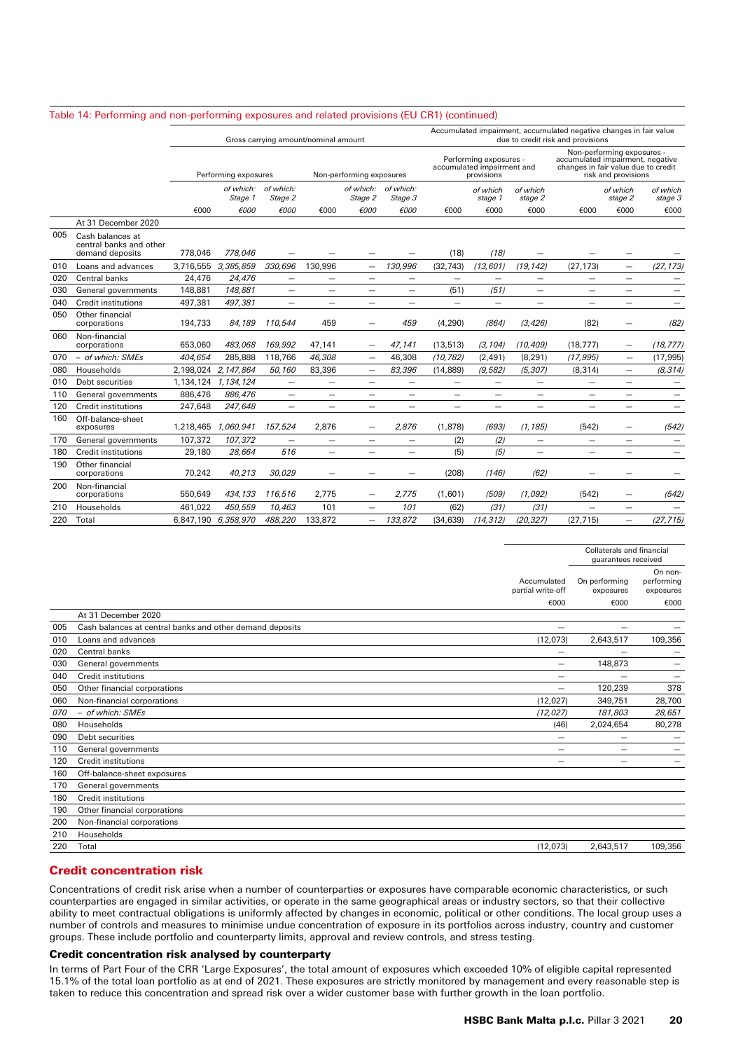Table 14: Performing and non-performing exposures and related provisions (EU CR1) (continued)

| | | Gross carrying amount/nominal amount | | | | | | Accumulated impairment, accumulated negative changes in fair value due to credit risk and provisions | | | | | |
|---|---|---|---|---|---|---|---|---|---|---|---|---|---|
| | | Performing exposures | | | Non-performing exposures | | | Performing exposures - accumulated impairment and provisions | | | Non-performing exposures - accumulated impairment, negative changes in fair value due to credit risk and provisions | | |
| | | | *of which: Stage 1* | *of which: Stage 2* | | *of which: Stage 2* | *of which: Stage 3* | | *of which stage 1* | *of which stage 2* | | *of which stage 2* | *of which stage 3* |
| | | €000 | *€000* | *€000* | €000 | *€000* | *€000* | €000 | €000 | €000 | €000 | €000 | €000 |
| | At 31 December 2020 | | | | | | | | | | | | |
| 005 | Cash balances at central banks and other demand deposits | 778,046 | *778,046* | — | — | — | — | (18) | *(18)* | — | — | — | — |
| 010 | Loans and advances | 3,716,555 | *3,385,859* | *330,696* | 130,996 | — | *130,996* | (32,743) | *(13,601)* | *(19,142)* | (27,173) | — | *(27,173)* |
| 020 | Central banks | 24,476 | *24,476* | — | — | — | — | — | — | — | — | — | — |
| 030 | General governments | 148,881 | *148,881* | — | — | — | — | (51) | *(51)* | — | — | — | — |
| 040 | Credit institutions | 497,381 | *497,381* | — | — | — | — | — | — | — | — | — | — |
| 050 | Other financial corporations | 194,733 | *84,189* | *110,544* | 459 | — | *459* | (4,290) | *(864)* | *(3,426)* | (82) | — | *(82)* |
| 060 | Non-financial corporations | 653,060 | *483,068* | *169,992* | 47,141 | — | *47,141* | (13,513) | *(3,104)* | *(10,409)* | (18,777) | — | *(18,777)* |
| 070 | *– of which: SMEs* | *404,654* | 285,888 | 118,766 | *46,308* | — | 46,308 | *(10,782)* | (2,491) | (8,291) | *(17,995)* | — | (17,995) |
| 080 | Households | 2,198,024 | *2,147,864* | *50,160* | 83,396 | — | *83,396* | (14,889) | *(9,582)* | *(5,307)* | (8,314) | — | *(8,314)* |
| 010 | Debt securities | 1,134,124 | *1,134,124* | — | — | — | — | — | — | — | — | — | — |
| 110 | General governments | 886,476 | *886,476* | — | — | — | — | — | — | — | — | — | — |
| 120 | Credit institutions | 247,648 | *247,648* | — | — | — | — | — | — | — | — | — | — |
| 160 | Off-balance-sheet exposures | 1,218,465 | *1,060,941* | *157,524* | 2,876 | — | *2,876* | (1,878) | *(693)* | *(1,185)* | (542) | — | *(542)* |
| 170 | General governments | 107,372 | *107,372* | — | — | — | — | (2) | *(2)* | — | — | — | — |
| 180 | Credit institutions | 29,180 | *28,664* | *516* | — | — | — | (5) | *(5)* | — | — | — | — |
| 190 | Other financial corporations | 70,242 | *40,213* | *30,029* | — | — | — | (208) | *(146)* | *(62)* | — | — | — |
| 200 | Non-financial corporations | 550,649 | *434,133* | *116,516* | 2,775 | — | *2,775* | (1,601) | *(509)* | *(1,092)* | (542) | — | *(542)* |
| 210 | Households | 461,022 | *450,559* | *10,463* | 101 | — | *101* | (62) | *(31)* | *(31)* | — | — | — |
| 220 | Total | 6,847,190 | *6,358,970* | *488,220* | 133,872 | — | *133,872* | (34,639) | *(14,312)* | *(20,327)* | (27,715) | — | *(27,715)* |

| | | Accumulated partial write-off | Collaterals and financial guarantees received | |
|---|---|---|---|---|
| | | | On performing exposures | On non-performing exposures |
| | | €000 | €000 | €000 |
| | At 31 December 2020 | | | |
| 005 | Cash balances at central banks and other demand deposits | — | — | — |
| 010 | Loans and advances | (12,073) | 2,643,517 | 109,356 |
| 020 | Central banks | — | — | — |
| 030 | General governments | — | 148,873 | — |
| 040 | Credit institutions | — | — | — |
| 050 | Other financial corporations | — | 120,239 | 378 |
| 060 | Non-financial corporations | (12,027) | 349,751 | 28,700 |
| *070* | *– of which: SMEs* | *(12,027)* | *181,803* | *28,651* |
| 080 | Households | (46) | 2,024,654 | 80,278 |
| 090 | Debt securities | — | — | — |
| 110 | General governments | — | — | — |
| 120 | Credit institutions | — | — | — |
| 160 | Off-balance-sheet exposures | | | |
| 170 | General governments | | | |
| 180 | Credit institutions | | | |
| 190 | Other financial corporations | | | |
| 200 | Non-financial corporations | | | |
| 210 | Households | | | |
| 220 | Total | (12,073) | 2,643,517 | 109,356 |

## Credit concentration risk

Concentrations of credit risk arise when a number of counterparties or exposures have comparable economic characteristics, or such counterparties are engaged in similar activities, or operate in the same geographical areas or industry sectors, so that their collective ability to meet contractual obligations is uniformly affected by changes in economic, political or other conditions. The local group uses a number of controls and measures to minimise undue concentration of exposure in its portfolios across industry, country and customer groups. These include portfolio and counterparty limits, approval and review controls, and stress testing.

### Credit concentration risk analysed by counterparty

In terms of Part Four of the CRR 'Large Exposures', the total amount of exposures which exceeded 10% of eligible capital represented 15.1% of the total loan portfolio as at end of 2021. These exposures are strictly monitored by management and every reasonable step is taken to reduce this concentration and spread risk over a wider customer base with further growth in the loan portfolio.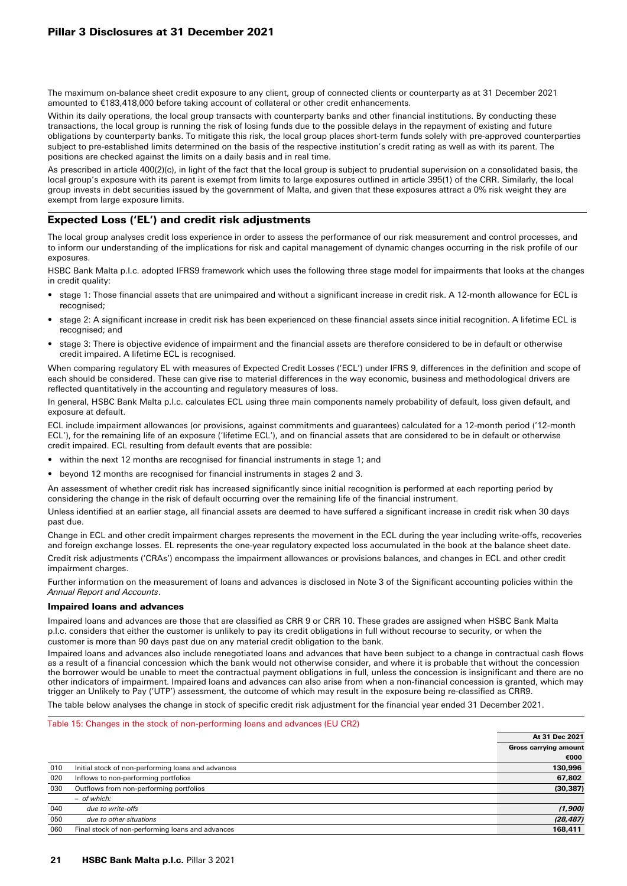The maximum on-balance sheet credit exposure to any client, group of connected clients or counterparty as at 31 December 2021 amounted to €183,418,000 before taking account of collateral or other credit enhancements.

Within its daily operations, the local group transacts with counterparty banks and other financial institutions. By conducting these transactions, the local group is running the risk of losing funds due to the possible delays in the repayment of existing and future obligations by counterparty banks. To mitigate this risk, the local group places short-term funds solely with pre-approved counterparties subject to pre-established limits determined on the basis of the respective institution's credit rating as well as with its parent. The positions are checked against the limits on a daily basis and in real time.

As prescribed in article 400(2)(c), in light of the fact that the local group is subject to prudential supervision on a consolidated basis, the local group's exposure with its parent is exempt from limits to large exposures outlined in article 395(1) of the CRR. Similarly, the local group invests in debt securities issued by the government of Malta, and given that these exposures attract a 0% risk weight they are exempt from large exposure limits.

## Expected Loss ('EL') and credit risk adjustments

The local group analyses credit loss experience in order to assess the performance of our risk measurement and control processes, and to inform our understanding of the implications for risk and capital management of dynamic changes occurring in the risk profile of our exposures.

HSBC Bank Malta p.l.c. adopted IFRS9 framework which uses the following three stage model for impairments that looks at the changes in credit quality:

- stage 1: Those financial assets that are unimpaired and without a significant increase in credit risk. A 12-month allowance for ECL is recognised;
- stage 2: A significant increase in credit risk has been experienced on these financial assets since initial recognition. A lifetime ECL is recognised; and
- stage 3: There is objective evidence of impairment and the financial assets are therefore considered to be in default or otherwise credit impaired. A lifetime ECL is recognised.

When comparing regulatory EL with measures of Expected Credit Losses ('ECL') under IFRS 9, differences in the definition and scope of each should be considered. These can give rise to material differences in the way economic, business and methodological drivers are reflected quantitatively in the accounting and regulatory measures of loss.

In general, HSBC Bank Malta p.l.c. calculates ECL using three main components namely probability of default, loss given default, and exposure at default.

ECL include impairment allowances (or provisions, against commitments and guarantees) calculated for a 12-month period ('12-month ECL'), for the remaining life of an exposure ('lifetime ECL'), and on financial assets that are considered to be in default or otherwise credit impaired. ECL resulting from default events that are possible:

- within the next 12 months are recognised for financial instruments in stage 1; and
- beyond 12 months are recognised for financial instruments in stages 2 and 3.

An assessment of whether credit risk has increased significantly since initial recognition is performed at each reporting period by considering the change in the risk of default occurring over the remaining life of the financial instrument.

Unless identified at an earlier stage, all financial assets are deemed to have suffered a significant increase in credit risk when 30 days past due.

Change in ECL and other credit impairment charges represents the movement in the ECL during the year including write-offs, recoveries and foreign exchange losses. EL represents the one-year regulatory expected loss accumulated in the book at the balance sheet date.

Credit risk adjustments ('CRAs') encompass the impairment allowances or provisions balances, and changes in ECL and other credit impairment charges.

Further information on the measurement of loans and advances is disclosed in Note 3 of the Significant accounting policies within the *Annual Report and Accounts*.

### Impaired loans and advances

Impaired loans and advances are those that are classified as CRR 9 or CRR 10. These grades are assigned when HSBC Bank Malta p.l.c. considers that either the customer is unlikely to pay its credit obligations in full without recourse to security, or when the customer is more than 90 days past due on any material credit obligation to the bank.

Impaired loans and advances also include renegotiated loans and advances that have been subject to a change in contractual cash flows as a result of a financial concession which the bank would not otherwise consider, and where it is probable that without the concession the borrower would be unable to meet the contractual payment obligations in full, unless the concession is insignificant and there are no other indicators of impairment. Impaired loans and advances can also arise from when a non-financial concession is granted, which may trigger an Unlikely to Pay ('UTP') assessment, the outcome of which may result in the exposure being re-classified as CRR9.

The table below analyses the change in stock of specific credit risk adjustment for the financial year ended 31 December 2021.

Table 15: Changes in the stock of non-performing loans and advances (EU CR2)

| | | At 31 Dec 2021 |
|---|---|---|
| | | Gross carrying amount |
| | | €000 |
| 010 | Initial stock of non-performing loans and advances | 130,996 |
| 020 | Inflows to non-performing portfolios | 67,802 |
| 030 | Outflows from non-performing portfolios | (30,387) |
| | – *of which:* | |
| 040 | *due to write-offs* | *(1,900)* |
| 050 | *due to other situations* | *(28,487)* |
| 060 | Final stock of non-performing loans and advances | 168,411 |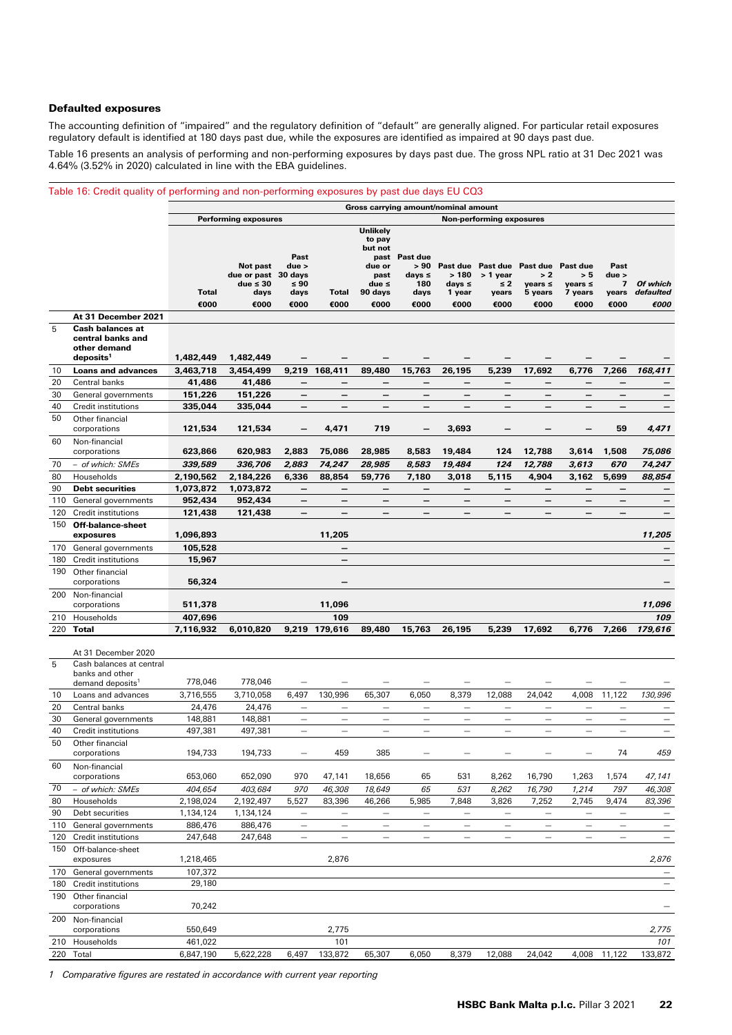### Defaulted exposures

The accounting definition of "impaired" and the regulatory definition of "default" are generally aligned. For particular retail exposures regulatory default is identified at 180 days past due, while the exposures are identified as impaired at 90 days past due.

Table 16 presents an analysis of performing and non-performing exposures by days past due. The gross NPL ratio at 31 Dec 2021 was 4.64% (3.52% in 2020) calculated in line with the EBA guidelines.

Table 16: Credit quality of performing and non-performing exposures by past due days EU CQ3

| | | Gross carrying amount/nominal amount | | | | | | | | | | | | |
|---|---|---|---|---|---|---|---|---|---|---|---|---|---|---|
| | | Performing exposures | | | Non-performing exposures | | | | | | | | | |
| | | Total | Not past due or past due ≤ 30 days | Past due > 30 days ≤ 90 days | Total | Unlikely to pay but not past due or past due ≤ 90 days | Past due > 90 days ≤ 180 days | Past due > 180 days ≤ 1 year | Past due > 1 year ≤ 2 years | Past due > 2 years ≤ 5 years | Past due > 5 years ≤ 7 years | Past due > 7 years | *Of which defaulted* |
| | | €000 | €000 | €000 | €000 | €000 | €000 | €000 | €000 | €000 | €000 | €000 | *€000* |
| | **At 31 December 2021** | | | | | | | | | | | | |
| 5 | **Cash balances at central banks and other demand deposits[1]** | **1,482,449** | **1,482,449** | – | – | – | – | – | – | – | – | – | – |
| 10 | **Loans and advances** | **3,463,718** | **3,454,499** | **9,219** | **168,411** | **89,480** | **15,763** | **26,195** | **5,239** | **17,692** | **6,776** | **7,266** | ***168,411*** |
| 20 | Central banks | **41,486** | **41,486** | – | – | – | – | – | – | – | – | – | – |
| 30 | General governments | **151,226** | **151,226** | – | – | – | – | – | – | – | – | – | – |
| 40 | Credit institutions | **335,044** | **335,044** | – | – | – | – | – | – | – | – | – | – |
| 50 | Other financial corporations | **121,534** | **121,534** | – | **4,471** | **719** | – | **3,693** | – | – | – | **59** | ***4,471*** |
| 60 | Non-financial corporations | **623,866** | **620,983** | **2,883** | **75,086** | **28,985** | **8,583** | **19,484** | **124** | **12,788** | **3,614** | **1,508** | ***75,086*** |
| 70 | *– of which: SMEs* | ***339,589*** | ***336,706*** | ***2,883*** | ***74,247*** | ***28,985*** | ***8,583*** | ***19,484*** | ***124*** | ***12,788*** | ***3,613*** | ***670*** | ***74,247*** |
| 80 | Households | **2,190,562** | **2,184,226** | **6,336** | **88,854** | **59,776** | **7,180** | **3,018** | **5,115** | **4,904** | **3,162** | **5,699** | ***88,854*** |
| 90 | **Debt securities** | **1,073,872** | **1,073,872** | – | – | – | – | – | – | – | – | – | – |
| 110 | General governments | **952,434** | **952,434** | – | – | – | – | – | – | – | – | – | – |
| 120 | Credit institutions | **121,438** | **121,438** | – | – | – | – | – | – | – | – | – | – |
| 150 | **Off-balance-sheet exposures** | **1,096,893** | | | **11,205** | | | | | | | | ***11,205*** |
| 170 | General governments | **105,528** | | | – | | | | | | | | – |
| 180 | Credit institutions | **15,967** | | | – | | | | | | | | – |
| 190 | Other financial corporations | **56,324** | | | – | | | | | | | | – |
| 200 | Non-financial corporations | **511,378** | | | **11,096** | | | | | | | | ***11,096*** |
| 210 | Households | **407,696** | | | **109** | | | | | | | | ***109*** |
| 220 | **Total** | **7,116,932** | **6,010,820** | **9,219** | **179,616** | **89,480** | **15,763** | **26,195** | **5,239** | **17,692** | **6,776** | **7,266** | ***179,616*** |
| | At 31 December 2020 | | | | | | | | | | | | |
| 5 | Cash balances at central banks and other demand deposits[1] | 778,046 | 778,046 | – | – | – | – | – | – | – | – | – | – |
| 10 | Loans and advances | 3,716,555 | 3,710,058 | 6,497 | 130,996 | 65,307 | 6,050 | 8,379 | 12,088 | 24,042 | 4,008 | 11,122 | *130,996* |
| 20 | Central banks | 24,476 | 24,476 | – | – | – | – | – | – | – | – | – | – |
| 30 | General governments | 148,881 | 148,881 | – | – | – | – | – | – | – | – | – | – |
| 40 | Credit institutions | 497,381 | 497,381 | – | – | – | – | – | – | – | – | – | – |
| 50 | Other financial corporations | 194,733 | 194,733 | – | 459 | 385 | – | – | – | – | – | 74 | *459* |
| 60 | Non-financial corporations | 653,060 | 652,090 | 970 | 47,141 | 18,656 | 65 | 531 | 8,262 | 16,790 | 1,263 | 1,574 | *47,141* |
| 70 | *– of which: SMEs* | *404,654* | *403,684* | *970* | *46,308* | *18,649* | *65* | *531* | *8,262* | *16,790* | *1,214* | *797* | *46,308* |
| 80 | Households | 2,198,024 | 2,192,497 | 5,527 | 83,396 | 46,266 | 5,985 | 7,848 | 3,826 | 7,252 | 2,745 | 9,474 | *83,396* |
| 90 | Debt securities | 1,134,124 | 1,134,124 | – | – | – | – | – | – | – | – | – | – |
| 110 | General governments | 886,476 | 886,476 | – | – | – | – | – | – | – | – | – | – |
| 120 | Credit institutions | 247,648 | 247,648 | – | – | – | – | – | – | – | – | – | – |
| 150 | Off-balance-sheet exposures | 1,218,465 | | | 2,876 | | | | | | | | *2,876* |
| 170 | General governments | 107,372 | | | | | | | | | | | – |
| 180 | Credit institutions | 29,180 | | | | | | | | | | | – |
| 190 | Other financial corporations | 70,242 | | | | | | | | | | | – |
| 200 | Non-financial corporations | 550,649 | | | 2,775 | | | | | | | | *2,775* |
| 210 | Households | 461,022 | | | 101 | | | | | | | | *101* |
| 220 | Total | 6,847,190 | 5,622,228 | 6,497 | 133,872 | 65,307 | 6,050 | 8,379 | 12,088 | 24,042 | 4,008 | 11,122 | 133,872 |

1 *Comparative figures are restated in accordance with current year reporting*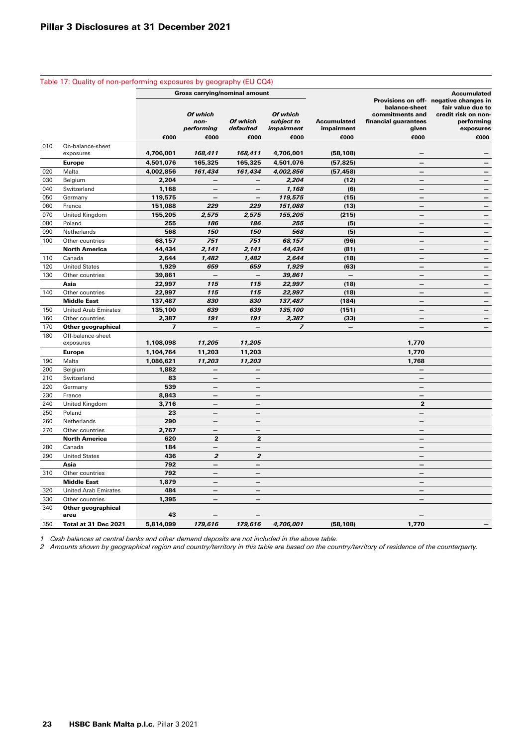## Table 17: Quality of non-performing exposures by geography (EU CQ4)

| | | Gross carrying/nominal amount | | | | | | |
|---|---|---|---|---|---|---|---|---|
| | | | *Of which non-performing* | *Of which defaulted* | *Of which subject to impairment* | Accumulated impairment | Provisions on off-balance-sheet commitments and financial guarantees given | Accumulated negative changes in fair value due to credit risk on non-performing exposures |
| | | €000 | €000 | €000 | €000 | €000 | €000 | €000 |
| 010 | On-balance-sheet exposures | **4,706,001** | ***168,411*** | ***168,411*** | **4,706,001** | **(58,108)** | **–** | **–** |
| | **Europe** | **4,501,076** | **165,325** | **165,325** | **4,501,076** | **(57,825)** | **–** | **–** |
| 020 | Malta | **4,002,856** | ***161,434*** | ***161,434*** | ***4,002,856*** | **(57,458)** | **–** | **–** |
| 030 | Belgium | **2,204** | **–** | **–** | ***2,204*** | **(12)** | **–** | **–** |
| 040 | Switzerland | **1,168** | **–** | **–** | ***1,168*** | **(6)** | **–** | **–** |
| 050 | Germany | **119,575** | **–** | **–** | ***119,575*** | **(15)** | **–** | **–** |
| 060 | France | **151,088** | ***229*** | ***229*** | ***151,088*** | **(13)** | **–** | **–** |
| 070 | United Kingdom | **155,205** | ***2,575*** | ***2,575*** | ***155,205*** | **(215)** | **–** | **–** |
| 080 | Poland | **255** | ***186*** | ***186*** | ***255*** | **(5)** | **–** | **–** |
| 090 | Netherlands | **568** | ***150*** | ***150*** | ***568*** | **(5)** | **–** | **–** |
| 100 | Other countries | **68,157** | ***751*** | ***751*** | ***68,157*** | **(96)** | **–** | **–** |
| | **North America** | **44,434** | ***2,141*** | ***2,141*** | ***44,434*** | **(81)** | **–** | **–** |
| 110 | Canada | **2,644** | ***1,482*** | ***1,482*** | ***2,644*** | **(18)** | **–** | **–** |
| 120 | United States | **1,929** | ***659*** | ***659*** | ***1,929*** | **(63)** | **–** | **–** |
| 130 | Other countries | **39,861** | **–** | **–** | ***39,861*** | **–** | **–** | **–** |
| | **Asia** | **22,997** | ***115*** | ***115*** | ***22,997*** | **(18)** | **–** | **–** |
| 140 | Other countries | **22,997** | ***115*** | ***115*** | ***22,997*** | **(18)** | **–** | **–** |
| | **Middle East** | **137,487** | ***830*** | ***830*** | ***137,487*** | **(184)** | **–** | **–** |
| 150 | United Arab Emirates | **135,100** | ***639*** | ***639*** | ***135,100*** | **(151)** | **–** | **–** |
| 160 | Other countries | **2,387** | ***191*** | ***191*** | ***2,387*** | **(33)** | **–** | **–** |
| 170 | **Other geographical** | **7** | **–** | **–** | ***7*** | **–** | **–** | **–** |
| 180 | Off-balance-sheet exposures | **1,108,098** | ***11,205*** | ***11,205*** | | | **1,770** | |
| | **Europe** | **1,104,764** | **11,203** | **11,203** | | | **1,770** | |
| 190 | Malta | **1,086,621** | ***11,203*** | ***11,203*** | | | **1,768** | |
| 200 | Belgium | **1,882** | **–** | **–** | | | **–** | |
| 210 | Switzerland | **83** | **–** | **–** | | | **–** | |
| 220 | Germany | **539** | **–** | **–** | | | **–** | |
| 230 | France | **8,843** | **–** | **–** | | | **–** | |
| 240 | United Kingdom | **3,716** | **–** | **–** | | | **2** | |
| 250 | Poland | **23** | **–** | **–** | | | **–** | |
| 260 | Netherlands | **290** | **–** | **–** | | | **–** | |
| 270 | Other countries | **2,767** | **–** | **–** | | | **–** | |
| | **North America** | **620** | **2** | **2** | | | **–** | |
| 280 | Canada | **184** | **–** | **–** | | | **–** | |
| 290 | United States | **436** | ***2*** | ***2*** | | | **–** | |
| | **Asia** | **792** | **–** | **–** | | | **–** | |
| 310 | Other countries | **792** | **–** | **–** | | | **–** | |
| | **Middle East** | **1,879** | **–** | **–** | | | **–** | |
| 320 | United Arab Emirates | **484** | **–** | **–** | | | **–** | |
| 330 | Other countries | **1,395** | **–** | **–** | | | **–** | |
| 340 | **Other geographical area** | **43** | **–** | **–** | | | **–** | |
| 350 | **Total at 31 Dec 2021** | **5,814,099** | ***179,616*** | ***179,616*** | ***4,706,001*** | **(58,108)** | **1,770** | **–** |

*1 Cash balances at central banks and other demand deposits are not included in the above table.*

*2 Amounts shown by geographical region and country/territory in this table are based on the country/territory of residence of the counterparty.*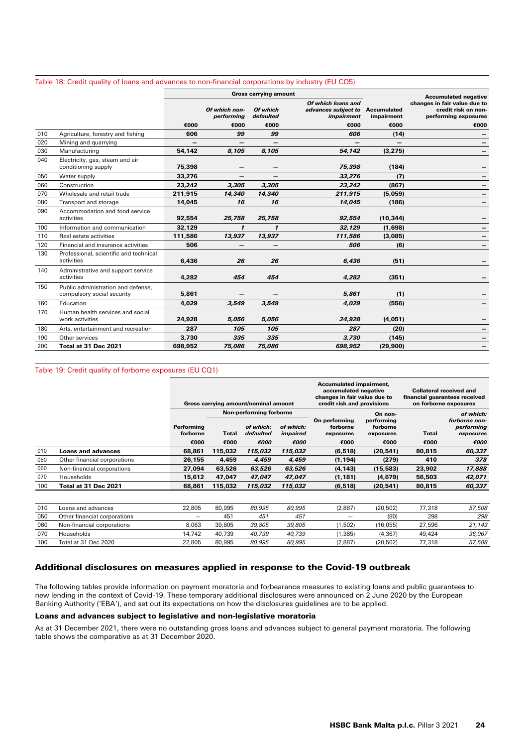Table 18: Credit quality of loans and advances to non-financial corporations by industry (EU CQ5)

| | | Gross carrying amount | | | | | Accumulated negative changes in fair value due to credit risk on non-performing exposures |
|---|---|---|---|---|---|---|---|
| | | | *Of which non-performing* | *Of which defaulted* | *Of which loans and advances subject to impairment* | Accumulated impairment | |
| | | €000 | €000 | €000 | €000 | €000 | €000 |
| 010 | Agriculture, forestry and fishing | **606** | ***99*** | ***99*** | ***606*** | **(14)** | **–** |
| 020 | Mining and quarrying | **–** | **–** | **–** | **–** | **–** | **–** |
| 030 | Manufacturing | **54,142** | ***8,105*** | ***8,105*** | ***54,142*** | **(3,275)** | **–** |
| 040 | Electricity, gas, steam and air conditioning supply | **75,398** | **–** | **–** | ***75,398*** | **(184)** | **–** |
| 050 | Water supply | **33,276** | **–** | **–** | ***33,276*** | **(7)** | **–** |
| 060 | Construction | **23,242** | ***3,305*** | ***3,305*** | ***23,242*** | **(867)** | **–** |
| 070 | Wholesale and retail trade | **211,915** | ***14,340*** | ***14,340*** | ***211,915*** | **(5,059)** | **–** |
| 080 | Transport and storage | **14,045** | ***16*** | ***16*** | ***14,045*** | **(186)** | **–** |
| 090 | Accommodation and food service activities | **92,554** | ***25,758*** | ***25,758*** | ***92,554*** | **(10,344)** | **–** |
| 100 | Information and communication | **32,129** | ***1*** | ***1*** | ***32,129*** | **(1,698)** | **–** |
| 110 | Real estate activities | **111,586** | ***13,937*** | ***13,937*** | ***111,586*** | **(3,085)** | **–** |
| 120 | Financial and insurance activities | **506** | **–** | **–** | ***506*** | **(6)** | **–** |
| 130 | Professional, scientific and technical activities | **6,436** | ***26*** | ***26*** | ***6,436*** | **(51)** | **–** |
| 140 | Administrative and support service activities | **4,282** | ***454*** | ***454*** | ***4,282*** | **(351)** | **–** |
| 150 | Public administration and defense, compulsory social security | **5,861** | **–** | **–** | ***5,861*** | **(1)** | **–** |
| 160 | Education | **4,029** | ***3,549*** | ***3,549*** | ***4,029*** | **(556)** | **–** |
| 170 | Human health services and social work activities | **24,928** | ***5,056*** | ***5,056*** | ***24,928*** | **(4,051)** | **–** |
| 180 | Arts, entertainment and recreation | **287** | ***105*** | ***105*** | ***287*** | **(20)** | **–** |
| 190 | Other services | **3,730** | ***335*** | ***335*** | ***3,730*** | **(145)** | **–** |
| 200 | **Total at 31 Dec 2021** | **698,952** | ***75,086*** | ***75,086*** | ***698,952*** | **(29,900)** | **–** |

Table 19: Credit quality of forborne exposures (EU CQ1)

| | | Gross carrying amount/nominal amount | | | | Accumulated impairment, accumulated negative changes in fair value due to credit risk and provisions | | Collateral received and financial guarantees received on forborne exposures | |
|---|---|---|---|---|---|---|---|---|---|
| | | | Non-performing forborne | | | | | | |
| | | Performing forborne | Total | *of which: defaulted* | *of which: impaired* | On performing forborne exposures | On non-performing forborne exposures | Total | *of which: forborne non-performing exposures* |
| | | €000 | €000 | *€000* | *€000* | €000 | €000 | €000 | *€000* |
| 010 | **Loans and advances** | **68,861** | **115,032** | ***115,032*** | ***115,032*** | **(6,518)** | **(20,541)** | **80,815** | ***60,337*** |
| 050 | Other financial corporations | **26,155** | **4,459** | ***4,459*** | ***4,459*** | **(1,194)** | **(279)** | **410** | ***378*** |
| 060 | Non-financial corporations | **27,094** | **63,526** | ***63,526*** | ***63,526*** | **(4,143)** | **(15,583)** | **23,902** | ***17,888*** |
| 070 | Households | **15,612** | **47,047** | ***47,047*** | ***47,047*** | **(1,181)** | **(4,679)** | **56,503** | ***42,071*** |
| 100 | **Total at 31 Dec 2021** | **68,861** | **115,032** | ***115,032*** | ***115,032*** | **(6,518)** | **(20,541)** | **80,815** | ***60,337*** |
| | | | | | | | | | |
| 010 | Loans and advances | 22,805 | 80,995 | *80,995* | *80,995* | (2,887) | (20,502) | 77,318 | *57,508* |
| 050 | Other financial corporations | – | 451 | *451* | *451* | – | (80) | 298 | *298* |
| 060 | Non-financial corporations | 8,063 | 39,805 | *39,805* | *39,805* | (1,502) | (16,055) | 27,596 | *21,143* |
| 070 | Households | 14,742 | 40,739 | *40,739* | *40,739* | (1,385) | (4,367) | 49,424 | *36,067* |
| 100 | Total at 31 Dec 2020 | 22,805 | 80,995 | *80,995* | *80,995* | (2,887) | (20,502) | 77,318 | *57,508* |

## Additional disclosures on measures applied in response to the Covid-19 outbreak

The following tables provide information on payment moratoria and forbearance measures to existing loans and public guarantees to new lending in the context of Covid-19. These temporary additional disclosures were announced on 2 June 2020 by the European Banking Authority ('EBA'), and set out its expectations on how the disclosures guidelines are to be applied.

### Loans and advances subject to legislative and non-legislative moratoria

As at 31 December 2021, there were no outstanding gross loans and advances subject to general payment moratoria. The following table shows the comparative as at 31 December 2020.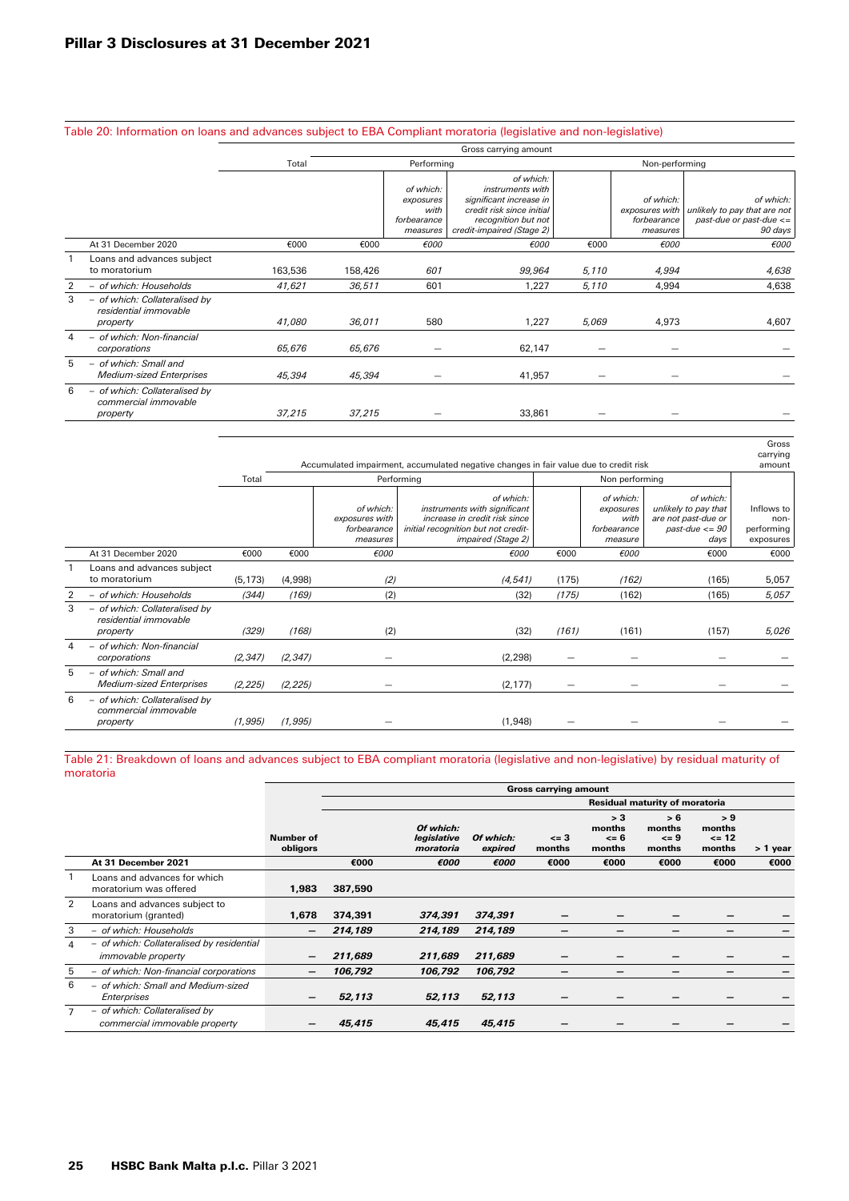## Table 20: Information on loans and advances subject to EBA Compliant moratoria (legislative and non-legislative)

| | | Gross carrying amount | | | | | | |
|---|---|---|---|---|---|---|---|---|
| | | Total | Performing | | | Non-performing | | |
| | | | | *of which: exposures with forbearance measures* | *of which: instruments with significant increase in credit risk since initial recognition but not credit-impaired (Stage 2)* | | *of which: exposures with forbearance measures* | *of which: unlikely to pay that are not past-due or past-due <= 90 days* |
| | At 31 December 2020 | €000 | €000 | *€000* | *€000* | €000 | *€000* | *€000* |
| 1 | Loans and advances subject to moratorium | 163,536 | 158,426 | *601* | *99,964* | *5,110* | *4,994* | *4,638* |
| 2 | *– of which: Households* | *41,621* | *36,511* | 601 | 1,227 | *5,110* | 4,994 | 4,638 |
| 3 | *– of which: Collateralised by residential immovable property* | *41,080* | *36,011* | 580 | 1,227 | *5,069* | 4,973 | 4,607 |
| 4 | *– of which: Non-financial corporations* | *65,676* | *65,676* | – | 62,147 | – | – | – |
| 5 | *– of which: Small and Medium-sized Enterprises* | *45,394* | *45,394* | – | 41,957 | – | – | – |
| 6 | *– of which: Collateralised by commercial immovable property* | *37,215* | *37,215* | – | 33,861 | – | – | – |

| | | Accumulated impairment, accumulated negative changes in fair value due to credit risk | | | | | | | Gross carrying amount |
|---|---|---|---|---|---|---|---|---|---|
| | | Total | Performing | | | Non performing | | | |
| | | | | *of which: exposures with forbearance measures* | *of which: instruments with significant increase in credit risk since initial recognition but not credit-impaired (Stage 2)* | | *of which: exposures with forbearance measure* | *of which: unlikely to pay that are not past-due or past-due <= 90 days* | Inflows to non-performing exposures |
| | At 31 December 2020 | €000 | €000 | *€000* | *€000* | €000 | *€000* | €000 | €000 |
| 1 | Loans and advances subject to moratorium | (5,173) | (4,998) | *(2)* | *(4,541)* | (175) | *(162)* | (165) | 5,057 |
| 2 | *– of which: Households* | *(344)* | *(169)* | (2) | (32) | *(175)* | (162) | (165) | *5,057* |
| 3 | *– of which: Collateralised by residential immovable property* | *(329)* | *(168)* | (2) | (32) | *(161)* | (161) | (157) | *5,026* |
| 4 | *– of which: Non-financial corporations* | *(2,347)* | *(2,347)* | – | (2,298) | – | – | – | – |
| 5 | *– of which: Small and Medium-sized Enterprises* | *(2,225)* | *(2,225)* | – | (2,177) | – | – | – | – |
| 6 | *– of which: Collateralised by commercial immovable property* | *(1,995)* | *(1,995)* | – | (1,948) | – | – | – | – |

## Table 21: Breakdown of loans and advances subject to EBA compliant moratoria (legislative and non-legislative) by residual maturity of moratoria

| | | | Gross carrying amount | | | | | | | |
|---|---|---|---|---|---|---|---|---|---|---|
| | | | | | | Residual maturity of moratoria | | | | |
| | | **Number of obligors** | | ***Of which: legislative moratoria*** | ***Of which: expired*** | **<= 3 months** | **> 3 months <= 6 months** | **> 6 months <= 9 months** | **> 9 months <= 12 months** | **> 1 year** |
| | **At 31 December 2021** | | **€000** | ***€000*** | ***€000*** | **€000** | **€000** | **€000** | **€000** | **€000** |
| 1 | Loans and advances for which moratorium was offered | **1,983** | **387,590** | | | | | | | |
| 2 | Loans and advances subject to moratorium (granted) | **1,678** | **374,391** | ***374,391*** | ***374,391*** | **–** | **–** | **–** | **–** | **–** |
| 3 | *– of which: Households* | **–** | ***214,189*** | ***214,189*** | ***214,189*** | **–** | **–** | **–** | **–** | **–** |
| 4 | *– of which: Collateralised by residential immovable property* | **–** | ***211,689*** | ***211,689*** | ***211,689*** | **–** | **–** | **–** | **–** | **–** |
| 5 | *– of which: Non-financial corporations* | **–** | ***106,792*** | ***106,792*** | ***106,792*** | **–** | **–** | **–** | **–** | **–** |
| 6 | *– of which: Small and Medium-sized Enterprises* | **–** | ***52,113*** | ***52,113*** | ***52,113*** | **–** | **–** | **–** | **–** | **–** |
| 7 | *– of which: Collateralised by commercial immovable property* | **–** | ***45,415*** | ***45,415*** | ***45,415*** | **–** | **–** | **–** | **–** | **–** |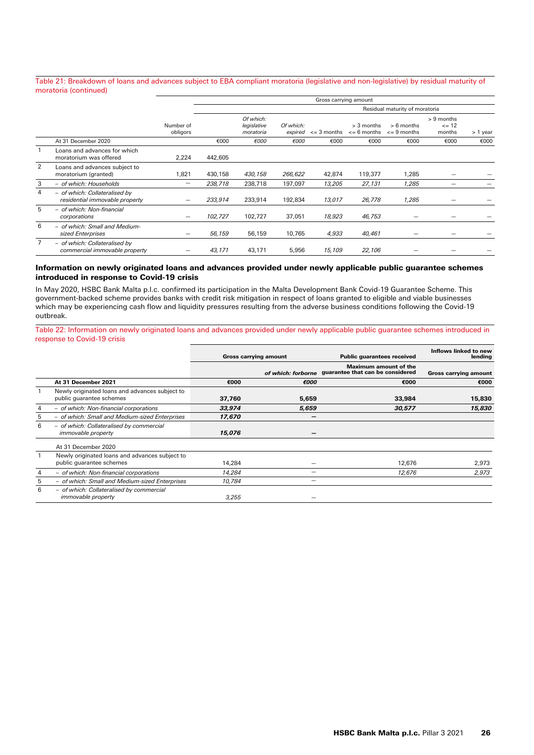Table 21: Breakdown of loans and advances subject to EBA compliant moratoria (legislative and non-legislative) by residual maturity of moratoria (continued)

| | | | Gross carrying amount | | | | | | | |
|---|---|---|---|---|---|---|---|---|---|---|
| | | | | | | Residual maturity of moratoria | | | | |
| | | Number of obligors | | *Of which: legislative moratoria* | *Of which: expired* | <= 3 months | > 3 months <= 6 months | > 6 months <= 9 months | > 9 months <= 12 months | > 1 year |
| | At 31 December 2020 | | €000 | *€000* | *€000* | €000 | €000 | €000 | €000 | €000 |
| 1 | Loans and advances for which moratorium was offered | 2,224 | 442,605 | | | | | | | |
| 2 | Loans and advances subject to moratorium (granted) | 1,821 | 430,158 | *430,158* | *266,622* | 42,874 | 119,377 | 1,285 | — | — |
| 3 | *– of which: Households* | — | *238,718* | 238,718 | 197,097 | *13,205* | *27,131* | *1,285* | — | — |
| 4 | *– of which: Collateralised by residential immovable property* | — | *233,914* | 233,914 | 192,834 | *13,017* | *26,778* | *1,285* | — | — |
| 5 | *– of which: Non-financial corporations* | — | *102,727* | 102,727 | 37,051 | *18,923* | *46,753* | — | — | — |
| 6 | *– of which: Small and Medium-sized Enterprises* | — | *56,159* | 56,159 | 10,765 | *4,933* | *40,461* | — | — | — |
| 7 | *– of which: Collateralised by commercial immovable property* | — | *43,171* | 43,171 | 5,956 | *15,109* | *22,106* | — | — | — |

### Information on newly originated loans and advances provided under newly applicable public guarantee schemes introduced in response to Covid-19 crisis

In May 2020, HSBC Bank Malta p.l.c. confirmed its participation in the Malta Development Bank Covid-19 Guarantee Scheme. This government-backed scheme provides banks with credit risk mitigation in respect of loans granted to eligible and viable businesses which may be experiencing cash flow and liquidity pressures resulting from the adverse business conditions following the Covid-19 outbreak.

Table 22: Information on newly originated loans and advances provided under newly applicable public guarantee schemes introduced in response to Covid-19 crisis

| | | **Gross carrying amount** | | **Public guarantees received** | **Inflows linked to new lending** |
|---|---|---|---|---|---|
| | | | ***of which: forborne*** | **Maximum amount of the guarantee that can be considered** | **Gross carrying amount** |
| | **At 31 December 2021** | **€000** | ***€000*** | **€000** | **€000** |
| 1 | Newly originated loans and advances subject to public guarantee schemes | **37,760** | **5,659** | **33,984** | **15,830** |
| 4 | *– of which: Non-financial corporations* | ***33,974*** | ***5,659*** | ***30,577*** | ***15,830*** |
| 5 | *– of which: Small and Medium-sized Enterprises* | ***17,670*** | **—** | | |
| 6 | *– of which: Collateralised by commercial immovable property* | ***15,076*** | **—** | | |
| | At 31 December 2020 | | | | |
| 1 | Newly originated loans and advances subject to public guarantee schemes | 14,284 | — | 12,676 | 2,973 |
| 4 | *– of which: Non-financial corporations* | *14,284* | — | *12,676* | *2,973* |
| 5 | *– of which: Small and Medium-sized Enterprises* | *10,784* | — | | |
| 6 | *– of which: Collateralised by commercial immovable property* | *3,255* | — | | |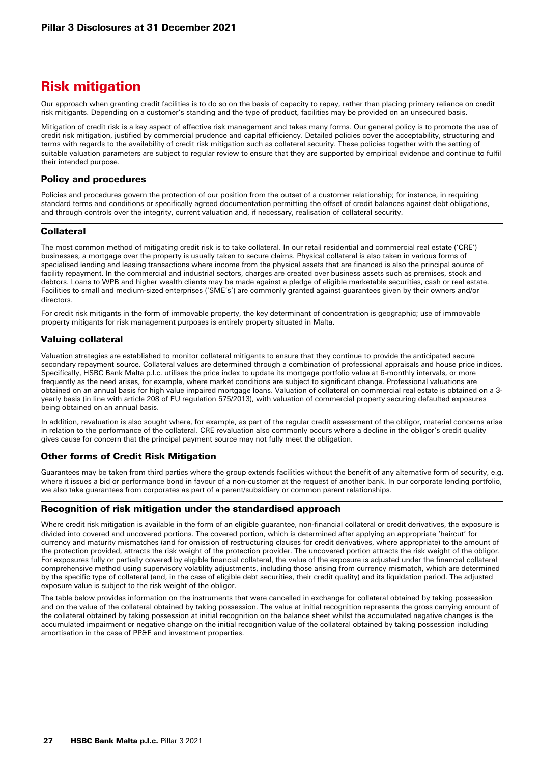# Risk mitigation

Our approach when granting credit facilities is to do so on the basis of capacity to repay, rather than placing primary reliance on credit risk mitigants. Depending on a customer's standing and the type of product, facilities may be provided on an unsecured basis.

Mitigation of credit risk is a key aspect of effective risk management and takes many forms. Our general policy is to promote the use of credit risk mitigation, justified by commercial prudence and capital efficiency. Detailed policies cover the acceptability, structuring and terms with regards to the availability of credit risk mitigation such as collateral security. These policies together with the setting of suitable valuation parameters are subject to regular review to ensure that they are supported by empirical evidence and continue to fulfil their intended purpose.

## Policy and procedures

Policies and procedures govern the protection of our position from the outset of a customer relationship; for instance, in requiring standard terms and conditions or specifically agreed documentation permitting the offset of credit balances against debt obligations, and through controls over the integrity, current valuation and, if necessary, realisation of collateral security.

## Collateral

The most common method of mitigating credit risk is to take collateral. In our retail residential and commercial real estate ('CRE') businesses, a mortgage over the property is usually taken to secure claims. Physical collateral is also taken in various forms of specialised lending and leasing transactions where income from the physical assets that are financed is also the principal source of facility repayment. In the commercial and industrial sectors, charges are created over business assets such as premises, stock and debtors. Loans to WPB and higher wealth clients may be made against a pledge of eligible marketable securities, cash or real estate. Facilities to small and medium-sized enterprises ('SME's') are commonly granted against guarantees given by their owners and/or directors.

For credit risk mitigants in the form of immovable property, the key determinant of concentration is geographic; use of immovable property mitigants for risk management purposes is entirely property situated in Malta.

## Valuing collateral

Valuation strategies are established to monitor collateral mitigants to ensure that they continue to provide the anticipated secure secondary repayment source. Collateral values are determined through a combination of professional appraisals and house price indices. Specifically, HSBC Bank Malta p.l.c. utilises the price index to update its mortgage portfolio value at 6-monthly intervals, or more frequently as the need arises, for example, where market conditions are subject to significant change. Professional valuations are obtained on an annual basis for high value impaired mortgage loans. Valuation of collateral on commercial real estate is obtained on a 3-yearly basis (in line with article 208 of EU regulation 575/2013), with valuation of commercial property securing defaulted exposures being obtained on an annual basis.

In addition, revaluation is also sought where, for example, as part of the regular credit assessment of the obligor, material concerns arise in relation to the performance of the collateral. CRE revaluation also commonly occurs where a decline in the obligor's credit quality gives cause for concern that the principal payment source may not fully meet the obligation.

## Other forms of Credit Risk Mitigation

Guarantees may be taken from third parties where the group extends facilities without the benefit of any alternative form of security, e.g. where it issues a bid or performance bond in favour of a non-customer at the request of another bank. In our corporate lending portfolio, we also take guarantees from corporates as part of a parent/subsidiary or common parent relationships.

## Recognition of risk mitigation under the standardised approach

Where credit risk mitigation is available in the form of an eligible guarantee, non-financial collateral or credit derivatives, the exposure is divided into covered and uncovered portions. The covered portion, which is determined after applying an appropriate 'haircut' for currency and maturity mismatches (and for omission of restructuring clauses for credit derivatives, where appropriate) to the amount of the protection provided, attracts the risk weight of the protection provider. The uncovered portion attracts the risk weight of the obligor. For exposures fully or partially covered by eligible financial collateral, the value of the exposure is adjusted under the financial collateral comprehensive method using supervisory volatility adjustments, including those arising from currency mismatch, which are determined by the specific type of collateral (and, in the case of eligible debt securities, their credit quality) and its liquidation period. The adjusted exposure value is subject to the risk weight of the obligor.

The table below provides information on the instruments that were cancelled in exchange for collateral obtained by taking possession and on the value of the collateral obtained by taking possession. The value at initial recognition represents the gross carrying amount of the collateral obtained by taking possession at initial recognition on the balance sheet whilst the accumulated negative changes is the accumulated impairment or negative change on the initial recognition value of the collateral obtained by taking possession including amortisation in the case of PP&E and investment properties.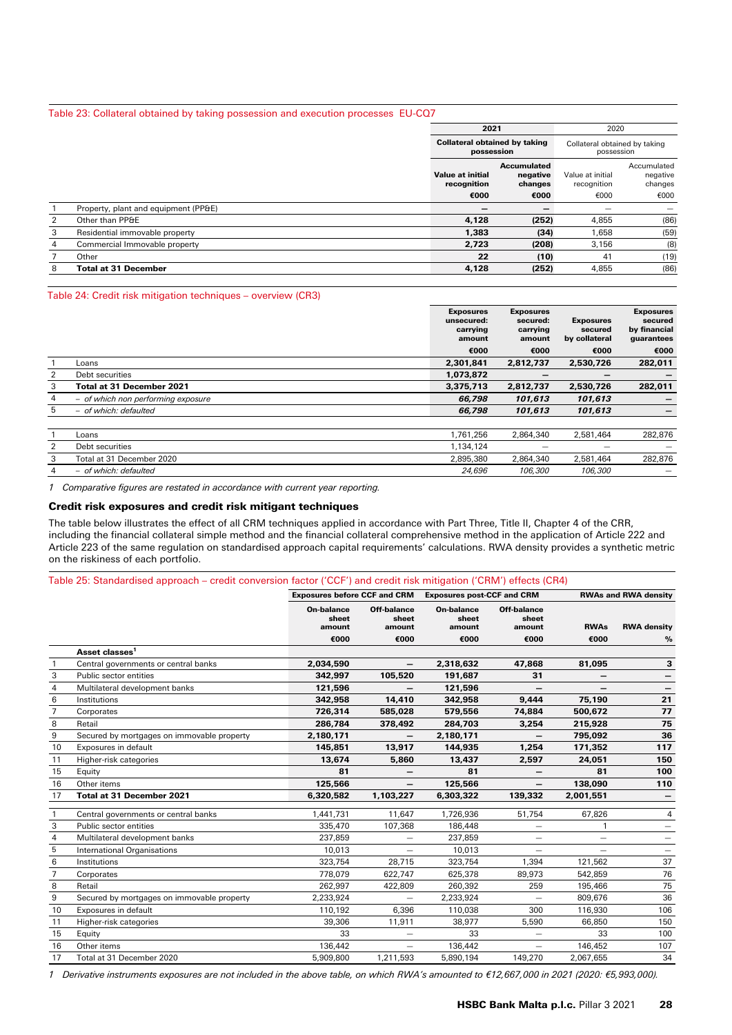Table 23: Collateral obtained by taking possession and execution processes EU-CQ7

| | | 2021 | | 2020 | |
|---|---|---|---|---|---|
| | | **Collateral obtained by taking possession** | | Collateral obtained by taking possession | |
| | | **Value at initial recognition** | **Accumulated negative changes** | Value at initial recognition | Accumulated negative changes |
| | | **€000** | **€000** | €000 | €000 |
| 1 | Property, plant and equipment (PP&E) | **–** | **–** | – | – |
| 2 | Other than PP&E | **4,128** | **(252)** | 4,855 | (86) |
| 3 | Residential immovable property | **1,383** | **(34)** | 1,658 | (59) |
| 4 | Commercial Immovable property | **2,723** | **(208)** | 3,156 | (8) |
| 7 | Other | **22** | **(10)** | 41 | (19) |
| 8 | **Total at 31 December** | **4,128** | **(252)** | 4,855 | (86) |

Table 24: Credit risk mitigation techniques – overview (CR3)

| | | Exposures unsecured: carrying amount | Exposures secured: carrying amount | Exposures secured by collateral | Exposures secured by financial guarantees |
|---|---|---|---|---|---|
| | | €000 | €000 | €000 | €000 |
| 1 | Loans | **2,301,841** | **2,812,737** | **2,530,726** | **282,011** |
| 2 | Debt securities | **1,073,872** | **–** | **–** | **–** |
| 3 | **Total at 31 December 2021** | **3,375,713** | **2,812,737** | **2,530,726** | **282,011** |
| 4 | *– of which non performing exposure* | ***66,798*** | ***101,613*** | ***101,613*** | **–** |
| 5 | *– of which: defaulted* | ***66,798*** | ***101,613*** | ***101,613*** | **–** |
| | | | | | |
| 1 | Loans | 1,761,256 | 2,864,340 | 2,581,464 | 282,876 |
| 2 | Debt securities | 1,134,124 | – | – | – |
| 3 | Total at 31 December 2020 | 2,895,380 | 2,864,340 | 2,581,464 | 282,876 |
| 4 | *– of which: defaulted* | *24,696* | *106,300* | *106,300* | – |

1 *Comparative figures are restated in accordance with current year reporting.*

### Credit risk exposures and credit risk mitigant techniques

The table below illustrates the effect of all CRM techniques applied in accordance with Part Three, Title II, Chapter 4 of the CRR, including the financial collateral simple method and the financial collateral comprehensive method in the application of Article 222 and Article 223 of the same regulation on standardised approach capital requirements' calculations. RWA density provides a synthetic metric on the riskiness of each portfolio.

Table 25: Standardised approach – credit conversion factor ('CCF') and credit risk mitigation ('CRM') effects (CR4)

| | | Exposures before CCF and CRM | | Exposures post-CCF and CRM | | RWAs and RWA density | |
|---|---|---|---|---|---|---|---|
| | | On-balance sheet amount | Off-balance sheet amount | On-balance sheet amount | Off-balance sheet amount | RWAs | RWA density |
| | | €000 | €000 | €000 | €000 | €000 | % |
| | **Asset classes**[1] | | | | | | |
| 1 | Central governments or central banks | **2,034,590** | **–** | **2,318,632** | **47,868** | **81,095** | **3** |
| 3 | Public sector entities | **342,997** | **105,520** | **191,687** | **31** | **–** | **–** |
| 4 | Multilateral development banks | **121,596** | **–** | **121,596** | **–** | **–** | **–** |
| 6 | Institutions | **342,958** | **14,410** | **342,958** | **9,444** | **75,190** | **21** |
| 7 | Corporates | **726,314** | **585,028** | **579,556** | **74,884** | **500,672** | **77** |
| 8 | Retail | **286,784** | **378,492** | **284,703** | **3,254** | **215,928** | **75** |
| 9 | Secured by mortgages on immovable property | **2,180,171** | **–** | **2,180,171** | **–** | **795,092** | **36** |
| 10 | Exposures in default | **145,851** | **13,917** | **144,935** | **1,254** | **171,352** | **117** |
| 11 | Higher-risk categories | **13,674** | **5,860** | **13,437** | **2,597** | **24,051** | **150** |
| 15 | Equity | **81** | **–** | **81** | **–** | **81** | **100** |
| 16 | Other items | **125,566** | **–** | **125,566** | **–** | **138,090** | **110** |
| 17 | **Total at 31 December 2021** | **6,320,582** | **1,103,227** | **6,303,322** | **139,332** | **2,001,551** | **–** |
| | | | | | | | |
| 1 | Central governments or central banks | 1,441,731 | 11,647 | 1,726,936 | 51,754 | 67,826 | 4 |
| 3 | Public sector entities | 335,470 | 107,368 | 186,448 | – | 1 | – |
| 4 | Multilateral development banks | 237,859 | – | 237,859 | – | – | – |
| 5 | International Organisations | 10,013 | – | 10,013 | – | – | – |
| 6 | Institutions | 323,754 | 28,715 | 323,754 | 1,394 | 121,562 | 37 |
| 7 | Corporates | 778,079 | 622,747 | 625,378 | 89,973 | 542,859 | 76 |
| 8 | Retail | 262,997 | 422,809 | 260,392 | 259 | 195,466 | 75 |
| 9 | Secured by mortgages on immovable property | 2,233,924 | – | 2,233,924 | – | 809,676 | 36 |
| 10 | Exposures in default | 110,192 | 6,396 | 110,038 | 300 | 116,930 | 106 |
| 11 | Higher-risk categories | 39,306 | 11,911 | 38,977 | 5,590 | 66,850 | 150 |
| 15 | Equity | 33 | – | 33 | – | 33 | 100 |
| 16 | Other items | 136,442 | – | 136,442 | – | 146,452 | 107 |
| 17 | Total at 31 December 2020 | 5,909,800 | 1,211,593 | 5,890,194 | 149,270 | 2,067,655 | 34 |

1 *Derivative instruments exposures are not included in the above table, on which RWA's amounted to €12,667,000 in 2021 (2020: €5,993,000).*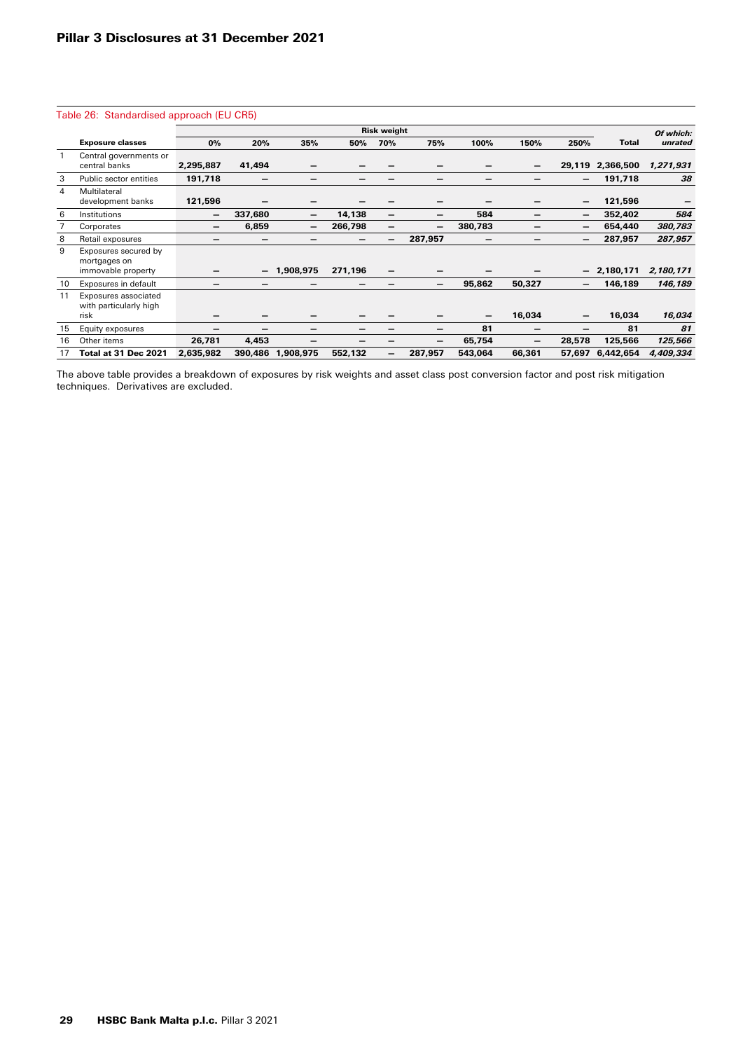Table 26: Standardised approach (EU CR5)

| | | Risk weight | | | | | | | | | | |
|---|---|---|---|---|---|---|---|---|---|---|---|---|
| | **Exposure classes** | **0%** | **20%** | **35%** | **50%** | **70%** | **75%** | **100%** | **150%** | **250%** | **Total** | ***Of which: unrated*** |
| 1 | Central governments or central banks | **2,295,887** | **41,494** | **—** | **—** | **—** | **—** | **—** | **—** | **29,119** | **2,366,500** | ***1,271,931*** |
| 3 | Public sector entities | **191,718** | **—** | **—** | **—** | **—** | **—** | **—** | **—** | **—** | **191,718** | ***38*** |
| 4 | Multilateral development banks | **121,596** | **—** | **—** | **—** | **—** | **—** | **—** | **—** | **—** | **121,596** | ***—*** |
| 6 | Institutions | **—** | **337,680** | **—** | **14,138** | **—** | **—** | **584** | **—** | **—** | **352,402** | ***584*** |
| 7 | Corporates | **—** | **6,859** | **—** | **266,798** | **—** | **—** | **380,783** | **—** | **—** | **654,440** | ***380,783*** |
| 8 | Retail exposures | **—** | **—** | **—** | **—** | **—** | **287,957** | **—** | **—** | **—** | **287,957** | ***287,957*** |
| 9 | Exposures secured by mortgages on immovable property | **—** | **—** | **1,908,975** | **271,196** | **—** | **—** | **—** | **—** | **—** | **2,180,171** | ***2,180,171*** |
| 10 | Exposures in default | **—** | **—** | **—** | **—** | **—** | **—** | **95,862** | **50,327** | **—** | **146,189** | ***146,189*** |
| 11 | Exposures associated with particularly high risk | **—** | **—** | **—** | **—** | **—** | **—** | **—** | **16,034** | **—** | **16,034** | ***16,034*** |
| 15 | Equity exposures | **—** | **—** | **—** | **—** | **—** | **—** | **81** | **—** | **—** | **81** | ***81*** |
| 16 | Other items | **26,781** | **4,453** | **—** | **—** | **—** | **—** | **65,754** | **—** | **28,578** | **125,566** | ***125,566*** |
| 17 | **Total at 31 Dec 2021** | **2,635,982** | **390,486** | **1,908,975** | **552,132** | **—** | **287,957** | **543,064** | **66,361** | **57,697** | **6,442,654** | ***4,409,334*** |

The above table provides a breakdown of exposures by risk weights and asset class post conversion factor and post risk mitigation techniques. Derivatives are excluded.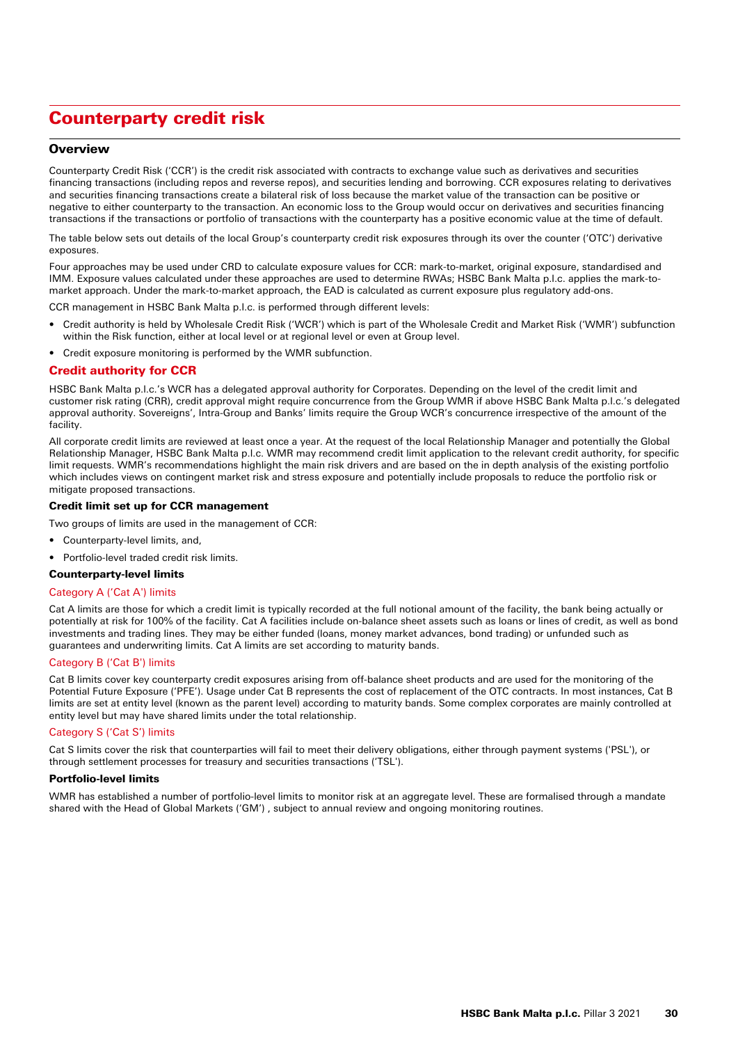# Counterparty credit risk

## Overview

Counterparty Credit Risk ('CCR') is the credit risk associated with contracts to exchange value such as derivatives and securities financing transactions (including repos and reverse repos), and securities lending and borrowing. CCR exposures relating to derivatives and securities financing transactions create a bilateral risk of loss because the market value of the transaction can be positive or negative to either counterparty to the transaction. An economic loss to the Group would occur on derivatives and securities financing transactions if the transactions or portfolio of transactions with the counterparty has a positive economic value at the time of default.

The table below sets out details of the local Group's counterparty credit risk exposures through its over the counter ('OTC') derivative exposures.

Four approaches may be used under CRD to calculate exposure values for CCR: mark-to-market, original exposure, standardised and IMM. Exposure values calculated under these approaches are used to determine RWAs; HSBC Bank Malta p.l.c. applies the mark-to-market approach. Under the mark-to-market approach, the EAD is calculated as current exposure plus regulatory add-ons.

CCR management in HSBC Bank Malta p.l.c. is performed through different levels:

- Credit authority is held by Wholesale Credit Risk ('WCR') which is part of the Wholesale Credit and Market Risk ('WMR') subfunction within the Risk function, either at local level or at regional level or even at Group level.
- Credit exposure monitoring is performed by the WMR subfunction.

## Credit authority for CCR

HSBC Bank Malta p.l.c.'s WCR has a delegated approval authority for Corporates. Depending on the level of the credit limit and customer risk rating (CRR), credit approval might require concurrence from the Group WMR if above HSBC Bank Malta p.l.c.'s delegated approval authority. Sovereigns', Intra-Group and Banks' limits require the Group WCR's concurrence irrespective of the amount of the facility.

All corporate credit limits are reviewed at least once a year. At the request of the local Relationship Manager and potentially the Global Relationship Manager, HSBC Bank Malta p.l.c. WMR may recommend credit limit application to the relevant credit authority, for specific limit requests. WMR's recommendations highlight the main risk drivers and are based on the in depth analysis of the existing portfolio which includes views on contingent market risk and stress exposure and potentially include proposals to reduce the portfolio risk or mitigate proposed transactions.

### Credit limit set up for CCR management

Two groups of limits are used in the management of CCR:

- Counterparty-level limits, and,
- Portfolio-level traded credit risk limits.

### Counterparty-level limits

#### Category A ('Cat A') limits

Cat A limits are those for which a credit limit is typically recorded at the full notional amount of the facility, the bank being actually or potentially at risk for 100% of the facility. Cat A facilities include on-balance sheet assets such as loans or lines of credit, as well as bond investments and trading lines. They may be either funded (loans, money market advances, bond trading) or unfunded such as guarantees and underwriting limits. Cat A limits are set according to maturity bands.

#### Category B ('Cat B') limits

Cat B limits cover key counterparty credit exposures arising from off-balance sheet products and are used for the monitoring of the Potential Future Exposure ('PFE'). Usage under Cat B represents the cost of replacement of the OTC contracts. In most instances, Cat B limits are set at entity level (known as the parent level) according to maturity bands. Some complex corporates are mainly controlled at entity level but may have shared limits under the total relationship.

#### Category S ('Cat S') limits

Cat S limits cover the risk that counterparties will fail to meet their delivery obligations, either through payment systems ('PSL'), or through settlement processes for treasury and securities transactions ('TSL').

### Portfolio-level limits

WMR has established a number of portfolio-level limits to monitor risk at an aggregate level. These are formalised through a mandate shared with the Head of Global Markets ('GM') , subject to annual review and ongoing monitoring routines.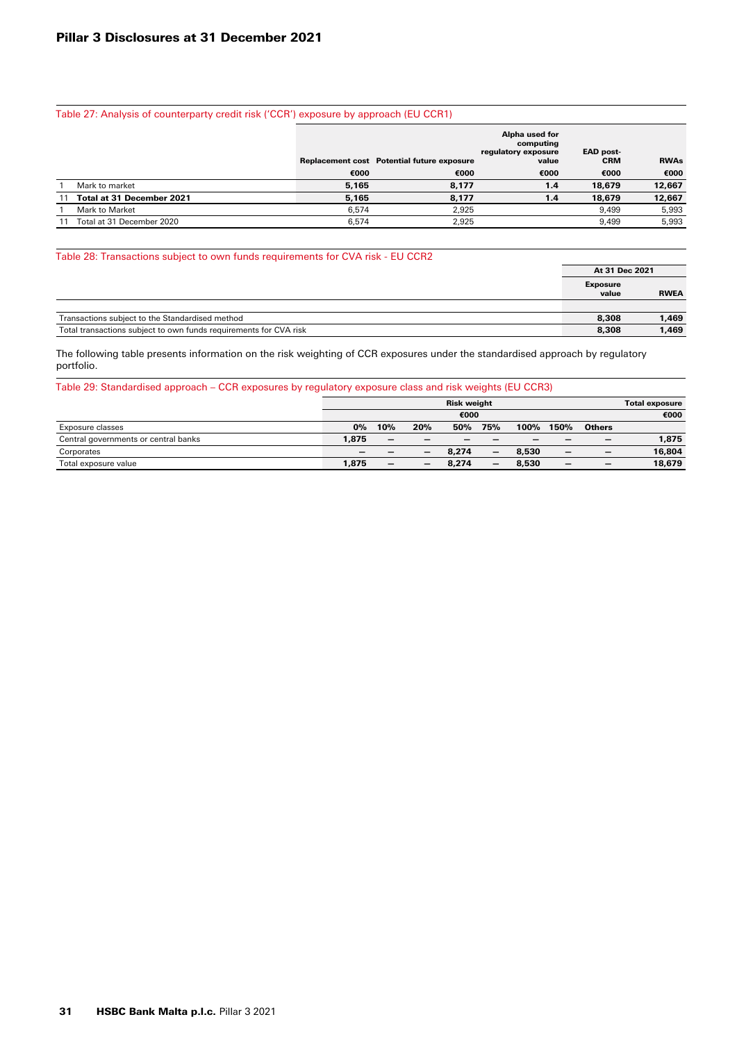Table 27: Analysis of counterparty credit risk ('CCR') exposure by approach (EU CCR1)

| | | Replacement cost | Potential future exposure | Alpha used for computing regulatory exposure value | EAD post-CRM | RWAs |
|---|---|---|---|---|---|---|
| | | €000 | €000 | €000 | €000 | €000 |
| 1 | Mark to market | **5,165** | **8,177** | **1.4** | **18,679** | **12,667** |
| 11 | **Total at 31 December 2021** | **5,165** | **8,177** | **1.4** | **18,679** | **12,667** |
| 1 | Mark to Market | 6,574 | 2,925 | | 9,499 | 5,993 |
| 11 | Total at 31 December 2020 | 6,574 | 2,925 | | 9,499 | 5,993 |

Table 28: Transactions subject to own funds requirements for CVA risk - EU CCR2

| | At 31 Dec 2021 | |
|---|---|---|
| | Exposure value | RWEA |
| Transactions subject to the Standardised method | **8,308** | **1,469** |
| Total transactions subject to own funds requirements for CVA risk | **8,308** | **1,469** |

The following table presents information on the risk weighting of CCR exposures under the standardised approach by regulatory portfolio.

Table 29: Standardised approach – CCR exposures by regulatory exposure class and risk weights (EU CCR3)

| | Risk weight | | | | | | | | Total exposure |
|---|---|---|---|---|---|---|---|---|---|
| | €000 | | | | | | | | €000 |
| Exposure classes | 0% | 10% | 20% | 50% | 75% | 100% | 150% | Others | |
| Central governments or central banks | **1,875** | **–** | **–** | **–** | **–** | **–** | **–** | **–** | **1,875** |
| Corporates | **–** | **–** | **–** | **8,274** | **–** | **8,530** | **–** | **–** | **16,804** |
| Total exposure value | **1,875** | **–** | **–** | **8,274** | **–** | **8,530** | **–** | **–** | **18,679** |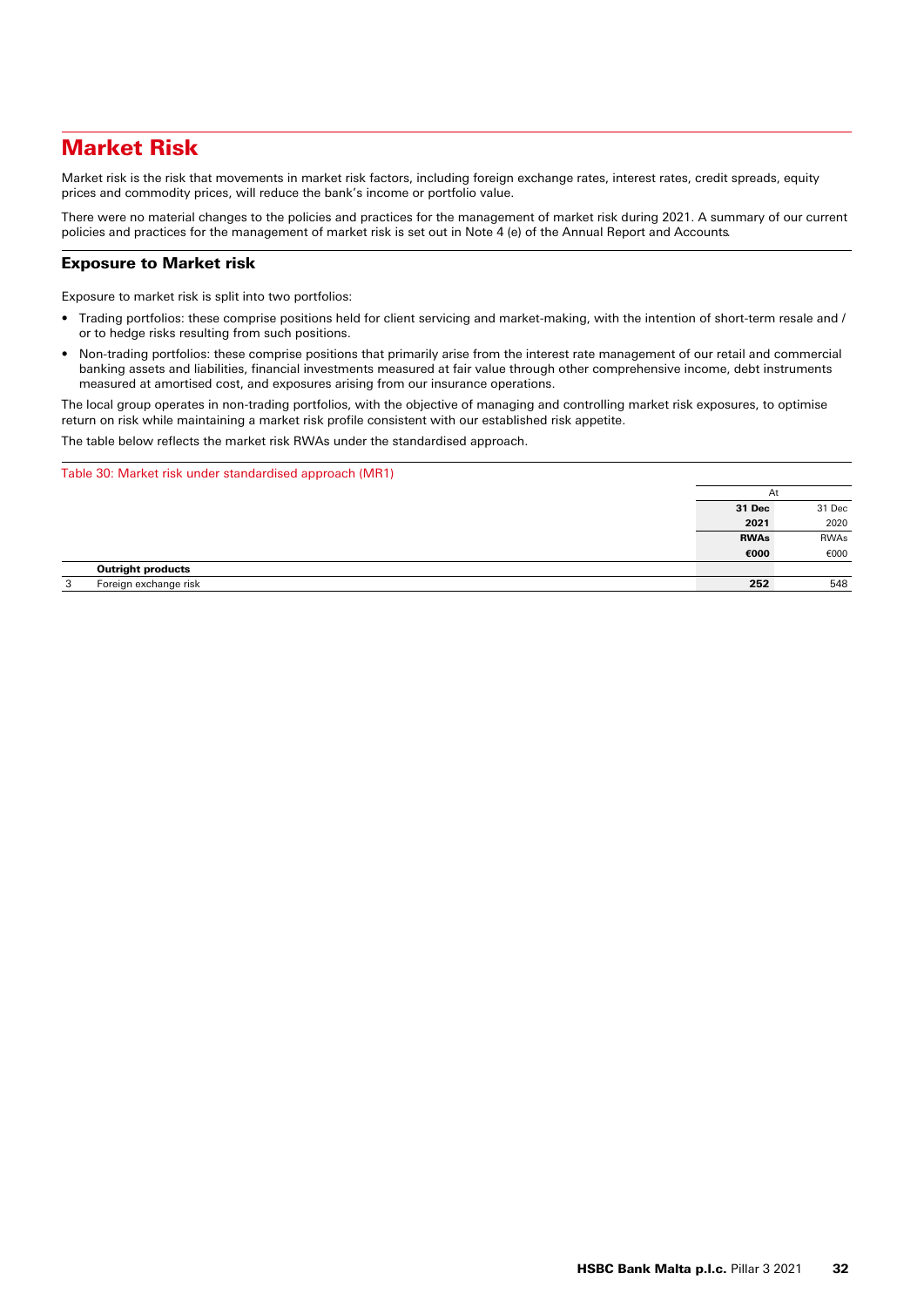# Market Risk

Market risk is the risk that movements in market risk factors, including foreign exchange rates, interest rates, credit spreads, equity prices and commodity prices, will reduce the bank's income or portfolio value.

There were no material changes to the policies and practices for the management of market risk during 2021. A summary of our current policies and practices for the management of market risk is set out in Note 4 (e) of the Annual Report and Accounts.

## Exposure to Market risk

Exposure to market risk is split into two portfolios:

- Trading portfolios: these comprise positions held for client servicing and market-making, with the intention of short-term resale and / or to hedge risks resulting from such positions.
- Non-trading portfolios: these comprise positions that primarily arise from the interest rate management of our retail and commercial banking assets and liabilities, financial investments measured at fair value through other comprehensive income, debt instruments measured at amortised cost, and exposures arising from our insurance operations.

The local group operates in non-trading portfolios, with the objective of managing and controlling market risk exposures, to optimise return on risk while maintaining a market risk profile consistent with our established risk appetite.

The table below reflects the market risk RWAs under the standardised approach.

Table 30: Market risk under standardised approach (MR1)

| | | At | |
|---|---|---|---|
| | | **31 Dec 2021** | 31 Dec 2020 |
| | | **RWAs** | RWAs |
| | | **€000** | €000 |
| | **Outright products** | | |
| 3 | Foreign exchange risk | **252** | 548 |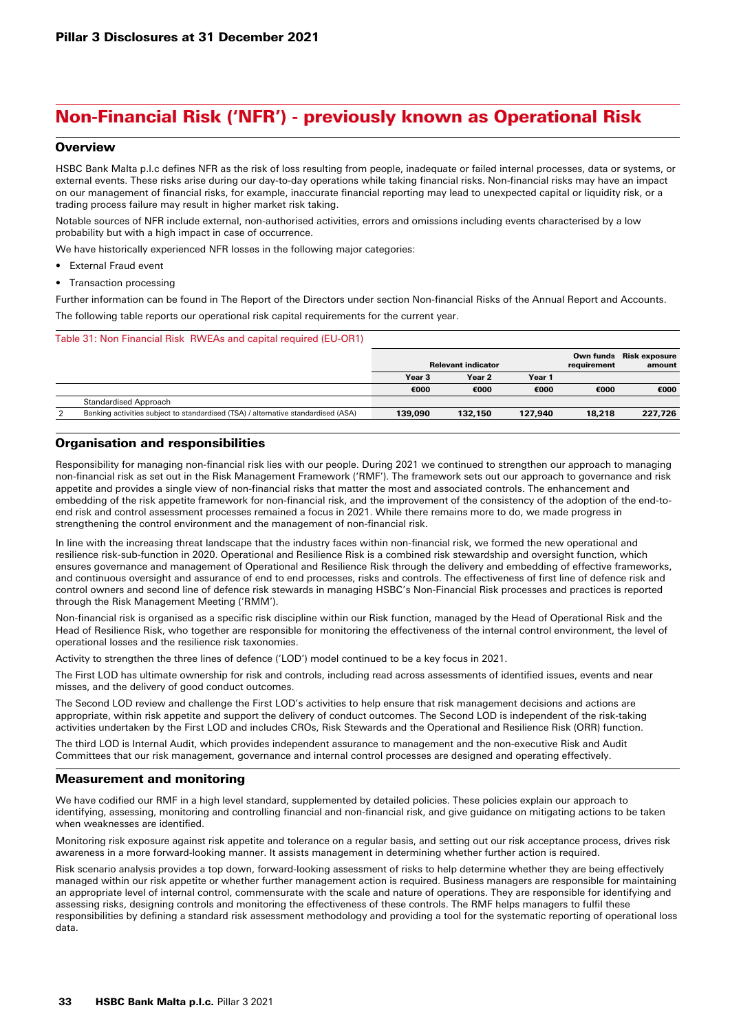# Non-Financial Risk ('NFR') - previously known as Operational Risk

## Overview

HSBC Bank Malta p.l.c defines NFR as the risk of loss resulting from people, inadequate or failed internal processes, data or systems, or external events. These risks arise during our day-to-day operations while taking financial risks. Non-financial risks may have an impact on our management of financial risks, for example, inaccurate financial reporting may lead to unexpected capital or liquidity risk, or a trading process failure may result in higher market risk taking.

Notable sources of NFR include external, non-authorised activities, errors and omissions including events characterised by a low probability but with a high impact in case of occurrence.

We have historically experienced NFR losses in the following major categories:

- External Fraud event
- Transaction processing

Further information can be found in The Report of the Directors under section Non-financial Risks of the Annual Report and Accounts.

The following table reports our operational risk capital requirements for the current year.

Table 31: Non Financial Risk RWEAs and capital required (EU-OR1)

| | | Relevant indicator | | | Own funds requirement | Risk exposure amount |
|---|---|---|---|---|---|---|
| | | Year 3 | Year 2 | Year 1 | | |
| | | €000 | €000 | €000 | €000 | €000 |
| | Standardised Approach | | | | | |
| 2 | Banking activities subject to standardised (TSA) / alternative standardised (ASA) | 139,090 | 132,150 | 127,940 | 18,218 | 227,726 |

## Organisation and responsibilities

Responsibility for managing non-financial risk lies with our people. During 2021 we continued to strengthen our approach to managing non-financial risk as set out in the Risk Management Framework ('RMF'). The framework sets out our approach to governance and risk appetite and provides a single view of non-financial risks that matter the most and associated controls. The enhancement and embedding of the risk appetite framework for non-financial risk, and the improvement of the consistency of the adoption of the end-to-end risk and control assessment processes remained a focus in 2021. While there remains more to do, we made progress in strengthening the control environment and the management of non-financial risk.

In line with the increasing threat landscape that the industry faces within non-financial risk, we formed the new operational and resilience risk-sub-function in 2020. Operational and Resilience Risk is a combined risk stewardship and oversight function, which ensures governance and management of Operational and Resilience Risk through the delivery and embedding of effective frameworks, and continuous oversight and assurance of end to end processes, risks and controls. The effectiveness of first line of defence risk and control owners and second line of defence risk stewards in managing HSBC's Non-Financial Risk processes and practices is reported through the Risk Management Meeting ('RMM').

Non-financial risk is organised as a specific risk discipline within our Risk function, managed by the Head of Operational Risk and the Head of Resilience Risk, who together are responsible for monitoring the effectiveness of the internal control environment, the level of operational losses and the resilience risk taxonomies.

Activity to strengthen the three lines of defence ('LOD') model continued to be a key focus in 2021.

The First LOD has ultimate ownership for risk and controls, including read across assessments of identified issues, events and near misses, and the delivery of good conduct outcomes.

The Second LOD review and challenge the First LOD's activities to help ensure that risk management decisions and actions are appropriate, within risk appetite and support the delivery of conduct outcomes. The Second LOD is independent of the risk-taking activities undertaken by the First LOD and includes CROs, Risk Stewards and the Operational and Resilience Risk (ORR) function.

The third LOD is Internal Audit, which provides independent assurance to management and the non-executive Risk and Audit Committees that our risk management, governance and internal control processes are designed and operating effectively.

## Measurement and monitoring

We have codified our RMF in a high level standard, supplemented by detailed policies. These policies explain our approach to identifying, assessing, monitoring and controlling financial and non-financial risk, and give guidance on mitigating actions to be taken when weaknesses are identified.

Monitoring risk exposure against risk appetite and tolerance on a regular basis, and setting out our risk acceptance process, drives risk awareness in a more forward-looking manner. It assists management in determining whether further action is required.

Risk scenario analysis provides a top down, forward-looking assessment of risks to help determine whether they are being effectively managed within our risk appetite or whether further management action is required. Business managers are responsible for maintaining an appropriate level of internal control, commensurate with the scale and nature of operations. They are responsible for identifying and assessing risks, designing controls and monitoring the effectiveness of these controls. The RMF helps managers to fulfil these responsibilities by defining a standard risk assessment methodology and providing a tool for the systematic reporting of operational loss data.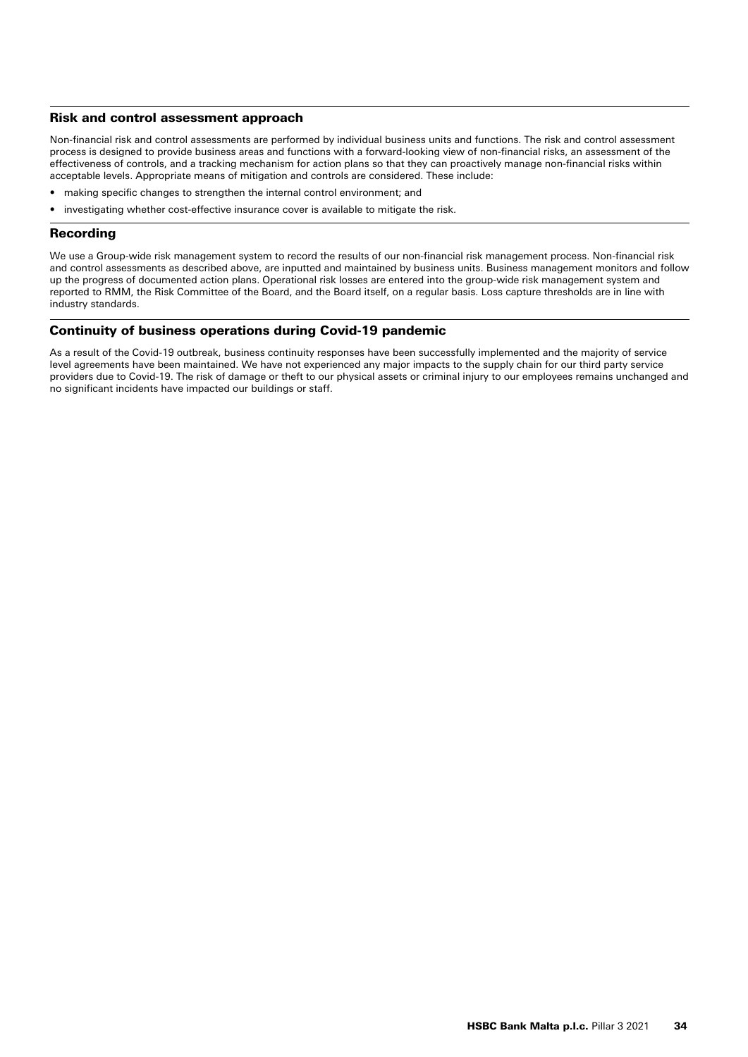## Risk and control assessment approach

Non-financial risk and control assessments are performed by individual business units and functions. The risk and control assessment process is designed to provide business areas and functions with a forward-looking view of non-financial risks, an assessment of the effectiveness of controls, and a tracking mechanism for action plans so that they can proactively manage non-financial risks within acceptable levels. Appropriate means of mitigation and controls are considered. These include:

- making specific changes to strengthen the internal control environment; and
- investigating whether cost-effective insurance cover is available to mitigate the risk.

## Recording

We use a Group-wide risk management system to record the results of our non-financial risk management process. Non-financial risk and control assessments as described above, are inputted and maintained by business units. Business management monitors and follow up the progress of documented action plans. Operational risk losses are entered into the group-wide risk management system and reported to RMM, the Risk Committee of the Board, and the Board itself, on a regular basis. Loss capture thresholds are in line with industry standards.

## Continuity of business operations during Covid-19 pandemic

As a result of the Covid-19 outbreak, business continuity responses have been successfully implemented and the majority of service level agreements have been maintained. We have not experienced any major impacts to the supply chain for our third party service providers due to Covid-19. The risk of damage or theft to our physical assets or criminal injury to our employees remains unchanged and no significant incidents have impacted our buildings or staff.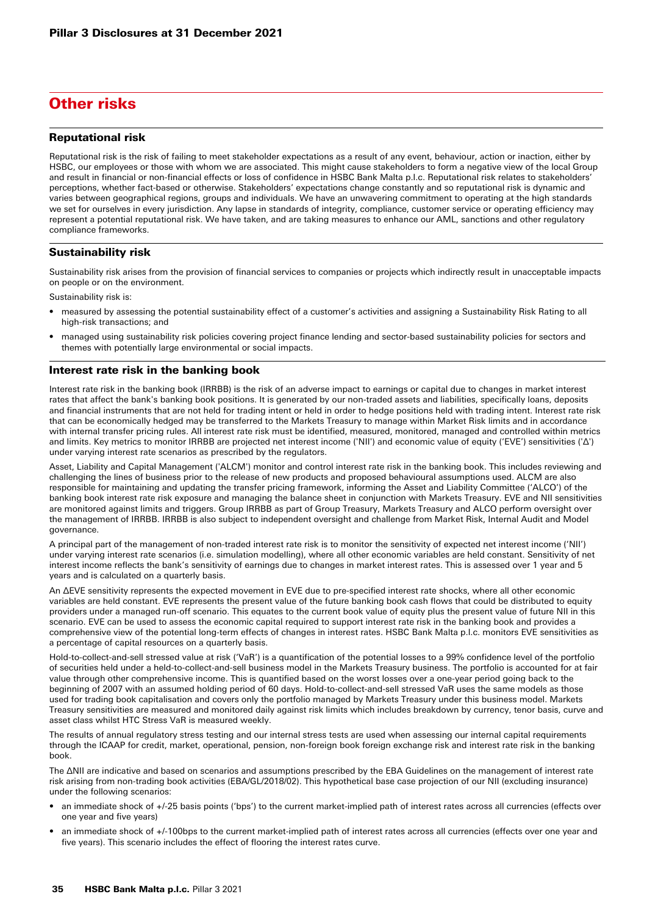# Other risks

## Reputational risk

Reputational risk is the risk of failing to meet stakeholder expectations as a result of any event, behaviour, action or inaction, either by HSBC, our employees or those with whom we are associated. This might cause stakeholders to form a negative view of the local Group and result in financial or non-financial effects or loss of confidence in HSBC Bank Malta p.l.c. Reputational risk relates to stakeholders' perceptions, whether fact-based or otherwise. Stakeholders' expectations change constantly and so reputational risk is dynamic and varies between geographical regions, groups and individuals. We have an unwavering commitment to operating at the high standards we set for ourselves in every jurisdiction. Any lapse in standards of integrity, compliance, customer service or operating efficiency may represent a potential reputational risk. We have taken, and are taking measures to enhance our AML, sanctions and other regulatory compliance frameworks.

## Sustainability risk

Sustainability risk arises from the provision of financial services to companies or projects which indirectly result in unacceptable impacts on people or on the environment.

Sustainability risk is:

- measured by assessing the potential sustainability effect of a customer's activities and assigning a Sustainability Risk Rating to all high-risk transactions; and
- managed using sustainability risk policies covering project finance lending and sector-based sustainability policies for sectors and themes with potentially large environmental or social impacts.

## Interest rate risk in the banking book

Interest rate risk in the banking book (IRRBB) is the risk of an adverse impact to earnings or capital due to changes in market interest rates that affect the bank's banking book positions. It is generated by our non-traded assets and liabilities, specifically loans, deposits and financial instruments that are not held for trading intent or held in order to hedge positions held with trading intent. Interest rate risk that can be economically hedged may be transferred to the Markets Treasury to manage within Market Risk limits and in accordance with internal transfer pricing rules. All interest rate risk must be identified, measured, monitored, managed and controlled within metrics and limits. Key metrics to monitor IRRBB are projected net interest income ('NII') and economic value of equity ('EVE') sensitivities ('Δ') under varying interest rate scenarios as prescribed by the regulators.

Asset, Liability and Capital Management ('ALCM') monitor and control interest rate risk in the banking book. This includes reviewing and challenging the lines of business prior to the release of new products and proposed behavioural assumptions used. ALCM are also responsible for maintaining and updating the transfer pricing framework, informing the Asset and Liability Committee ('ALCO') of the banking book interest rate risk exposure and managing the balance sheet in conjunction with Markets Treasury. EVE and NII sensitivities are monitored against limits and triggers. Group IRRBB as part of Group Treasury, Markets Treasury and ALCO perform oversight over the management of IRRBB. IRRBB is also subject to independent oversight and challenge from Market Risk, Internal Audit and Model governance.

A principal part of the management of non-traded interest rate risk is to monitor the sensitivity of expected net interest income ('NII') under varying interest rate scenarios (i.e. simulation modelling), where all other economic variables are held constant. Sensitivity of net interest income reflects the bank's sensitivity of earnings due to changes in market interest rates. This is assessed over 1 year and 5 years and is calculated on a quarterly basis.

An ΔEVE sensitivity represents the expected movement in EVE due to pre-specified interest rate shocks, where all other economic variables are held constant. EVE represents the present value of the future banking book cash flows that could be distributed to equity providers under a managed run-off scenario. This equates to the current book value of equity plus the present value of future NII in this scenario. EVE can be used to assess the economic capital required to support interest rate risk in the banking book and provides a comprehensive view of the potential long-term effects of changes in interest rates. HSBC Bank Malta p.l.c. monitors EVE sensitivities as a percentage of capital resources on a quarterly basis.

Hold-to-collect-and-sell stressed value at risk ('VaR') is a quantification of the potential losses to a 99% confidence level of the portfolio of securities held under a held-to-collect-and-sell business model in the Markets Treasury business. The portfolio is accounted for at fair value through other comprehensive income. This is quantified based on the worst losses over a one-year period going back to the beginning of 2007 with an assumed holding period of 60 days. Hold-to-collect-and-sell stressed VaR uses the same models as those used for trading book capitalisation and covers only the portfolio managed by Markets Treasury under this business model. Markets Treasury sensitivities are measured and monitored daily against risk limits which includes breakdown by currency, tenor basis, curve and asset class whilst HTC Stress VaR is measured weekly.

The results of annual regulatory stress testing and our internal stress tests are used when assessing our internal capital requirements through the ICAAP for credit, market, operational, pension, non-foreign book foreign exchange risk and interest rate risk in the banking book.

The ΔNII are indicative and based on scenarios and assumptions prescribed by the EBA Guidelines on the management of interest rate risk arising from non-trading book activities (EBA/GL/2018/02). This hypothetical base case projection of our NII (excluding insurance) under the following scenarios:

- an immediate shock of +/-25 basis points ('bps') to the current market-implied path of interest rates across all currencies (effects over one year and five years)
- an immediate shock of +/-100bps to the current market-implied path of interest rates across all currencies (effects over one year and five years). This scenario includes the effect of flooring the interest rates curve.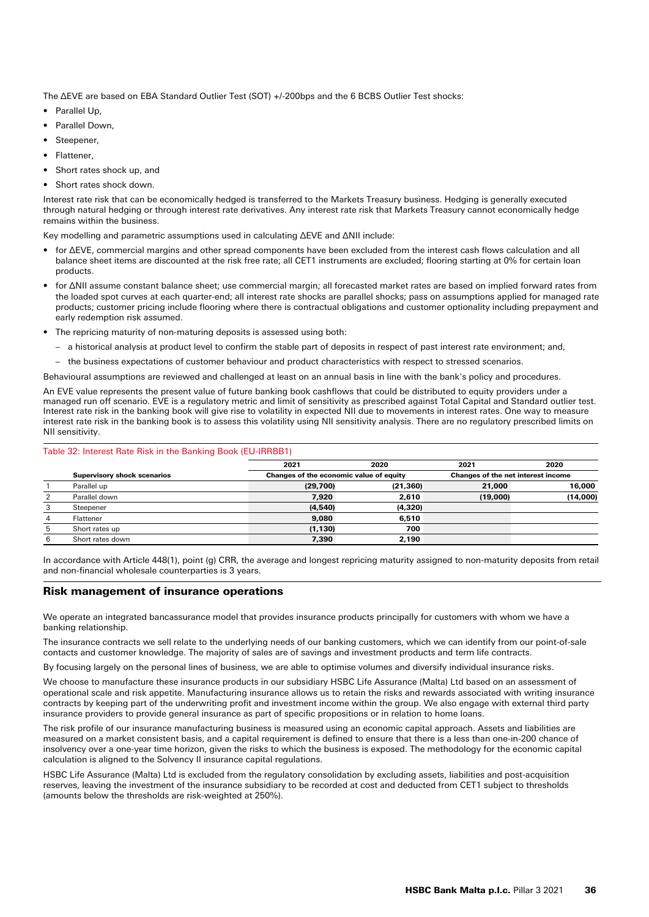The ΔEVE are based on EBA Standard Outlier Test (SOT) +/-200bps and the 6 BCBS Outlier Test shocks:

- Parallel Up,
- Parallel Down,
- Steepener,
- Flattener,
- Short rates shock up, and
- Short rates shock down.

Interest rate risk that can be economically hedged is transferred to the Markets Treasury business. Hedging is generally executed through natural hedging or through interest rate derivatives. Any interest rate risk that Markets Treasury cannot economically hedge remains within the business.

Key modelling and parametric assumptions used in calculating ΔEVE and ΔNII include:

- for ΔEVE, commercial margins and other spread components have been excluded from the interest cash flows calculation and all balance sheet items are discounted at the risk free rate; all CET1 instruments are excluded; flooring starting at 0% for certain loan products.
- for ΔNII assume constant balance sheet; use commercial margin; all forecasted market rates are based on implied forward rates from the loaded spot curves at each quarter-end; all interest rate shocks are parallel shocks; pass on assumptions applied for managed rate products; customer pricing include flooring where there is contractual obligations and customer optionality including prepayment and early redemption risk assumed.
- The repricing maturity of non-maturing deposits is assessed using both:
  - a historical analysis at product level to confirm the stable part of deposits in respect of past interest rate environment; and,
  - the business expectations of customer behaviour and product characteristics with respect to stressed scenarios.

Behavioural assumptions are reviewed and challenged at least on an annual basis in line with the bank's policy and procedures.

An EVE value represents the present value of future banking book cashflows that could be distributed to equity providers under a managed run off scenario. EVE is a regulatory metric and limit of sensitivity as prescribed against Total Capital and Standard outlier test. Interest rate risk in the banking book will give rise to volatility in expected NII due to movements in interest rates. One way to measure interest rate risk in the banking book is to assess this volatility using NII sensitivity analysis. There are no regulatory prescribed limits on NII sensitivity.

Table 32: Interest Rate Risk in the Banking Book (EU-IRRBB1)

| | | 2021 | 2020 | 2021 | 2020 |
|---|---|---|---|---|---|
| | **Supervisory shock scenarios** | **Changes of the economic value of equity** | | **Changes of the net interest income** | |
| 1 | Parallel up | **(29,700)** | **(21,360)** | **21,000** | **16,000** |
| 2 | Parallel down | **7,920** | **2,610** | **(19,000)** | **(14,000)** |
| 3 | Steepener | **(4,540)** | **(4,320)** | | |
| 4 | Flattener | **9,080** | **6,510** | | |
| 5 | Short rates up | **(1,130)** | **700** | | |
| 6 | Short rates down | **7,390** | **2,190** | | |

In accordance with Article 448(1), point (g) CRR, the average and longest repricing maturity assigned to non-maturity deposits from retail and non-financial wholesale counterparties is 3 years.

## Risk management of insurance operations

We operate an integrated bancassurance model that provides insurance products principally for customers with whom we have a banking relationship.

The insurance contracts we sell relate to the underlying needs of our banking customers, which we can identify from our point-of-sale contacts and customer knowledge. The majority of sales are of savings and investment products and term life contracts.

By focusing largely on the personal lines of business, we are able to optimise volumes and diversify individual insurance risks.

We choose to manufacture these insurance products in our subsidiary HSBC Life Assurance (Malta) Ltd based on an assessment of operational scale and risk appetite. Manufacturing insurance allows us to retain the risks and rewards associated with writing insurance contracts by keeping part of the underwriting profit and investment income within the group. We also engage with external third party insurance providers to provide general insurance as part of specific propositions or in relation to home loans.

The risk profile of our insurance manufacturing business is measured using an economic capital approach. Assets and liabilities are measured on a market consistent basis, and a capital requirement is defined to ensure that there is a less than one-in-200 chance of insolvency over a one-year time horizon, given the risks to which the business is exposed. The methodology for the economic capital calculation is aligned to the Solvency II insurance capital regulations.

HSBC Life Assurance (Malta) Ltd is excluded from the regulatory consolidation by excluding assets, liabilities and post-acquisition reserves, leaving the investment of the insurance subsidiary to be recorded at cost and deducted from CET1 subject to thresholds (amounts below the thresholds are risk-weighted at 250%).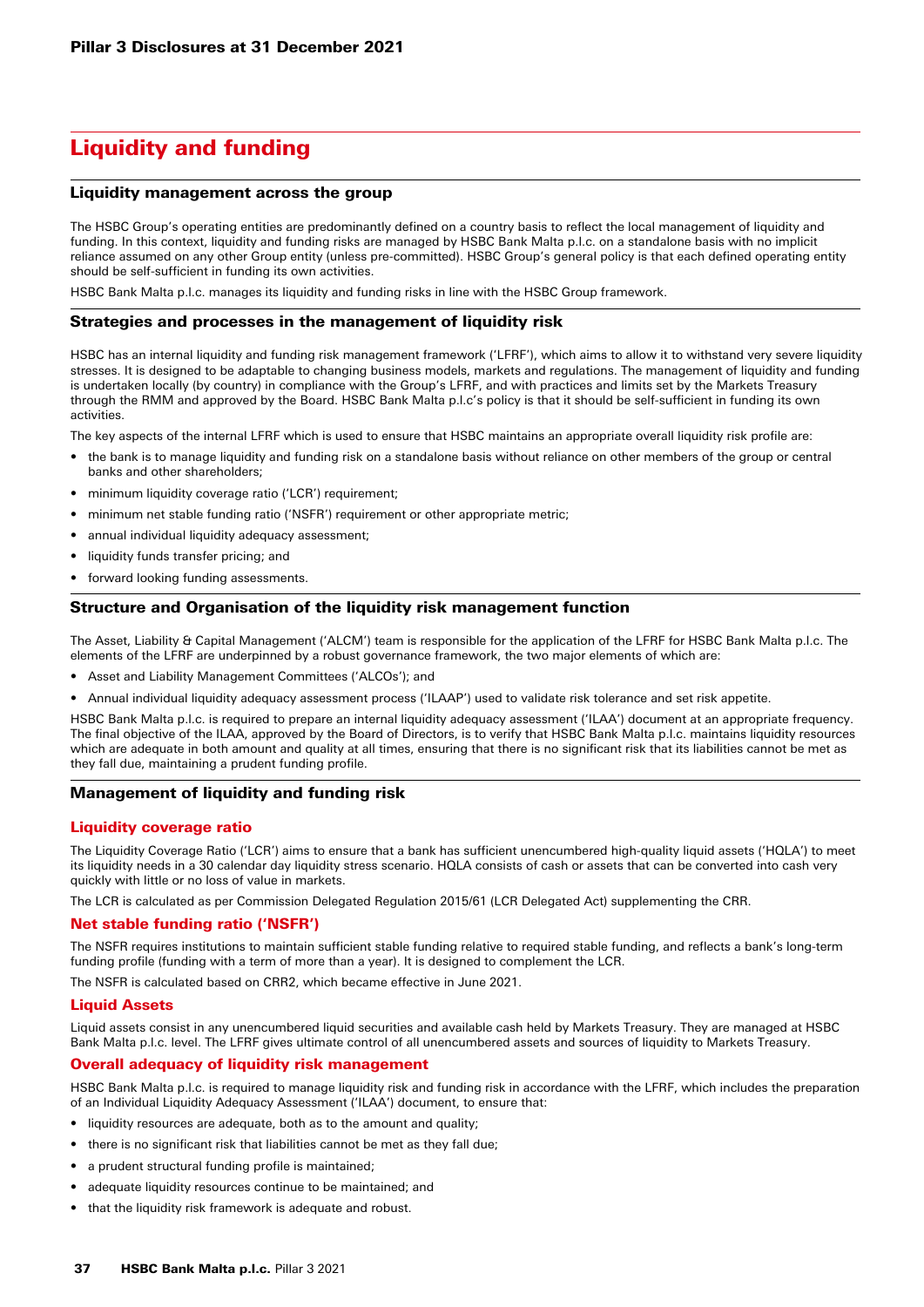# Liquidity and funding

## Liquidity management across the group

The HSBC Group's operating entities are predominantly defined on a country basis to reflect the local management of liquidity and funding. In this context, liquidity and funding risks are managed by HSBC Bank Malta p.l.c. on a standalone basis with no implicit reliance assumed on any other Group entity (unless pre-committed). HSBC Group's general policy is that each defined operating entity should be self-sufficient in funding its own activities.

HSBC Bank Malta p.l.c. manages its liquidity and funding risks in line with the HSBC Group framework.

## Strategies and processes in the management of liquidity risk

HSBC has an internal liquidity and funding risk management framework ('LFRF'), which aims to allow it to withstand very severe liquidity stresses. It is designed to be adaptable to changing business models, markets and regulations. The management of liquidity and funding is undertaken locally (by country) in compliance with the Group's LFRF, and with practices and limits set by the Markets Treasury through the RMM and approved by the Board. HSBC Bank Malta p.l.c's policy is that it should be self-sufficient in funding its own activities.

The key aspects of the internal LFRF which is used to ensure that HSBC maintains an appropriate overall liquidity risk profile are:

- the bank is to manage liquidity and funding risk on a standalone basis without reliance on other members of the group or central banks and other shareholders;
- minimum liquidity coverage ratio ('LCR') requirement;
- minimum net stable funding ratio ('NSFR') requirement or other appropriate metric;
- annual individual liquidity adequacy assessment;
- liquidity funds transfer pricing; and
- forward looking funding assessments.

## Structure and Organisation of the liquidity risk management function

The Asset, Liability & Capital Management ('ALCM') team is responsible for the application of the LFRF for HSBC Bank Malta p.l.c. The elements of the LFRF are underpinned by a robust governance framework, the two major elements of which are:

- Asset and Liability Management Committees ('ALCOs'); and
- Annual individual liquidity adequacy assessment process ('ILAAP') used to validate risk tolerance and set risk appetite.

HSBC Bank Malta p.l.c. is required to prepare an internal liquidity adequacy assessment ('ILAA') document at an appropriate frequency. The final objective of the ILAA, approved by the Board of Directors, is to verify that HSBC Bank Malta p.l.c. maintains liquidity resources which are adequate in both amount and quality at all times, ensuring that there is no significant risk that its liabilities cannot be met as they fall due, maintaining a prudent funding profile.

## Management of liquidity and funding risk

### Liquidity coverage ratio

The Liquidity Coverage Ratio ('LCR') aims to ensure that a bank has sufficient unencumbered high-quality liquid assets ('HQLA') to meet its liquidity needs in a 30 calendar day liquidity stress scenario. HQLA consists of cash or assets that can be converted into cash very quickly with little or no loss of value in markets.

The LCR is calculated as per Commission Delegated Regulation 2015/61 (LCR Delegated Act) supplementing the CRR.

### Net stable funding ratio ('NSFR')

The NSFR requires institutions to maintain sufficient stable funding relative to required stable funding, and reflects a bank's long-term funding profile (funding with a term of more than a year). It is designed to complement the LCR.

The NSFR is calculated based on CRR2, which became effective in June 2021.

### Liquid Assets

Liquid assets consist in any unencumbered liquid securities and available cash held by Markets Treasury. They are managed at HSBC Bank Malta p.l.c. level. The LFRF gives ultimate control of all unencumbered assets and sources of liquidity to Markets Treasury.

### Overall adequacy of liquidity risk management

HSBC Bank Malta p.l.c. is required to manage liquidity risk and funding risk in accordance with the LFRF, which includes the preparation of an Individual Liquidity Adequacy Assessment ('ILAA') document, to ensure that:

- liquidity resources are adequate, both as to the amount and quality;
- there is no significant risk that liabilities cannot be met as they fall due;
- a prudent structural funding profile is maintained;
- adequate liquidity resources continue to be maintained; and
- that the liquidity risk framework is adequate and robust.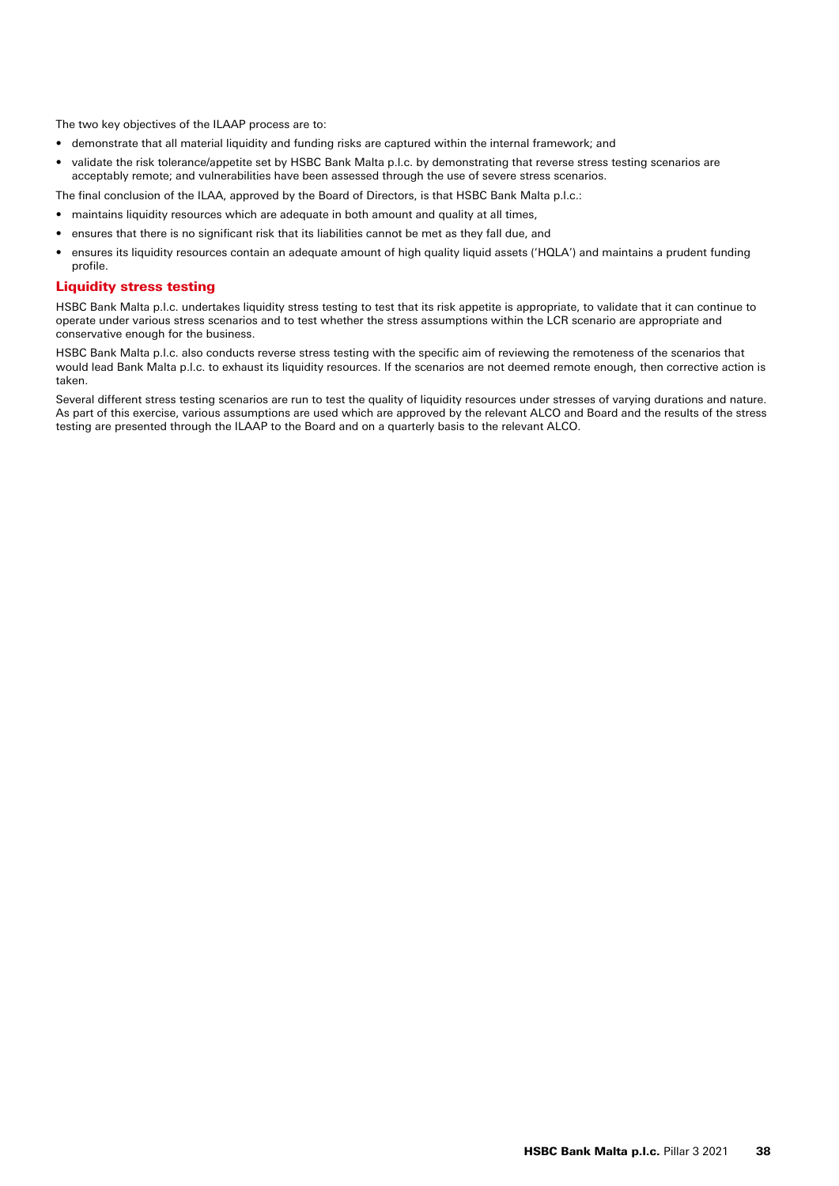The two key objectives of the ILAAP process are to:

- demonstrate that all material liquidity and funding risks are captured within the internal framework; and
- validate the risk tolerance/appetite set by HSBC Bank Malta p.l.c. by demonstrating that reverse stress testing scenarios are acceptably remote; and vulnerabilities have been assessed through the use of severe stress scenarios.

The final conclusion of the ILAA, approved by the Board of Directors, is that HSBC Bank Malta p.l.c.:

- maintains liquidity resources which are adequate in both amount and quality at all times,
- ensures that there is no significant risk that its liabilities cannot be met as they fall due, and
- ensures its liquidity resources contain an adequate amount of high quality liquid assets ('HQLA') and maintains a prudent funding profile.

## Liquidity stress testing

HSBC Bank Malta p.l.c. undertakes liquidity stress testing to test that its risk appetite is appropriate, to validate that it can continue to operate under various stress scenarios and to test whether the stress assumptions within the LCR scenario are appropriate and conservative enough for the business.

HSBC Bank Malta p.l.c. also conducts reverse stress testing with the specific aim of reviewing the remoteness of the scenarios that would lead Bank Malta p.l.c. to exhaust its liquidity resources. If the scenarios are not deemed remote enough, then corrective action is taken.

Several different stress testing scenarios are run to test the quality of liquidity resources under stresses of varying durations and nature. As part of this exercise, various assumptions are used which are approved by the relevant ALCO and Board and the results of the stress testing are presented through the ILAAP to the Board and on a quarterly basis to the relevant ALCO.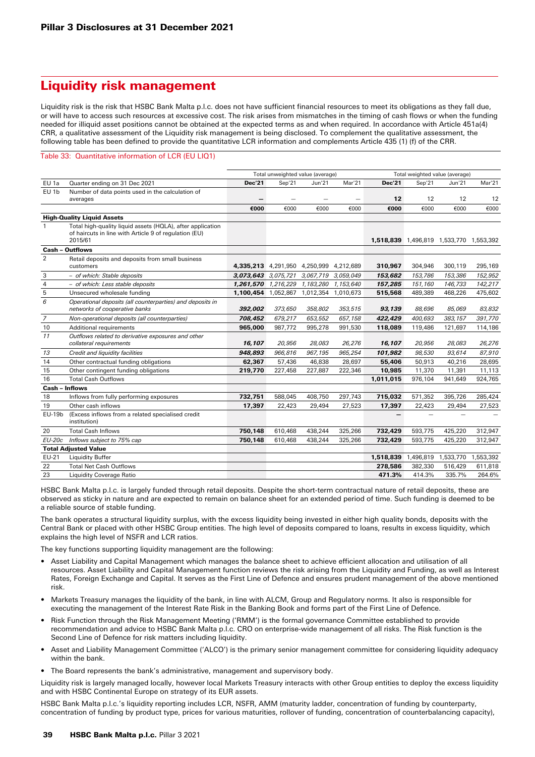# Liquidity risk management

Liquidity risk is the risk that HSBC Bank Malta p.l.c. does not have sufficient financial resources to meet its obligations as they fall due, or will have to access such resources at excessive cost. The risk arises from mismatches in the timing of cash flows or when the funding needed for illiquid asset positions cannot be obtained at the expected terms as and when required. In accordance with Article 451a(4) CRR, a qualitative assessment of the Liquidity risk management is being disclosed. To complement the qualitative assessment, the following table has been defined to provide the quantitative LCR information and complements Article 435 (1) (f) of the CRR.

Table 33: Quantitative information of LCR (EU LIQ1)

| | | Total unweighted value (average) | | | | Total weighted value (average) | | | |
|---|---|---|---|---|---|---|---|---|---|
| EU 1a | Quarter ending on 31 Dec 2021 | **Dec'21** | Sep'21 | Jun'21 | Mar'21 | **Dec'21** | Sep'21 | Jun'21 | Mar'21 |
| EU 1b | Number of data points used in the calculation of averages | **–** | – | – | – | **12** | 12 | 12 | 12 |
| | | **€000** | €000 | €000 | €000 | **€000** | €000 | €000 | €000 |
| **High-Quality Liquid Assets** | | | | | | | | | |
| 1 | Total high-quality liquid assets (HQLA), after application of haircuts in line with Article 9 of regulation (EU) 2015/61 | | | | | **1,518,839** | 1,496,819 | 1,533,770 | 1,553,392 |
| **Cash – Outflows** | | | | | | | | | |
| 2 | Retail deposits and deposits from small business customers | **4,335,213** | 4,291,950 | 4,250,999 | 4,212,689 | **310,967** | 304,946 | 300,119 | 295,169 |
| 3 | *– of which: Stable deposits* | ***3,073,643*** | *3,075,721* | *3,067,719* | *3,059,049* | ***153,682*** | *153,786* | *153,386* | *152,952* |
| 4 | *– of which: Less stable deposits* | ***1,261,570*** | *1,216,229* | *1,183,280* | *1,153,640* | ***157,285*** | *151,160* | *146,733* | *142,217* |
| 5 | Unsecured wholesale funding | **1,100,454** | 1,052,867 | 1,012,354 | 1,010,673 | **515,568** | 489,389 | 468,226 | 475,602 |
| *6* | *Operational deposits (all counterparties) and deposits in networks of cooperative banks* | ***392,002*** | *373,650* | *358,802* | *353,515* | ***93,139*** | *88,696* | *85,069* | *83,832* |
| *7* | *Non-operational deposits (all counterparties)* | ***708,452*** | *679,217* | *653,552* | *657,158* | ***422,429*** | *400,693* | *383,157* | *391,770* |
| 10 | Additional requirements | **965,000** | 987,772 | 995,278 | 991,530 | **118,089** | 119,486 | 121,697 | 114,186 |
| *11* | *Outflows related to derivative exposures and other collateral requirements* | ***16,107*** | *20,956* | *28,083* | *26,276* | ***16,107*** | *20,956* | *28,083* | *26,276* |
| *13* | *Credit and liquidity facilities* | ***948,893*** | *966,816* | *967,195* | *965,254* | ***101,982*** | *98,530* | *93,614* | *87,910* |
| 14 | Other contractual funding obligations | **62,367** | 57,436 | 46,838 | 28,697 | **55,406** | 50,913 | 40,216 | 28,695 |
| 15 | Other contingent funding obligations | **219,770** | 227,458 | 227,887 | 222,346 | **10,985** | 11,370 | 11,391 | 11,113 |
| 16 | Total Cash Outflows | | | | | **1,011,015** | 976,104 | 941,649 | 924,765 |
| **Cash – Inflows** | | | | | | | | | |
| 18 | Inflows from fully performing exposures | **732,751** | 588,045 | 408,750 | 297,743 | **715,032** | 571,352 | 395,726 | 285,424 |
| 19 | Other cash inflows | **17,397** | 22,423 | 29,494 | 27,523 | **17,397** | 22,423 | 29,494 | 27,523 |
| EU-19b | (Excess inflows from a related specialised credit institution) | | | | | **–** | – | – | – |
| 20 | Total Cash Inflows | **750,148** | 610,468 | 438,244 | 325,266 | **732,429** | 593,775 | 425,220 | 312,947 |
| *EU-20c* | *Inflows subject to 75% cap* | **750,148** | 610,468 | 438,244 | 325,266 | **732,429** | 593,775 | 425,220 | 312,947 |
| **Total Adjusted Value** | | | | | | | | | |
| EU-21 | Liquidity Buffer | | | | | **1,518,839** | 1,496,819 | 1,533,770 | 1,553,392 |
| 22 | Total Net Cash Outflows | | | | | **278,586** | 382,330 | 516,429 | 611,818 |
| 23 | Liquidity Coverage Ratio | | | | | **471.3%** | 414.3% | 335.7% | 264.6% |

HSBC Bank Malta p.l.c. is largely funded through retail deposits. Despite the short-term contractual nature of retail deposits, these are observed as sticky in nature and are expected to remain on balance sheet for an extended period of time. Such funding is deemed to be a reliable source of stable funding.

The bank operates a structural liquidity surplus, with the excess liquidity being invested in either high quality bonds, deposits with the Central Bank or placed with other HSBC Group entities. The high level of deposits compared to loans, results in excess liquidity, which explains the high level of NSFR and LCR ratios.

The key functions supporting liquidity management are the following:

- Asset Liability and Capital Management which manages the balance sheet to achieve efficient allocation and utilisation of all resources. Asset Liability and Capital Management function reviews the risk arising from the Liquidity and Funding, as well as Interest Rates, Foreign Exchange and Capital. It serves as the First Line of Defence and ensures prudent management of the above mentioned risk.
- Markets Treasury manages the liquidity of the bank, in line with ALCM, Group and Regulatory norms. It also is responsible for executing the management of the Interest Rate Risk in the Banking Book and forms part of the First Line of Defence.
- Risk Function through the Risk Management Meeting ('RMM') is the formal governance Committee established to provide recommendation and advice to HSBC Bank Malta p.l.c. CRO on enterprise-wide management of all risks. The Risk function is the Second Line of Defence for risk matters including liquidity.
- Asset and Liability Management Committee ('ALCO') is the primary senior management committee for considering liquidity adequacy within the bank.
- The Board represents the bank's administrative, management and supervisory body.

Liquidity risk is largely managed locally, however local Markets Treasury interacts with other Group entities to deploy the excess liquidity and with HSBC Continental Europe on strategy of its EUR assets.

HSBC Bank Malta p.l.c.'s liquidity reporting includes LCR, NSFR, AMM (maturity ladder, concentration of funding by counterparty, concentration of funding by product type, prices for various maturities, rollover of funding, concentration of counterbalancing capacity),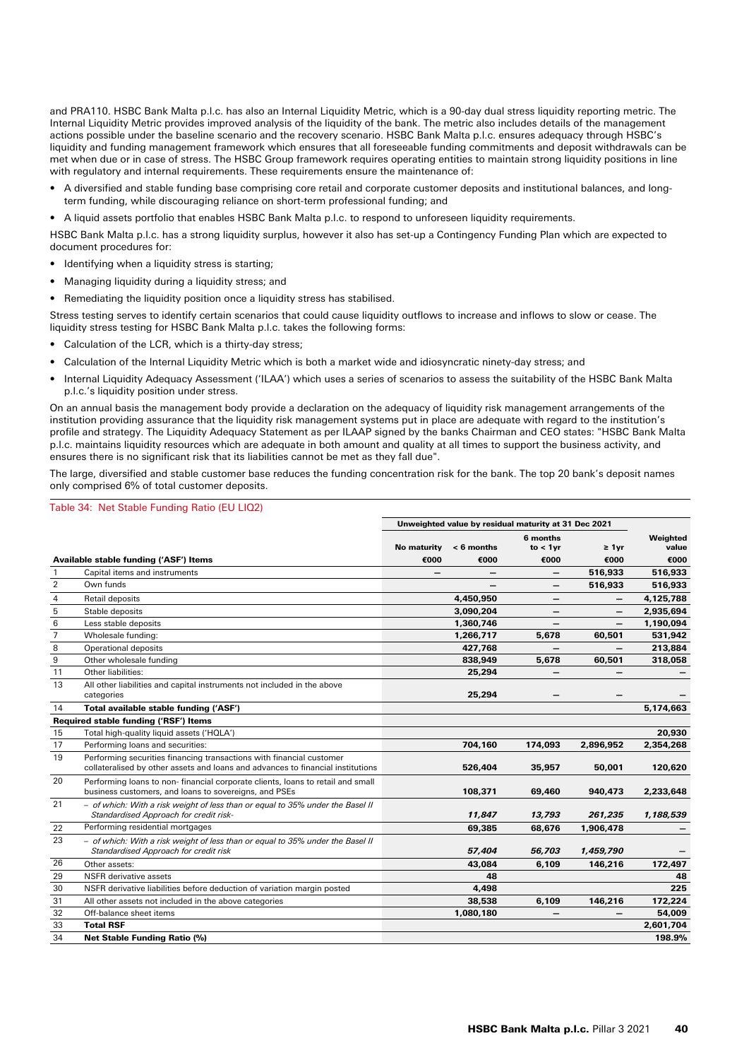and PRA110. HSBC Bank Malta p.l.c. has also an Internal Liquidity Metric, which is a 90-day dual stress liquidity reporting metric. The Internal Liquidity Metric provides improved analysis of the liquidity of the bank. The metric also includes details of the management actions possible under the baseline scenario and the recovery scenario. HSBC Bank Malta p.l.c. ensures adequacy through HSBC's liquidity and funding management framework which ensures that all foreseeable funding commitments and deposit withdrawals can be met when due or in case of stress. The HSBC Group framework requires operating entities to maintain strong liquidity positions in line with regulatory and internal requirements. These requirements ensure the maintenance of:

- A diversified and stable funding base comprising core retail and corporate customer deposits and institutional balances, and long-term funding, while discouraging reliance on short-term professional funding; and
- A liquid assets portfolio that enables HSBC Bank Malta p.l.c. to respond to unforeseen liquidity requirements.

HSBC Bank Malta p.l.c. has a strong liquidity surplus, however it also has set-up a Contingency Funding Plan which are expected to document procedures for:

- Identifying when a liquidity stress is starting;
- Managing liquidity during a liquidity stress; and
- Remediating the liquidity position once a liquidity stress has stabilised.

Stress testing serves to identify certain scenarios that could cause liquidity outflows to increase and inflows to slow or cease. The liquidity stress testing for HSBC Bank Malta p.l.c. takes the following forms:

- Calculation of the LCR, which is a thirty-day stress;
- Calculation of the Internal Liquidity Metric which is both a market wide and idiosyncratic ninety-day stress; and
- Internal Liquidity Adequacy Assessment ('ILAA') which uses a series of scenarios to assess the suitability of the HSBC Bank Malta p.l.c.'s liquidity position under stress.

On an annual basis the management body provide a declaration on the adequacy of liquidity risk management arrangements of the institution providing assurance that the liquidity risk management systems put in place are adequate with regard to the institution's profile and strategy. The Liquidity Adequacy Statement as per ILAAP signed by the banks Chairman and CEO states: "HSBC Bank Malta p.l.c. maintains liquidity resources which are adequate in both amount and quality at all times to support the business activity, and ensures there is no significant risk that its liabilities cannot be met as they fall due".

The large, diversified and stable customer base reduces the funding concentration risk for the bank. The top 20 bank's deposit names only comprised 6% of total customer deposits.

Table 34: Net Stable Funding Ratio (EU LIQ2)

| | | Unweighted value by residual maturity at 31 Dec 2021 | | | | Weighted value |
|---|---|---|---|---|---|---|
| | | No maturity | < 6 months | 6 months to < 1yr | ≥ 1yr | |
| | **Available stable funding ('ASF') Items** | €000 | €000 | €000 | €000 | €000 |
| 1 | Capital items and instruments | – | – | – | 516,933 | 516,933 |
| 2 | Own funds | | – | – | 516,933 | 516,933 |
| 4 | Retail deposits | | 4,450,950 | – | – | 4,125,788 |
| 5 | Stable deposits | | 3,090,204 | – | – | 2,935,694 |
| 6 | Less stable deposits | | 1,360,746 | – | – | 1,190,094 |
| 7 | Wholesale funding: | | 1,266,717 | 5,678 | 60,501 | 531,942 |
| 8 | Operational deposits | | 427,768 | – | – | 213,884 |
| 9 | Other wholesale funding | | 838,949 | 5,678 | 60,501 | 318,058 |
| 11 | Other liabilities: | | 25,294 | – | – | – |
| 13 | All other liabilities and capital instruments not included in the above categories | | 25,294 | – | – | – |
| 14 | **Total available stable funding ('ASF')** | | | | | **5,174,663** |
| | **Required stable funding ('RSF') Items** | | | | | |
| 15 | Total high-quality liquid assets ('HQLA') | | | | | 20,930 |
| 17 | Performing loans and securities: | | 704,160 | 174,093 | 2,896,952 | 2,354,268 |
| 19 | Performing securities financing transactions with financial customer collateralised by other assets and loans and advances to financial institutions | | 526,404 | 35,957 | 50,001 | 120,620 |
| 20 | Performing loans to non- financial corporate clients, loans to retail and small business customers, and loans to sovereigns, and PSEs | | 108,371 | 69,460 | 940,473 | 2,233,648 |
| 21 | *– of which: With a risk weight of less than or equal to 35% under the Basel II Standardised Approach for credit risk-* | | *11,847* | *13,793* | *261,235* | *1,188,539* |
| 22 | Performing residential mortgages | | 69,385 | 68,676 | 1,906,478 | – |
| 23 | *– of which: With a risk weight of less than or equal to 35% under the Basel II Standardised Approach for credit risk* | | *57,404* | *56,703* | *1,459,790* | – |
| 26 | Other assets: | | 43,084 | 6,109 | 146,216 | 172,497 |
| 29 | NSFR derivative assets | | 48 | | | 48 |
| 30 | NSFR derivative liabilities before deduction of variation margin posted | | 4,498 | | | 225 |
| 31 | All other assets not included in the above categories | | 38,538 | 6,109 | 146,216 | 172,224 |
| 32 | Off-balance sheet items | | 1,080,180 | – | – | 54,009 |
| 33 | **Total RSF** | | | | | **2,601,704** |
| 34 | **Net Stable Funding Ratio (%)** | | | | | **198.9%** |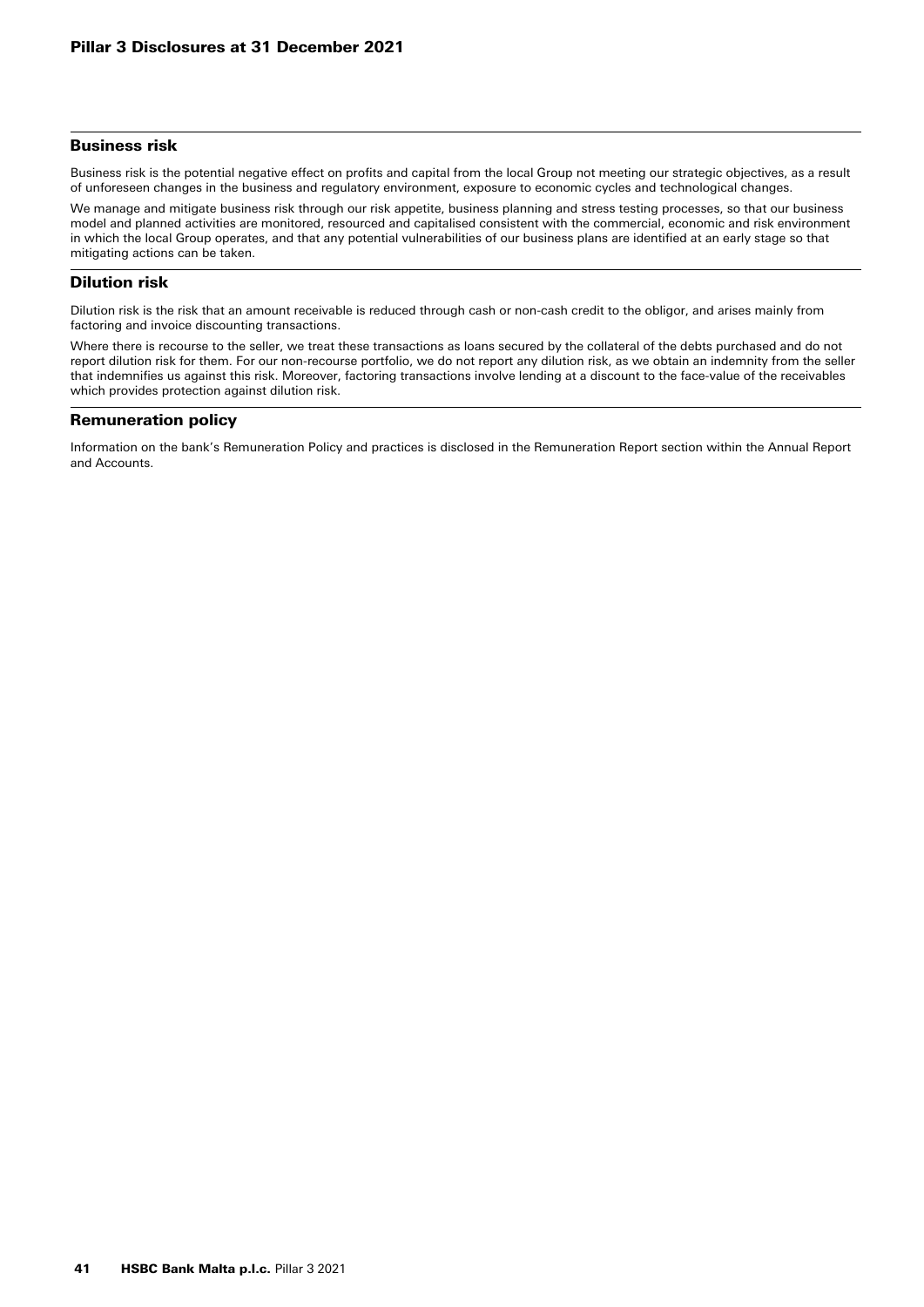## Business risk

Business risk is the potential negative effect on profits and capital from the local Group not meeting our strategic objectives, as a result of unforeseen changes in the business and regulatory environment, exposure to economic cycles and technological changes.

We manage and mitigate business risk through our risk appetite, business planning and stress testing processes, so that our business model and planned activities are monitored, resourced and capitalised consistent with the commercial, economic and risk environment in which the local Group operates, and that any potential vulnerabilities of our business plans are identified at an early stage so that mitigating actions can be taken.

## Dilution risk

Dilution risk is the risk that an amount receivable is reduced through cash or non-cash credit to the obligor, and arises mainly from factoring and invoice discounting transactions.

Where there is recourse to the seller, we treat these transactions as loans secured by the collateral of the debts purchased and do not report dilution risk for them. For our non-recourse portfolio, we do not report any dilution risk, as we obtain an indemnity from the seller that indemnifies us against this risk. Moreover, factoring transactions involve lending at a discount to the face-value of the receivables which provides protection against dilution risk.

## Remuneration policy

Information on the bank's Remuneration Policy and practices is disclosed in the Remuneration Report section within the Annual Report and Accounts.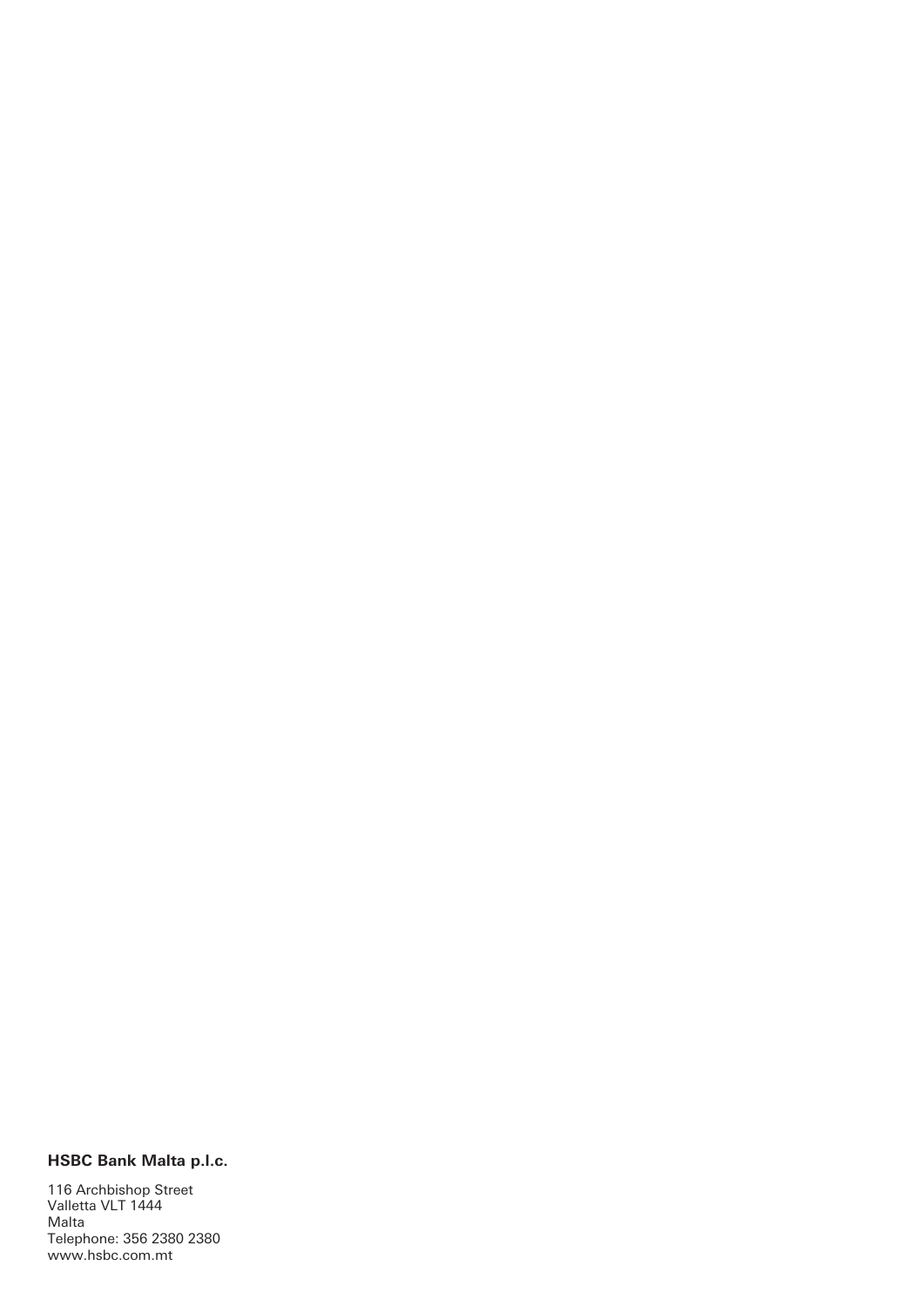**HSBC Bank Malta p.l.c.**

116 Archbishop Street
Valletta VLT 1444
Malta
Telephone: 356 2380 2380
www.hsbc.com.mt